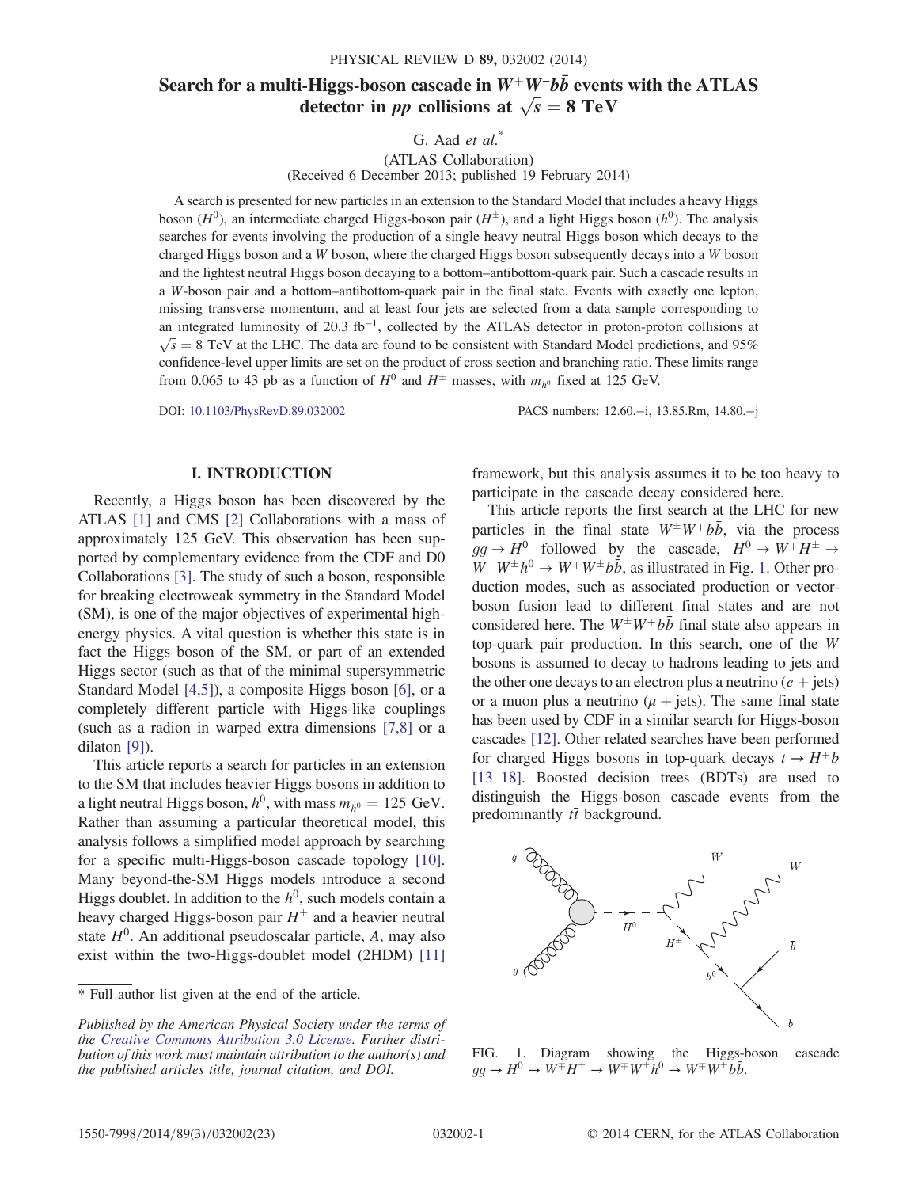# Search for a multi-Higgs-boson cascade in $W^+W^-b\bar{b}$ events with the ATLAS detector in $pp$ collisions at $\sqrt{s} = 8$ TeV

G. Aad *et al.**

(ATLAS Collaboration)

(Received 6 December 2013; published 19 February 2014)

A search is presented for new particles in an extension to the Standard Model that includes a heavy Higgs boson ($H^0$), an intermediate charged Higgs-boson pair ($H^\pm$), and a light Higgs boson ($h^0$). The analysis searches for events involving the production of a single heavy neutral Higgs boson which decays to the charged Higgs boson and a $W$ boson, where the charged Higgs boson subsequently decays into a $W$ boson and the lightest neutral Higgs boson decaying to a bottom–antibottom-quark pair. Such a cascade results in a $W$-boson pair and a bottom–antibottom-quark pair in the final state. Events with exactly one lepton, missing transverse momentum, and at least four jets are selected from a data sample corresponding to an integrated luminosity of 20.3 fb$^{-1}$, collected by the ATLAS detector in proton-proton collisions at $\sqrt{s} = 8$ TeV at the LHC. The data are found to be consistent with Standard Model predictions, and 95% confidence-level upper limits are set on the product of cross section and branching ratio. These limits range from 0.065 to 43 pb as a function of $H^0$ and $H^\pm$ masses, with $m_{h^0}$ fixed at 125 GeV.

DOI: 10.1103/PhysRevD.89.032002 PACS numbers: 12.60.−i, 13.85.Rm, 14.80.−j

## I. INTRODUCTION

Recently, a Higgs boson has been discovered by the ATLAS [1] and CMS [2] Collaborations with a mass of approximately 125 GeV. This observation has been supported by complementary evidence from the CDF and D0 Collaborations [3]. The study of such a boson, responsible for breaking electroweak symmetry in the Standard Model (SM), is one of the major objectives of experimental high-energy physics. A vital question is whether this state is in fact the Higgs boson of the SM, or part of an extended Higgs sector (such as that of the minimal supersymmetric Standard Model [4,5]), a composite Higgs boson [6], or a completely different particle with Higgs-like couplings (such as a radion in warped extra dimensions [7,8] or a dilaton [9]).

This article reports a search for particles in an extension to the SM that includes heavier Higgs bosons in addition to a light neutral Higgs boson, $h^0$, with mass $m_{h^0} = 125$ GeV. Rather than assuming a particular theoretical model, this analysis follows a simplified model approach by searching for a specific multi-Higgs-boson cascade topology [10]. Many beyond-the-SM Higgs models introduce a second Higgs doublet. In addition to the $h^0$, such models contain a heavy charged Higgs-boson pair $H^\pm$ and a heavier neutral state $H^0$. An additional pseudoscalar particle, $A$, may also exist within the two-Higgs-doublet model (2HDM) [11] framework, but this analysis assumes it to be too heavy to participate in the cascade decay considered here.

This article reports the first search at the LHC for new particles in the final state $W^\pm W^\mp b\bar{b}$, via the process $gg \to H^0$ followed by the cascade, $H^0 \to W^\mp H^\pm \to W^\mp W^\pm h^0 \to W^\mp W^\pm b\bar{b}$, as illustrated in Fig. 1. Other production modes, such as associated production or vector-boson fusion lead to different final states and are not considered here. The $W^\pm W^\mp b\bar{b}$ final state also appears in top-quark pair production. In this search, one of the $W$ bosons is assumed to decay to hadrons leading to jets and the other one decays to an electron plus a neutrino ($e$ + jets) or a muon plus a neutrino ($\mu$ + jets). The same final state has been used by CDF in a similar search for Higgs-boson cascades [12]. Other related searches have been performed for charged Higgs bosons in top-quark decays $t \to H^+b$ [13–18]. Boosted decision trees (BDTs) are used to distinguish the Higgs-boson cascade events from the predominantly $t\bar{t}$ background.

FIG. 1. Diagram showing the Higgs-boson cascade $gg \to H^0 \to W^\mp H^\pm \to W^\mp W^\pm h^0 \to W^\mp W^\pm b\bar{b}$.

---

* Full author list given at the end of the article.

*Published by the American Physical Society under the terms of the Creative Commons Attribution 3.0 License. Further distribution of this work must maintain attribution to the author(s) and the published articles title, journal citation, and DOI.*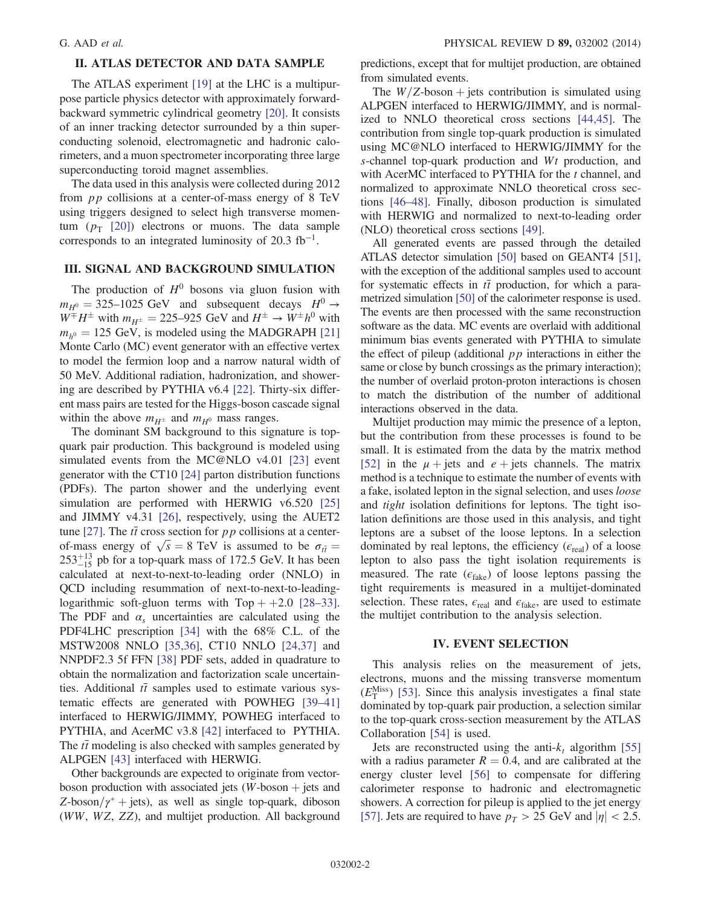## II. ATLAS DETECTOR AND DATA SAMPLE

The ATLAS experiment [19] at the LHC is a multipurpose particle physics detector with approximately forward-backward symmetric cylindrical geometry [20]. It consists of an inner tracking detector surrounded by a thin superconducting solenoid, electromagnetic and hadronic calorimeters, and a muon spectrometer incorporating three large superconducting toroid magnet assemblies.

The data used in this analysis were collected during 2012 from $pp$ collisions at a center-of-mass energy of 8 TeV using triggers designed to select high transverse momentum ($p_T$ [20]) electrons or muons. The data sample corresponds to an integrated luminosity of 20.3 $\text{fb}^{-1}$.

## III. SIGNAL AND BACKGROUND SIMULATION

The production of $H^0$ bosons via gluon fusion with $m_{H^0} = 325$–$1025$ GeV and subsequent decays $H^0 \to W^{\mp}H^{\pm}$ with $m_{H^{\pm}} = 225$–$925$ GeV and $H^{\pm} \to W^{\pm}h^0$ with $m_{h^0} = 125$ GeV, is modeled using the MADGRAPH [21] Monte Carlo (MC) event generator with an effective vertex to model the fermion loop and a narrow natural width of 50 MeV. Additional radiation, hadronization, and showering are described by PYTHIA v6.4 [22]. Thirty-six different mass pairs are tested for the Higgs-boson cascade signal within the above $m_{H^{\pm}}$ and $m_{H^0}$ mass ranges.

The dominant SM background to this signature is top-quark pair production. This background is modeled using simulated events from the MC@NLO v4.01 [23] event generator with the CT10 [24] parton distribution functions (PDFs). The parton shower and the underlying event simulation are performed with HERWIG v6.520 [25] and JIMMY v4.31 [26], respectively, using the AUET2 tune [27]. The $t\bar{t}$ cross section for $pp$ collisions at a center-of-mass energy of $\sqrt{s} = 8$ TeV is assumed to be $\sigma_{t\bar{t}} = 253^{+13}_{-15}$ pb for a top-quark mass of 172.5 GeV. It has been calculated at next-to-next-to-leading order (NNLO) in QCD including resummation of next-to-next-to-leading-logarithmic soft-gluon terms with Top++2.0 [28–33]. The PDF and $\alpha_s$ uncertainties are calculated using the PDF4LHC prescription [34] with the 68% C.L. of the MSTW2008 NNLO [35,36], CT10 NNLO [24,37] and NNPDF2.3 5f FFN [38] PDF sets, added in quadrature to obtain the normalization and factorization scale uncertainties. Additional $t\bar{t}$ samples used to estimate various systematic effects are generated with POWHEG [39–41] interfaced to HERWIG/JIMMY, POWHEG interfaced to PYTHIA, and AcerMC v3.8 [42] interfaced to PYTHIA. The $t\bar{t}$ modeling is also checked with samples generated by ALPGEN [43] interfaced with HERWIG.

Other backgrounds are expected to originate from vector-boson production with associated jets ($W$-boson + jets and $Z$-boson/$\gamma^*$ + jets), as well as single top-quark, diboson ($WW$, $WZ$, $ZZ$), and multijet production. All background predictions, except that for multijet production, are obtained from simulated events.

The $W/Z$-boson + jets contribution is simulated using ALPGEN interfaced to HERWIG/JIMMY, and is normalized to NNLO theoretical cross sections [44,45]. The contribution from single top-quark production is simulated using MC@NLO interfaced to HERWIG/JIMMY for the $s$-channel top-quark production and $Wt$ production, and with AcerMC interfaced to PYTHIA for the $t$ channel, and normalized to approximate NNLO theoretical cross sections [46–48]. Finally, diboson production is simulated with HERWIG and normalized to next-to-leading order (NLO) theoretical cross sections [49].

All generated events are passed through the detailed ATLAS detector simulation [50] based on GEANT4 [51], with the exception of the additional samples used to account for systematic effects in $t\bar{t}$ production, for which a parametrized simulation [50] of the calorimeter response is used. The events are then processed with the same reconstruction software as the data. MC events are overlaid with additional minimum bias events generated with PYTHIA to simulate the effect of pileup (additional $pp$ interactions in either the same or close by bunch crossings as the primary interaction); the number of overlaid proton-proton interactions is chosen to match the distribution of the number of additional interactions observed in the data.

Multijet production may mimic the presence of a lepton, but the contribution from these processes is found to be small. It is estimated from the data by the matrix method [52] in the $\mu$ + jets and $e$ + jets channels. The matrix method is a technique to estimate the number of events with a fake, isolated lepton in the signal selection, and uses *loose* and *tight* isolation definitions for leptons. The tight isolation definitions are those used in this analysis, and tight leptons are a subset of the loose leptons. In a selection dominated by real leptons, the efficiency ($\epsilon_{\text{real}}$) of a loose lepton to also pass the tight isolation requirements is measured. The rate ($\epsilon_{\text{fake}}$) of loose leptons passing the tight requirements is measured in a multijet-dominated selection. These rates, $\epsilon_{\text{real}}$ and $\epsilon_{\text{fake}}$, are used to estimate the multijet contribution to the analysis selection.

## IV. EVENT SELECTION

This analysis relies on the measurement of jets, electrons, muons and the missing transverse momentum ($E_T^{\text{Miss}}$) [53]. Since this analysis investigates a final state dominated by top-quark pair production, a selection similar to the top-quark cross-section measurement by the ATLAS Collaboration [54] is used.

Jets are reconstructed using the anti-$k_t$ algorithm [55] with a radius parameter $R = 0.4$, and are calibrated at the energy cluster level [56] to compensate for differing calorimeter response to hadronic and electromagnetic showers. A correction for pileup is applied to the jet energy [57]. Jets are required to have $p_T > 25$ GeV and $|\eta| < 2.5$.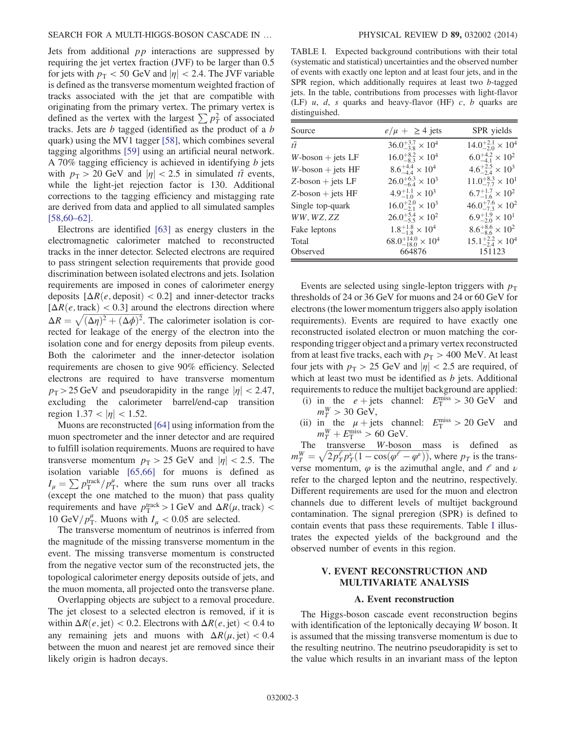Jets from additional $pp$ interactions are suppressed by requiring the jet vertex fraction (JVF) to be larger than 0.5 for jets with $p_T < 50$ GeV and $|\eta| < 2.4$. The JVF variable is defined as the transverse momentum weighted fraction of tracks associated with the jet that are compatible with originating from the primary vertex. The primary vertex is defined as the vertex with the largest $\sum p_T^2$ of associated tracks. Jets are $b$ tagged (identified as the product of a $b$ quark) using the MV1 tagger [58], which combines several tagging algorithms [59] using an artificial neural network. A 70% tagging efficiency is achieved in identifying $b$ jets with $p_T > 20$ GeV and $|\eta| < 2.5$ in simulated $t\bar{t}$ events, while the light-jet rejection factor is 130. Additional corrections to the tagging efficiency and mistagging rate are derived from data and applied to all simulated samples [58,60–62].

Electrons are identified [63] as energy clusters in the electromagnetic calorimeter matched to reconstructed tracks in the inner detector. Selected electrons are required to pass stringent selection requirements that provide good discrimination between isolated electrons and jets. Isolation requirements are imposed in cones of calorimeter energy deposits [$\Delta R(e, \text{deposit}) < 0.2$] and inner-detector tracks [$\Delta R(e, \text{track}) < 0.3$] around the electrons direction where $\Delta R = \sqrt{(\Delta\eta)^2 + (\Delta\phi)^2}$. The calorimeter isolation is corrected for leakage of the energy of the electron into the isolation cone and for energy deposits from pileup events. Both the calorimeter and the inner-detector isolation requirements are chosen to give 90% efficiency. Selected electrons are required to have transverse momentum $p_T > 25$ GeV and pseudorapidity in the range $|\eta| < 2.47$, excluding the calorimeter barrel/end-cap transition region $1.37 < |\eta| < 1.52$.

Muons are reconstructed [64] using information from the muon spectrometer and the inner detector and are required to fulfill isolation requirements. Muons are required to have transverse momentum $p_T > 25$ GeV and $|\eta| < 2.5$. The isolation variable [65,66] for muons is defined as $I_\mu = \sum p_T^{\text{track}}/p_T^\mu$, where the sum runs over all tracks (except the one matched to the muon) that pass quality requirements and have $p_T^{\text{track}} > 1$ GeV and $\Delta R(\mu, \text{track}) < 10~\text{GeV}/p_T^\mu$. Muons with $I_\mu < 0.05$ are selected.

The transverse momentum of neutrinos is inferred from the magnitude of the missing transverse momentum in the event. The missing transverse momentum is constructed from the negative vector sum of the reconstructed jets, the topological calorimeter energy deposits outside of jets, and the muon momenta, all projected onto the transverse plane.

Overlapping objects are subject to a removal procedure. The jet closest to a selected electron is removed, if it is within $\Delta R(e, \text{jet}) < 0.2$. Electrons with $\Delta R(e, \text{jet}) < 0.4$ to any remaining jets and muons with $\Delta R(\mu, \text{jet}) < 0.4$ between the muon and nearest jet are removed since their likely origin is hadron decays.

TABLE I. Expected background contributions with their total (systematic and statistical) uncertainties and the observed number of events with exactly one lepton and at least four jets, and in the SPR region, which additionally requires at least two $b$-tagged jets. In the table, contributions from processes with light-flavor (LF) $u$, $d$, $s$ quarks and heavy-flavor (HF) $c$, $b$ quarks are distinguished.

| Source | $e/\mu + \geq 4$ jets | SPR yields |
|---|---|---|
| $t\bar{t}$ | $36.0^{+3.7}_{-3.8} \times 10^4$ | $14.0^{+2.1}_{-2.0} \times 10^4$ |
| $W$-boson + jets LF | $16.0^{+8.2}_{-8.3} \times 10^4$ | $6.0^{+4.2}_{-4.1} \times 10^2$ |
| $W$-boson + jets HF | $8.6^{+4.4}_{-4.4} \times 10^4$ | $4.6^{+2.5}_{-2.4} \times 10^3$ |
| $Z$-boson + jets LF | $26.0^{+6.3}_{-6.4} \times 10^3$ | $11.0^{+8.3}_{-7.7} \times 10^1$ |
| $Z$-boson + jets HF | $4.9^{+1.1}_{-1.0} \times 10^3$ | $6.7^{+1.7}_{-1.6} \times 10^2$ |
| Single top-quark | $16.0^{+2.0}_{-2.1} \times 10^3$ | $46.0^{+7.6}_{-7.3} \times 10^2$ |
| $WW, WZ, ZZ$ | $26.0^{+5.4}_{-5.5} \times 10^2$ | $6.9^{+1.9}_{-2.0} \times 10^1$ |
| Fake leptons | $1.8^{+1.8}_{-1.8} \times 10^4$ | $8.6^{+8.6}_{-8.6} \times 10^2$ |
| Total | $68.0^{+14.0}_{-18.0} \times 10^4$ | $15.1^{+2.2}_{-2.4} \times 10^4$ |
| Observed | 664876 | 151123 |

Events are selected using single-lepton triggers with $p_T$ thresholds of 24 or 36 GeV for muons and 24 or 60 GeV for electrons (the lower momentum triggers also apply isolation requirements). Events are required to have exactly one reconstructed isolated electron or muon matching the corresponding trigger object and a primary vertex reconstructed from at least five tracks, each with $p_T > 400$ MeV. At least four jets with $p_T > 25$ GeV and $|\eta| < 2.5$ are required, of which at least two must be identified as $b$ jets. Additional requirements to reduce the multijet background are applied:

(i) in the $e$ + jets channel: $E_T^{\text{miss}} > 30$ GeV and $m_T^W > 30$ GeV,

(ii) in the $\mu$ + jets channel: $E_T^{\text{miss}} > 20$ GeV and $m_T^W + E_T^{\text{miss}} > 60$ GeV.

The transverse $W$-boson mass is defined as $m_T^W = \sqrt{2p_T^\ell p_T^\nu(1 - \cos(\varphi^\ell - \varphi^\nu))}$, where $p_T$ is the transverse momentum, $\varphi$ is the azimuthal angle, and $\ell$ and $\nu$ refer to the charged lepton and the neutrino, respectively. Different requirements are used for the muon and electron channels due to different levels of multijet background contamination. The signal preregion (SPR) is defined to contain events that pass these requirements. Table I illustrates the expected yields of the background and the observed number of events in this region.

## V. EVENT RECONSTRUCTION AND MULTIVARIATE ANALYSIS

### A. Event reconstruction

The Higgs-boson cascade event reconstruction begins with identification of the leptonically decaying $W$ boson. It is assumed that the missing transverse momentum is due to the resulting neutrino. The neutrino pseudorapidity is set to the value which results in an invariant mass of the lepton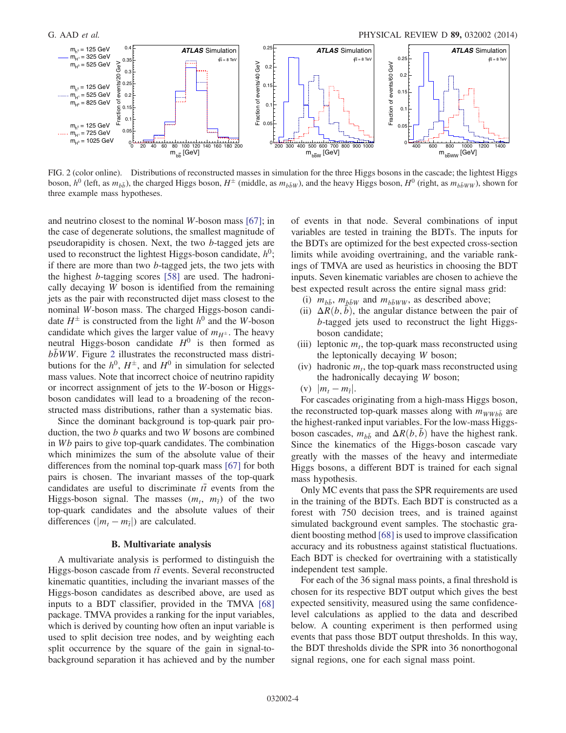FIG. 2 (color online). Distributions of reconstructed masses in simulation for the three Higgs bosons in the cascade; the lightest Higgs boson, $h^0$ (left, as $m_{b\bar{b}}$), the charged Higgs boson, $H^{\pm}$ (middle, as $m_{b\bar{b}W}$), and the heavy Higgs boson, $H^0$ (right, as $m_{b\bar{b}WW}$), shown for three example mass hypotheses.

and neutrino closest to the nominal $W$-boson mass [67]; in the case of degenerate solutions, the smallest magnitude of pseudorapidity is chosen. Next, the two $b$-tagged jets are used to reconstruct the lightest Higgs-boson candidate, $h^0$; if there are more than two $b$-tagged jets, the two jets with the highest $b$-tagging scores [58] are used. The hadronically decaying $W$ boson is identified from the remaining jets as the pair with reconstructed dijet mass closest to the nominal $W$-boson mass. The charged Higgs-boson candidate $H^{\pm}$ is constructed from the light $h^0$ and the $W$-boson candidate which gives the larger value of $m_{H^{\pm}}$. The heavy neutral Higgs-boson candidate $H^0$ is then formed as $b\bar{b}WW$. Figure 2 illustrates the reconstructed mass distributions for the $h^0$, $H^{\pm}$, and $H^0$ in simulation for selected mass values. Note that incorrect choice of neutrino rapidity or incorrect assignment of jets to the $W$-boson or Higgs-boson candidates will lead to a broadening of the reconstructed mass distributions, rather than a systematic bias.

Since the dominant background is top-quark pair production, the two $b$ quarks and two $W$ bosons are combined in $Wb$ pairs to give top-quark candidates. The combination which minimizes the sum of the absolute value of their differences from the nominal top-quark mass [67] for both pairs is chosen. The invariant masses of the top-quark candidates are useful to discriminate $t\bar{t}$ events from the Higgs-boson signal. The masses ($m_t$, $m_{\bar{t}}$) of the two top-quark candidates and the absolute values of their differences ($|m_t - m_{\bar{t}}|$) are calculated.

### B. Multivariate analysis

A multivariate analysis is performed to distinguish the Higgs-boson cascade from $t\bar{t}$ events. Several reconstructed kinematic quantities, including the invariant masses of the Higgs-boson candidates as described above, are used as inputs to a BDT classifier, provided in the TMVA [68] package. TMVA provides a ranking for the input variables, which is derived by counting how often an input variable is used to split decision tree nodes, and by weighting each split occurrence by the square of the gain in signal-to-background separation it has achieved and by the number of events in that node. Several combinations of input variables are tested in training the BDTs. The inputs for the BDTs are optimized for the best expected cross-section limits while avoiding overtraining, and the variable rankings of TMVA are used as heuristics in choosing the BDT inputs. Seven kinematic variables are chosen to achieve the best expected result across the entire signal mass grid:

(i) $m_{b\bar{b}}$, $m_{b\bar{b}W}$ and $m_{b\bar{b}WW}$, as described above;
(ii) $\Delta R(b, \bar{b})$, the angular distance between the pair of $b$-tagged jets used to reconstruct the light Higgs-boson candidate;
(iii) leptonic $m_t$, the top-quark mass reconstructed using the leptonically decaying $W$ boson;
(iv) hadronic $m_t$, the top-quark mass reconstructed using the hadronically decaying $W$ boson;
(v) $|m_t - m_{\bar{t}}|$.

For cascades originating from a high-mass Higgs boson, the reconstructed top-quark masses along with $m_{WWb\bar{b}}$ are the highest-ranked input variables. For the low-mass Higgs-boson cascades, $m_{b\bar{b}}$ and $\Delta R(b, \bar{b})$ have the highest rank. Since the kinematics of the Higgs-boson cascade vary greatly with the masses of the heavy and intermediate Higgs bosons, a different BDT is trained for each signal mass hypothesis.

Only MC events that pass the SPR requirements are used in the training of the BDTs. Each BDT is constructed as a forest with 750 decision trees, and is trained against simulated background event samples. The stochastic gradient boosting method [68] is used to improve classification accuracy and its robustness against statistical fluctuations. Each BDT is checked for overtraining with a statistically independent test sample.

For each of the 36 signal mass points, a final threshold is chosen for its respective BDT output which gives the best expected sensitivity, measured using the same confidence-level calculations as applied to the data and described below. A counting experiment is then performed using events that pass those BDT output thresholds. In this way, the BDT thresholds divide the SPR into 36 nonorthogonal signal regions, one for each signal mass point.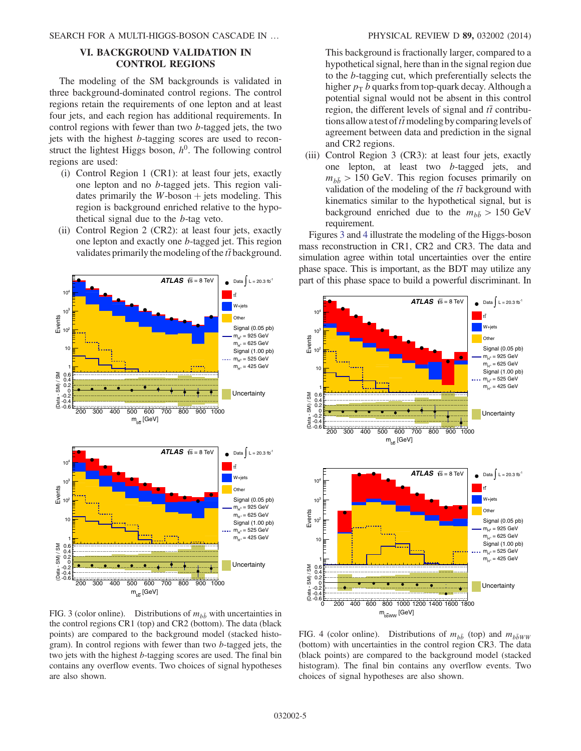## VI. BACKGROUND VALIDATION IN CONTROL REGIONS

The modeling of the SM backgrounds is validated in three background-dominated control regions. The control regions retain the requirements of one lepton and at least four jets, and each region has additional requirements. In control regions with fewer than two $b$-tagged jets, the two jets with the highest $b$-tagging scores are used to reconstruct the lightest Higgs boson, $h^0$. The following control regions are used:

(i) Control Region 1 (CR1): at least four jets, exactly one lepton and no $b$-tagged jets. This region validates primarily the $W$-boson + jets modeling. This region is background enriched relative to the hypothetical signal due to the $b$-tag veto.

(ii) Control Region 2 (CR2): at least four jets, exactly one lepton and exactly one $b$-tagged jet. This region validates primarily the modeling of the $t\bar{t}$ background. This background is fractionally larger, compared to a hypothetical signal, here than in the signal region due to the $b$-tagging cut, which preferentially selects the higher $p_{\mathrm{T}}$ $b$ quarks from top-quark decay. Although a potential signal would not be absent in this control region, the different levels of signal and $t\bar{t}$ contributions allow a test of $t\bar{t}$ modeling by comparing levels of agreement between data and prediction in the signal and CR2 regions.

(iii) Control Region 3 (CR3): at least four jets, exactly one lepton, at least two $b$-tagged jets, and $m_{b\bar{b}} > 150$ GeV. This region focuses primarily on validation of the modeling of the $t\bar{t}$ background with kinematics similar to the hypothetical signal, but is background enriched due to the $m_{b\bar{b}} > 150$ GeV requirement.

Figures 3 and 4 illustrate the modeling of the Higgs-boson mass reconstruction in CR1, CR2 and CR3. The data and simulation agree within total uncertainties over the entire phase space. This is important, as the BDT may utilize any part of this phase space to build a powerful discriminant. In

FIG. 3 (color online). Distributions of $m_{b\bar{b}}$ with uncertainties in the control regions CR1 (top) and CR2 (bottom). The data (black points) are compared to the background model (stacked histogram). In control regions with fewer than two $b$-tagged jets, the two jets with the highest $b$-tagging scores are used. The final bin contains any overflow events. Two choices of signal hypotheses are also shown.

FIG. 4 (color online). Distributions of $m_{b\bar{b}}$ (top) and $m_{b\bar{b}WW}$ (bottom) with uncertainties in the control region CR3. The data (black points) are compared to the background model (stacked histogram). The final bin contains any overflow events. Two choices of signal hypotheses are also shown.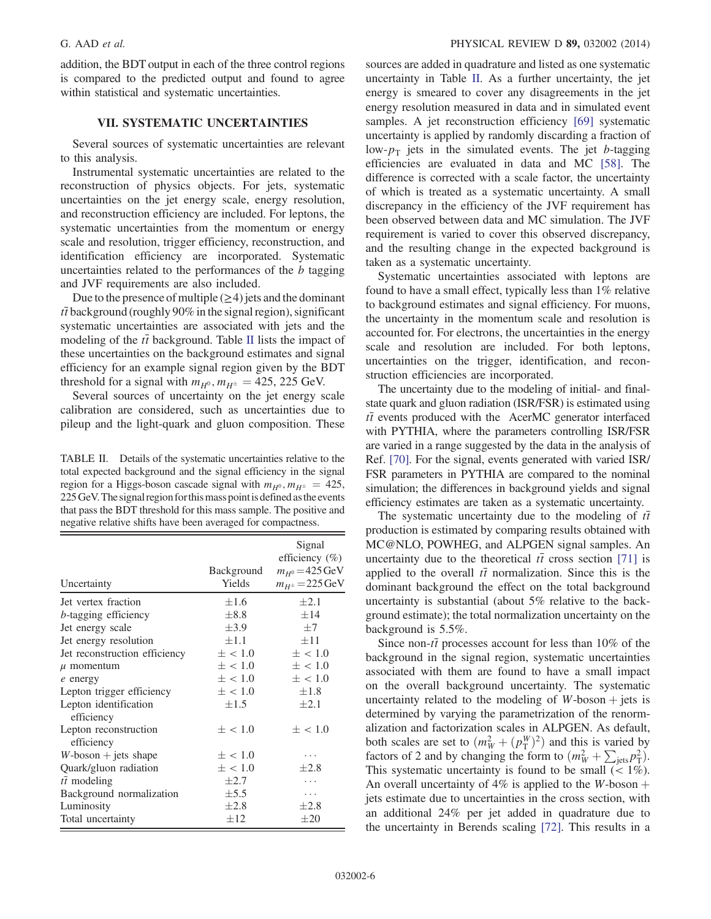addition, the BDT output in each of the three control regions is compared to the predicted output and found to agree within statistical and systematic uncertainties.

## VII. SYSTEMATIC UNCERTAINTIES

Several sources of systematic uncertainties are relevant to this analysis.

Instrumental systematic uncertainties are related to the reconstruction of physics objects. For jets, systematic uncertainties on the jet energy scale, energy resolution, and reconstruction efficiency are included. For leptons, the systematic uncertainties from the momentum or energy scale and resolution, trigger efficiency, reconstruction, and identification efficiency are incorporated. Systematic uncertainties related to the performances of the $b$ tagging and JVF requirements are also included.

Due to the presence of multiple ($\geq 4$) jets and the dominant $t\bar{t}$ background (roughly 90% in the signal region), significant systematic uncertainties are associated with jets and the modeling of the $t\bar{t}$ background. Table II lists the impact of these uncertainties on the background estimates and signal efficiency for an example signal region given by the BDT threshold for a signal with $m_{H^0}, m_{H^\pm} = 425, 225$ GeV.

Several sources of uncertainty on the jet energy scale calibration are considered, such as uncertainties due to pileup and the light-quark and gluon composition. These sources are added in quadrature and listed as one systematic uncertainty in Table II. As a further uncertainty, the jet energy is smeared to cover any disagreements in the jet energy resolution measured in data and in simulated event samples. A jet reconstruction efficiency [69] systematic uncertainty is applied by randomly discarding a fraction of low-$p_T$ jets in the simulated events. The jet $b$-tagging efficiencies are evaluated in data and MC [58]. The difference is corrected with a scale factor, the uncertainty of which is treated as a systematic uncertainty. A small discrepancy in the efficiency of the JVF requirement has been observed between data and MC simulation. The JVF requirement is varied to cover this observed discrepancy, and the resulting change in the expected background is taken as a systematic uncertainty.

TABLE II. Details of the systematic uncertainties relative to the total expected background and the signal efficiency in the signal region for a Higgs-boson cascade signal with $m_{H^0}, m_{H^\pm} = 425$, 225 GeV. The signal region for this mass point is defined as the events that pass the BDT threshold for this mass sample. The positive and negative relative shifts have been averaged for compactness.

| Uncertainty | Background Yields | Signal efficiency (%) $m_{H^0} = 425$ GeV $m_{H^\pm} = 225$ GeV |
|---|---|---|
| Jet vertex fraction | $\pm 1.6$ | $\pm 2.1$ |
| $b$-tagging efficiency | $\pm 8.8$ | $\pm 14$ |
| Jet energy scale | $\pm 3.9$ | $\pm 7$ |
| Jet energy resolution | $\pm 1.1$ | $\pm 11$ |
| Jet reconstruction efficiency | $\pm < 1.0$ | $\pm < 1.0$ |
| $\mu$ momentum | $\pm < 1.0$ | $\pm < 1.0$ |
| $e$ energy | $\pm < 1.0$ | $\pm < 1.0$ |
| Lepton trigger efficiency | $\pm < 1.0$ | $\pm 1.8$ |
| Lepton identification efficiency | $\pm 1.5$ | $\pm 2.1$ |
| Lepton reconstruction efficiency | $\pm < 1.0$ | $\pm < 1.0$ |
| $W$-boson + jets shape | $\pm < 1.0$ | ... |
| Quark/gluon radiation | $\pm < 1.0$ | $\pm 2.8$ |
| $t\bar{t}$ modeling | $\pm 2.7$ | ... |
| Background normalization | $\pm 5.5$ | ... |
| Luminosity | $\pm 2.8$ | $\pm 2.8$ |
| Total uncertainty | $\pm 12$ | $\pm 20$ |

Systematic uncertainties associated with leptons are found to have a small effect, typically less than 1% relative to background estimates and signal efficiency. For muons, the uncertainty in the momentum scale and resolution is accounted for. For electrons, the uncertainties in the energy scale and resolution are included. For both leptons, uncertainties on the trigger, identification, and reconstruction efficiencies are incorporated.

The uncertainty due to the modeling of initial- and final-state quark and gluon radiation (ISR/FSR) is estimated using $t\bar{t}$ events produced with the AcerMC generator interfaced with PYTHIA, where the parameters controlling ISR/FSR are varied in a range suggested by the data in the analysis of Ref. [70]. For the signal, events generated with varied ISR/FSR parameters in PYTHIA are compared to the nominal simulation; the differences in background yields and signal efficiency estimates are taken as a systematic uncertainty.

The systematic uncertainty due to the modeling of $t\bar{t}$ production is estimated by comparing results obtained with MC@NLO, POWHEG, and ALPGEN signal samples. An uncertainty due to the theoretical $t\bar{t}$ cross section [71] is applied to the overall $t\bar{t}$ normalization. Since this is the dominant background the effect on the total background uncertainty is substantial (about 5% relative to the background estimate); the total normalization uncertainty on the background is 5.5%.

Since non-$t\bar{t}$ processes account for less than 10% of the background in the signal region, systematic uncertainties associated with them are found to have a small impact on the overall background uncertainty. The systematic uncertainty related to the modeling of $W$-boson + jets is determined by varying the parametrization of the renormalization and factorization scales in ALPGEN. As default, both scales are set to $(m_W^2 + (p_T^W)^2)$ and this is varied by factors of 2 and by changing the form to $(m_W^2 + \sum_{\text{jets}} p_T^2)$. This systematic uncertainty is found to be small ($< 1\%$). An overall uncertainty of 4% is applied to the $W$-boson + jets estimate due to uncertainties in the cross section, with an additional 24% per jet added in quadrature due to the uncertainty in Berends scaling [72]. This results in a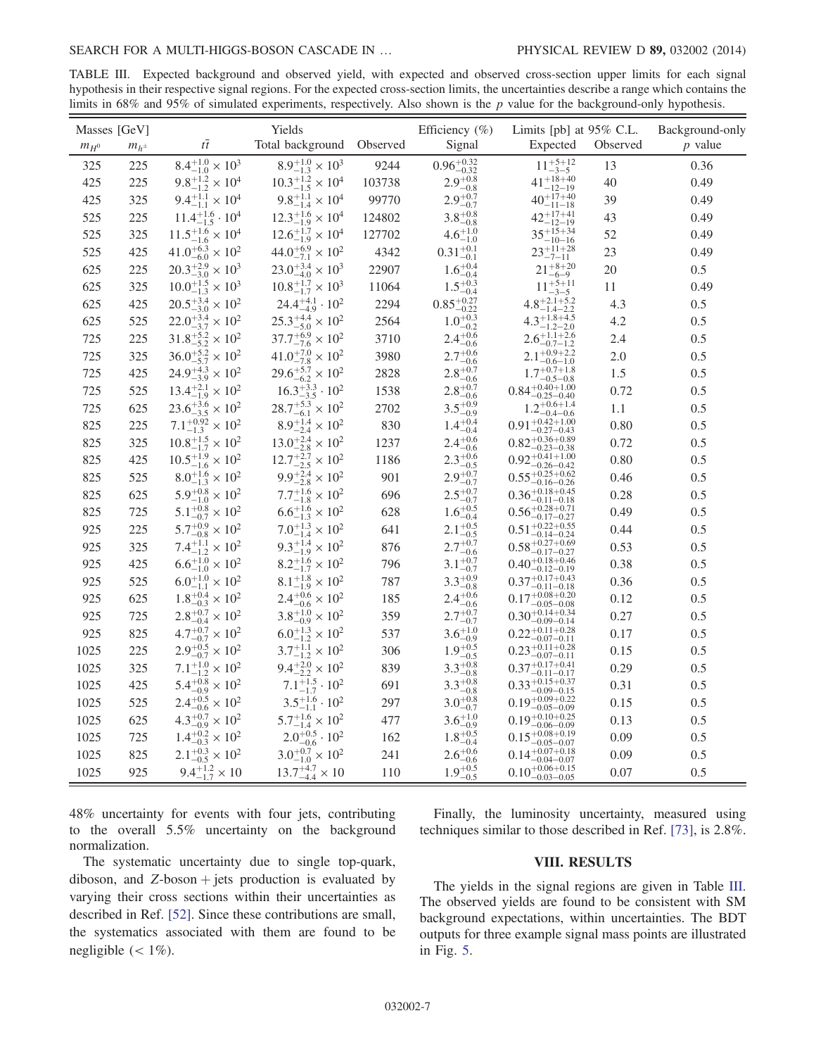TABLE III. Expected background and observed yield, with expected and observed cross-section upper limits for each signal hypothesis in their respective signal regions. For the expected cross-section limits, the uncertainties describe a range which contains the limits in 68% and 95% of simulated experiments, respectively. Also shown is the $p$ value for the background-only hypothesis.

| Masses [GeV] | | Yields | | | Efficiency (%) | Limits [pb] at 95% C.L. | | Background-only |
|---|---|---|---|---|---|---|---|---|
| $m_{H^0}$ | $m_{h^\pm}$ | $t\bar{t}$ | Total background | Observed | Signal | Expected | Observed | $p$ value |
| 325 | 225 | $8.4^{+1.0}_{-1.0} \times 10^3$ | $8.9^{+1.0}_{-1.3} \times 10^3$ | 9244 | $0.96^{+0.32}_{-0.32}$ | $11^{+5+12}_{-3-5}$ | 13 | 0.36 |
| 425 | 225 | $9.8^{+1.2}_{-1.2} \times 10^4$ | $10.3^{+1.2}_{-1.5} \times 10^4$ | 103738 | $2.9^{+0.8}_{-0.8}$ | $41^{+18+40}_{-12-19}$ | 40 | 0.49 |
| 425 | 325 | $9.4^{+1.1}_{-1.1} \times 10^4$ | $9.8^{+1.1}_{-1.4} \times 10^4$ | 99770 | $2.9^{+0.7}_{-0.7}$ | $40^{+17+40}_{-11-18}$ | 39 | 0.49 |
| 525 | 225 | $11.4^{+1.6}_{-1.5} \cdot 10^4$ | $12.3^{+1.6}_{-1.9} \times 10^4$ | 124802 | $3.8^{+0.8}_{-0.8}$ | $42^{+17+41}_{-12-19}$ | 43 | 0.49 |
| 525 | 325 | $11.5^{+1.6}_{-1.6} \times 10^4$ | $12.6^{+1.7}_{-1.9} \times 10^4$ | 127702 | $4.6^{+1.0}_{-1.0}$ | $35^{+15+34}_{-10-16}$ | 52 | 0.49 |
| 525 | 425 | $41.0^{+6.3}_{-6.0} \times 10^2$ | $44.0^{+6.9}_{-7.1} \times 10^2$ | 4342 | $0.31^{+0.1}_{-0.1}$ | $23^{+11+28}_{-7-11}$ | 23 | 0.49 |
| 625 | 225 | $20.3^{+2.9}_{-3.0} \times 10^3$ | $23.0^{+3.4}_{-4.0} \times 10^3$ | 22907 | $1.6^{+0.4}_{-0.4}$ | $21^{+8+20}_{-6-9}$ | 20 | 0.5 |
| 625 | 325 | $10.0^{+1.5}_{-1.3} \times 10^3$ | $10.8^{+1.7}_{-1.7} \times 10^3$ | 11064 | $1.5^{+0.3}_{-0.4}$ | $11^{+5+11}_{-3-5}$ | 11 | 0.49 |
| 625 | 425 | $20.5^{+3.4}_{-3.0} \times 10^2$ | $24.4^{+4.1}_{-4.9} \cdot 10^2$ | 2294 | $0.85^{+0.27}_{-0.22}$ | $4.8^{+2.1+5.2}_{-1.4-2.2}$ | 4.3 | 0.5 |
| 625 | 525 | $22.0^{+3.4}_{-3.7} \times 10^2$ | $25.3^{+4.4}_{-5.0} \times 10^2$ | 2564 | $1.0^{+0.3}_{-0.2}$ | $4.3^{+1.8+4.5}_{-1.2-2.0}$ | 4.2 | 0.5 |
| 725 | 225 | $31.8^{+5.2}_{-5.2} \times 10^2$ | $37.7^{+6.9}_{-7.6} \times 10^2$ | 3710 | $2.4^{+0.6}_{-0.6}$ | $2.6^{+1.1+2.6}_{-0.7-1.2}$ | 2.4 | 0.5 |
| 725 | 325 | $36.0^{+5.2}_{-5.7} \times 10^2$ | $41.0^{+7.0}_{-7.8} \times 10^2$ | 3980 | $2.7^{+0.6}_{-0.6}$ | $2.1^{+0.9+2.2}_{-0.6-1.0}$ | 2.0 | 0.5 |
| 725 | 425 | $24.9^{+4.3}_{-3.9} \times 10^2$ | $29.6^{+5.7}_{-6.2} \times 10^2$ | 2828 | $2.8^{+0.7}_{-0.6}$ | $1.7^{+0.7+1.8}_{-0.5-0.8}$ | 1.5 | 0.5 |
| 725 | 525 | $13.4^{+2.1}_{-1.9} \times 10^2$ | $16.3^{+3.3}_{-3.5} \cdot 10^2$ | 1538 | $2.8^{+0.7}_{-0.6}$ | $0.84^{+0.40+1.00}_{-0.25-0.40}$ | 0.72 | 0.5 |
| 725 | 625 | $23.6^{+3.6}_{-3.5} \times 10^2$ | $28.7^{+5.3}_{-6.1} \times 10^2$ | 2702 | $3.5^{+0.9}_{-0.9}$ | $1.2^{+0.6+1.4}_{-0.4-0.6}$ | 1.1 | 0.5 |
| 825 | 225 | $7.1^{+0.92}_{-1.3} \times 10^2$ | $8.9^{+1.4}_{-2.4} \times 10^2$ | 830 | $1.4^{+0.4}_{-0.4}$ | $0.91^{+0.42+1.00}_{-0.27-0.43}$ | 0.80 | 0.5 |
| 825 | 325 | $10.8^{+1.5}_{-1.7} \times 10^2$ | $13.0^{+2.4}_{-2.8} \times 10^2$ | 1237 | $2.4^{+0.6}_{-0.6}$ | $0.82^{+0.36+0.89}_{-0.23-0.38}$ | 0.72 | 0.5 |
| 825 | 425 | $10.5^{+1.9}_{-1.6} \times 10^2$ | $12.7^{+2.7}_{-2.5} \times 10^2$ | 1186 | $2.3^{+0.6}_{-0.5}$ | $0.92^{+0.41+1.00}_{-0.26-0.42}$ | 0.80 | 0.5 |
| 825 | 525 | $8.0^{+1.6}_{-1.3} \times 10^2$ | $9.9^{+2.4}_{-2.8} \times 10^2$ | 901 | $2.9^{+0.7}_{-0.7}$ | $0.55^{+0.25+0.62}_{-0.16-0.26}$ | 0.46 | 0.5 |
| 825 | 625 | $5.9^{+0.8}_{-1.0} \times 10^2$ | $7.7^{+1.6}_{-1.8} \times 10^2$ | 696 | $2.5^{+0.7}_{-0.7}$ | $0.36^{+0.18+0.45}_{-0.11-0.18}$ | 0.28 | 0.5 |
| 825 | 725 | $5.1^{+0.8}_{-0.7} \times 10^2$ | $6.6^{+1.6}_{-1.3} \times 10^2$ | 628 | $1.6^{+0.5}_{-0.4}$ | $0.56^{+0.28+0.71}_{-0.17-0.27}$ | 0.49 | 0.5 |
| 925 | 225 | $5.7^{+0.9}_{-0.8} \times 10^2$ | $7.0^{+1.3}_{-1.4} \times 10^2$ | 641 | $2.1^{+0.5}_{-0.5}$ | $0.51^{+0.22+0.55}_{-0.14-0.24}$ | 0.44 | 0.5 |
| 925 | 325 | $7.4^{+1.1}_{-1.1} \times 10^2$ | $9.3^{+1.4}_{-1.9} \times 10^2$ | 876 | $2.7^{+0.7}_{-0.6}$ | $0.58^{+0.27+0.69}_{-0.17-0.27}$ | 0.53 | 0.5 |
| 925 | 425 | $6.6^{+1.0}_{-1.0} \times 10^2$ | $8.2^{+1.6}_{-1.7} \times 10^2$ | 796 | $3.1^{+0.7}_{-0.7}$ | $0.40^{+0.18+0.46}_{-0.12-0.19}$ | 0.38 | 0.5 |
| 925 | 525 | $6.0^{+1.0}_{-1.1} \times 10^2$ | $8.1^{+1.8}_{-1.9} \times 10^2$ | 787 | $3.3^{+0.9}_{-0.8}$ | $0.37^{+0.17+0.43}_{-0.11-0.18}$ | 0.36 | 0.5 |
| 925 | 625 | $1.8^{+0.4}_{-0.3} \times 10^2$ | $2.4^{+0.6}_{-0.6} \times 10^2$ | 185 | $2.4^{+0.6}_{-0.6}$ | $0.17^{+0.08+0.20}_{-0.05-0.08}$ | 0.12 | 0.5 |
| 925 | 725 | $2.8^{+0.7}_{-0.4} \times 10^2$ | $3.8^{+1.0}_{-0.9} \times 10^2$ | 359 | $2.7^{+0.7}_{-0.7}$ | $0.30^{+0.14+0.34}_{-0.09-0.14}$ | 0.27 | 0.5 |
| 925 | 825 | $4.7^{+0.7}_{-0.7} \times 10^2$ | $6.0^{+1.3}_{-1.2} \times 10^2$ | 537 | $3.6^{+1.0}_{-0.9}$ | $0.22^{+0.11+0.28}_{-0.07-0.11}$ | 0.17 | 0.5 |
| 1025 | 225 | $2.9^{+0.5}_{-0.7} \times 10^2$ | $3.7^{+1.1}_{-1.2} \times 10^2$ | 306 | $1.9^{+0.5}_{-0.5}$ | $0.23^{+0.11+0.28}_{-0.07-0.11}$ | 0.15 | 0.5 |
| 1025 | 325 | $7.1^{+1.0}_{-1.2} \times 10^2$ | $9.4^{+2.0}_{-2.2} \times 10^2$ | 839 | $3.3^{+0.8}_{-0.8}$ | $0.37^{+0.17+0.41}_{-0.11-0.17}$ | 0.29 | 0.5 |
| 1025 | 425 | $5.4^{+0.8}_{-0.9} \times 10^2$ | $7.1^{+1.5}_{-1.7} \cdot 10^2$ | 691 | $3.3^{+0.8}_{-0.8}$ | $0.33^{+0.15+0.37}_{-0.09-0.15}$ | 0.31 | 0.5 |
| 1025 | 525 | $2.4^{+0.5}_{-0.6} \times 10^2$ | $3.5^{+1.6}_{-1.1} \cdot 10^2$ | 297 | $3.0^{+0.8}_{-0.7}$ | $0.19^{+0.09+0.22}_{-0.05-0.09}$ | 0.15 | 0.5 |
| 1025 | 625 | $4.3^{+0.7}_{-0.9} \times 10^2$ | $5.7^{+1.6}_{-1.4} \times 10^2$ | 477 | $3.6^{+1.0}_{-0.9}$ | $0.19^{+0.10+0.25}_{-0.06-0.09}$ | 0.13 | 0.5 |
| 1025 | 725 | $1.4^{+0.2}_{-0.3} \times 10^2$ | $2.0^{+0.5}_{-0.6} \cdot 10^2$ | 162 | $1.8^{+0.5}_{-0.4}$ | $0.15^{+0.08+0.19}_{-0.05-0.07}$ | 0.09 | 0.5 |
| 1025 | 825 | $2.1^{+0.3}_{-0.5} \times 10^2$ | $3.0^{+0.7}_{-1.0} \times 10^2$ | 241 | $2.6^{+0.6}_{-0.6}$ | $0.14^{+0.07+0.18}_{-0.04-0.07}$ | 0.09 | 0.5 |
| 1025 | 925 | $9.4^{+1.2}_{-1.7} \times 10$ | $13.7^{+4.7}_{-4.4} \times 10$ | 110 | $1.9^{+0.5}_{-0.5}$ | $0.10^{+0.06+0.15}_{-0.03-0.05}$ | 0.07 | 0.5 |

48% uncertainty for events with four jets, contributing to the overall 5.5% uncertainty on the background normalization.

The systematic uncertainty due to single top-quark, diboson, and $Z$-boson + jets production is evaluated by varying their cross sections within their uncertainties as described in Ref. [52]. Since these contributions are small, the systematics associated with them are found to be negligible ($< 1\%$).

Finally, the luminosity uncertainty, measured using techniques similar to those described in Ref. [73], is 2.8%.

## VIII. RESULTS

The yields in the signal regions are given in Table III. The observed yields are found to be consistent with SM background expectations, within uncertainties. The BDT outputs for three example signal mass points are illustrated in Fig. 5.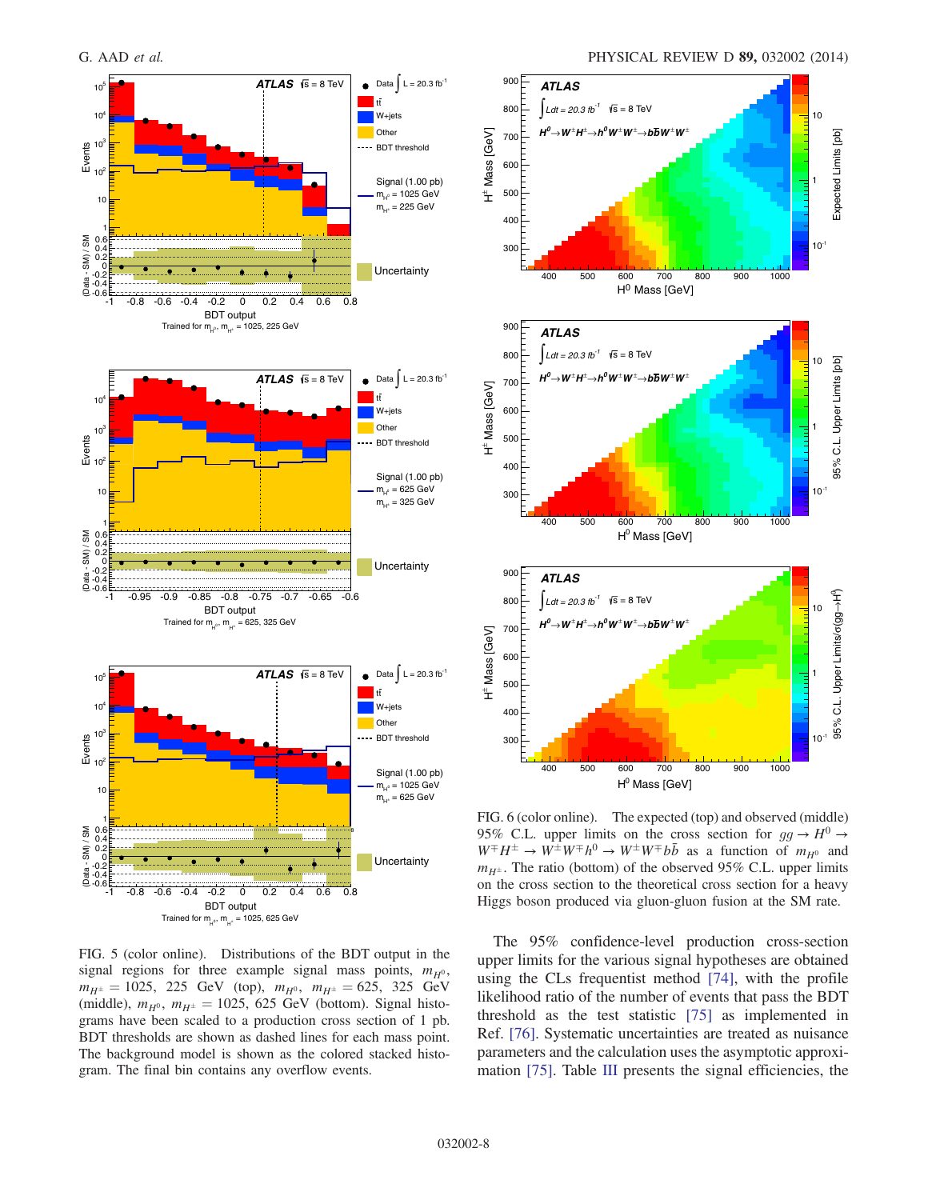FIG. 5 (color online). Distributions of the BDT output in the signal regions for three example signal mass points, $m_{H^0}$, $m_{H^\pm} = 1025,\ 225$ GeV (top), $m_{H^0}$, $m_{H^\pm} = 625,\ 325$ GeV (middle), $m_{H^0}$, $m_{H^\pm} = 1025,\ 625$ GeV (bottom). Signal histograms have been scaled to a production cross section of 1 pb. BDT thresholds are shown as dashed lines for each mass point. The background model is shown as the colored stacked histogram. The final bin contains any overflow events.

FIG. 6 (color online). The expected (top) and observed (middle) 95% C.L. upper limits on the cross section for $gg \to H^0 \to W^\mp H^\pm \to W^\pm W^\mp h^0 \to W^\pm W^\mp b\bar{b}$ as a function of $m_{H^0}$ and $m_{H^\pm}$. The ratio (bottom) of the observed 95% C.L. upper limits on the cross section to the theoretical cross section for a heavy Higgs boson produced via gluon-gluon fusion at the SM rate.

The 95% confidence-level production cross-section upper limits for the various signal hypotheses are obtained using the CLs frequentist method [74], with the profile likelihood ratio of the number of events that pass the BDT threshold as the test statistic [75] as implemented in Ref. [76]. Systematic uncertainties are treated as nuisance parameters and the calculation uses the asymptotic approximation [75]. Table III presents the signal efficiencies, the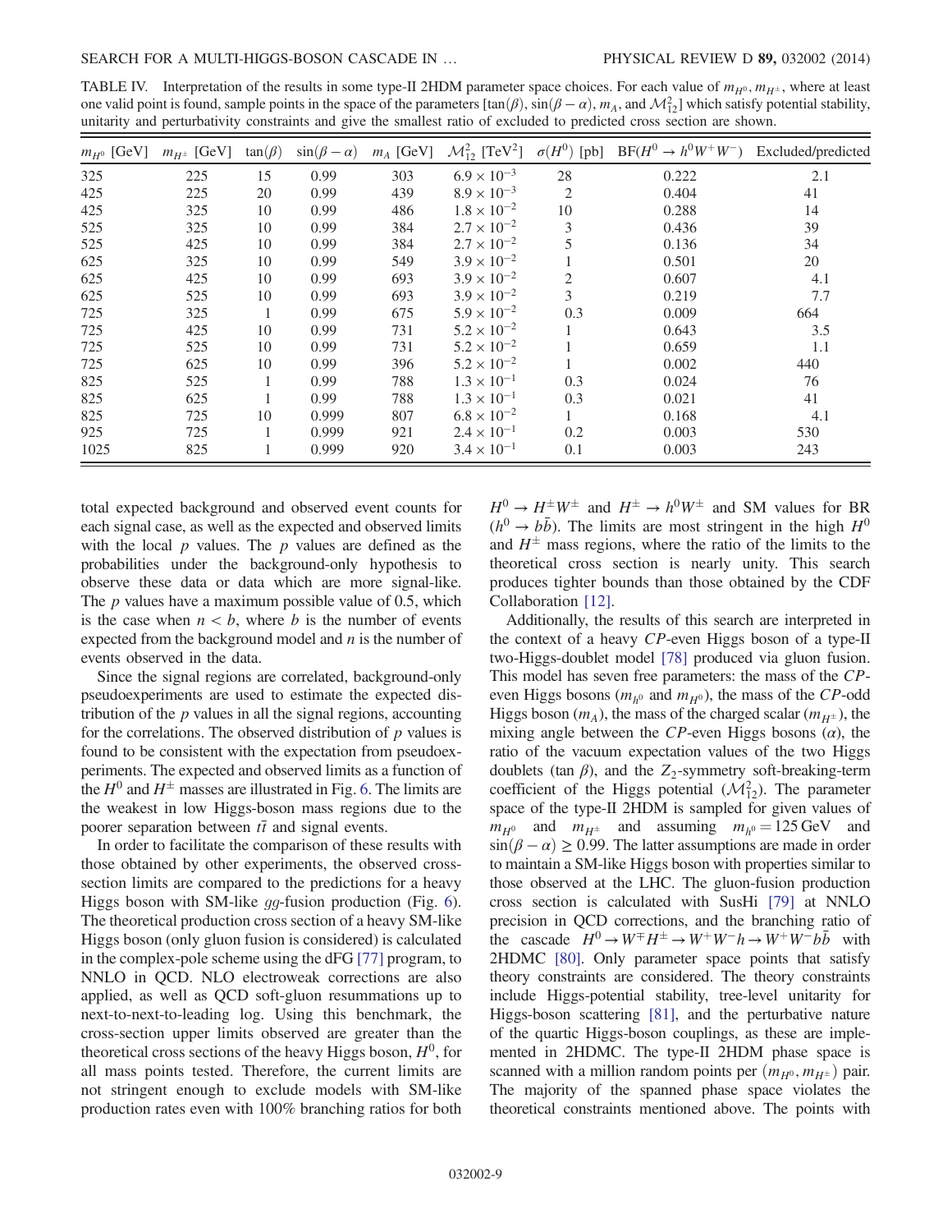TABLE IV. Interpretation of the results in some type-II 2HDM parameter space choices. For each value of $m_{H^0}, m_{H^\pm}$, where at least one valid point is found, sample points in the space of the parameters [$\tan(\beta)$, $\sin(\beta-\alpha)$, $m_A$, and $\mathcal{M}_{12}^2$] which satisfy potential stability, unitarity and perturbativity constraints and give the smallest ratio of excluded to predicted cross section are shown.

| $m_{H^0}$ [GeV] | $m_{H^\pm}$ [GeV] | $\tan(\beta)$ | $\sin(\beta-\alpha)$ | $m_A$ [GeV] | $\mathcal{M}_{12}^2$ [TeV$^2$] | $\sigma(H^0)$ [pb] | $\mathrm{BF}(H^0 \to h^0 W^+ W^-)$ | Excluded/predicted |
|---|---|---|---|---|---|---|---|---|
| 325 | 225 | 15 | 0.99 | 303 | $6.9 \times 10^{-3}$ | 28 | 0.222 | 2.1 |
| 425 | 225 | 20 | 0.99 | 439 | $8.9 \times 10^{-3}$ | 2 | 0.404 | 41 |
| 425 | 325 | 10 | 0.99 | 486 | $1.8 \times 10^{-2}$ | 10 | 0.288 | 14 |
| 525 | 325 | 10 | 0.99 | 384 | $2.7 \times 10^{-2}$ | 3 | 0.436 | 39 |
| 525 | 425 | 10 | 0.99 | 384 | $2.7 \times 10^{-2}$ | 5 | 0.136 | 34 |
| 625 | 325 | 10 | 0.99 | 549 | $3.9 \times 10^{-2}$ | 1 | 0.501 | 20 |
| 625 | 425 | 10 | 0.99 | 693 | $3.9 \times 10^{-2}$ | 2 | 0.607 | 4.1 |
| 625 | 525 | 10 | 0.99 | 693 | $3.9 \times 10^{-2}$ | 3 | 0.219 | 7.7 |
| 725 | 325 | 1 | 0.99 | 675 | $5.9 \times 10^{-2}$ | 0.3 | 0.009 | 664 |
| 725 | 425 | 10 | 0.99 | 731 | $5.2 \times 10^{-2}$ | 1 | 0.643 | 3.5 |
| 725 | 525 | 10 | 0.99 | 731 | $5.2 \times 10^{-2}$ | 1 | 0.659 | 1.1 |
| 725 | 625 | 10 | 0.99 | 396 | $5.2 \times 10^{-2}$ | 1 | 0.002 | 440 |
| 825 | 525 | 1 | 0.99 | 788 | $1.3 \times 10^{-1}$ | 0.3 | 0.024 | 76 |
| 825 | 625 | 1 | 0.99 | 788 | $1.3 \times 10^{-1}$ | 0.3 | 0.021 | 41 |
| 825 | 725 | 10 | 0.999 | 807 | $6.8 \times 10^{-2}$ | 1 | 0.168 | 4.1 |
| 925 | 725 | 1 | 0.999 | 921 | $2.4 \times 10^{-1}$ | 0.2 | 0.003 | 530 |
| 1025 | 825 | 1 | 0.999 | 920 | $3.4 \times 10^{-1}$ | 0.1 | 0.003 | 243 |

total expected background and observed event counts for each signal case, as well as the expected and observed limits with the local $p$ values. The $p$ values are defined as the probabilities under the background-only hypothesis to observe these data or data which are more signal-like. The $p$ values have a maximum possible value of 0.5, which is the case when $n < b$, where $b$ is the number of events expected from the background model and $n$ is the number of events observed in the data.

Since the signal regions are correlated, background-only pseudoexperiments are used to estimate the expected distribution of the $p$ values in all the signal regions, accounting for the correlations. The observed distribution of $p$ values is found to be consistent with the expectation from pseudoexperiments. The expected and observed limits as a function of the $H^0$ and $H^\pm$ masses are illustrated in Fig. 6. The limits are the weakest in low Higgs-boson mass regions due to the poorer separation between $t\bar{t}$ and signal events.

In order to facilitate the comparison of these results with those obtained by other experiments, the observed cross-section limits are compared to the predictions for a heavy Higgs boson with SM-like $gg$-fusion production (Fig. 6). The theoretical production cross section of a heavy SM-like Higgs boson (only gluon fusion is considered) is calculated in the complex-pole scheme using the dFG [77] program, to NNLO in QCD. NLO electroweak corrections are also applied, as well as QCD soft-gluon resummations up to next-to-next-to-leading log. Using this benchmark, the cross-section upper limits observed are greater than the theoretical cross sections of the heavy Higgs boson, $H^0$, for all mass points tested. Therefore, the current limits are not stringent enough to exclude models with SM-like production rates even with 100% branching ratios for both $H^0 \to H^\pm W^\pm$ and $H^\pm \to h^0 W^\pm$ and SM values for BR ($h^0 \to b\bar{b}$). The limits are most stringent in the high $H^0$ and $H^\pm$ mass regions, where the ratio of the limits to the theoretical cross section is nearly unity. This search produces tighter bounds than those obtained by the CDF Collaboration [12].

Additionally, the results of this search are interpreted in the context of a heavy $CP$-even Higgs boson of a type-II two-Higgs-doublet model [78] produced via gluon fusion. This model has seven free parameters: the mass of the $CP$-even Higgs bosons ($m_{h^0}$ and $m_{H^0}$), the mass of the $CP$-odd Higgs boson ($m_A$), the mass of the charged scalar ($m_{H^\pm}$), the mixing angle between the $CP$-even Higgs bosons ($\alpha$), the ratio of the vacuum expectation values of the two Higgs doublets ($\tan\beta$), and the $Z_2$-symmetry soft-breaking-term coefficient of the Higgs potential ($\mathcal{M}_{12}^2$). The parameter space of the type-II 2HDM is sampled for given values of $m_{H^0}$ and $m_{H^\pm}$ and assuming $m_{h^0} = 125$ GeV and $\sin(\beta - \alpha) \geq 0.99$. The latter assumptions are made in order to maintain a SM-like Higgs boson with properties similar to those observed at the LHC. The gluon-fusion production cross section is calculated with SusHi [79] at NNLO precision in QCD corrections, and the branching ratio of the cascade $H^0 \to W^\mp H^\pm \to W^+ W^- h \to W^+ W^- b\bar{b}$ with 2HDMC [80]. Only parameter space points that satisfy theory constraints are considered. The theory constraints include Higgs-potential stability, tree-level unitarity for Higgs-boson scattering [81], and the perturbative nature of the quartic Higgs-boson couplings, as these are implemented in 2HDMC. The type-II 2HDM phase space is scanned with a million random points per $(m_{H^0}, m_{H^\pm})$ pair. The majority of the spanned phase space violates the theoretical constraints mentioned above. The points with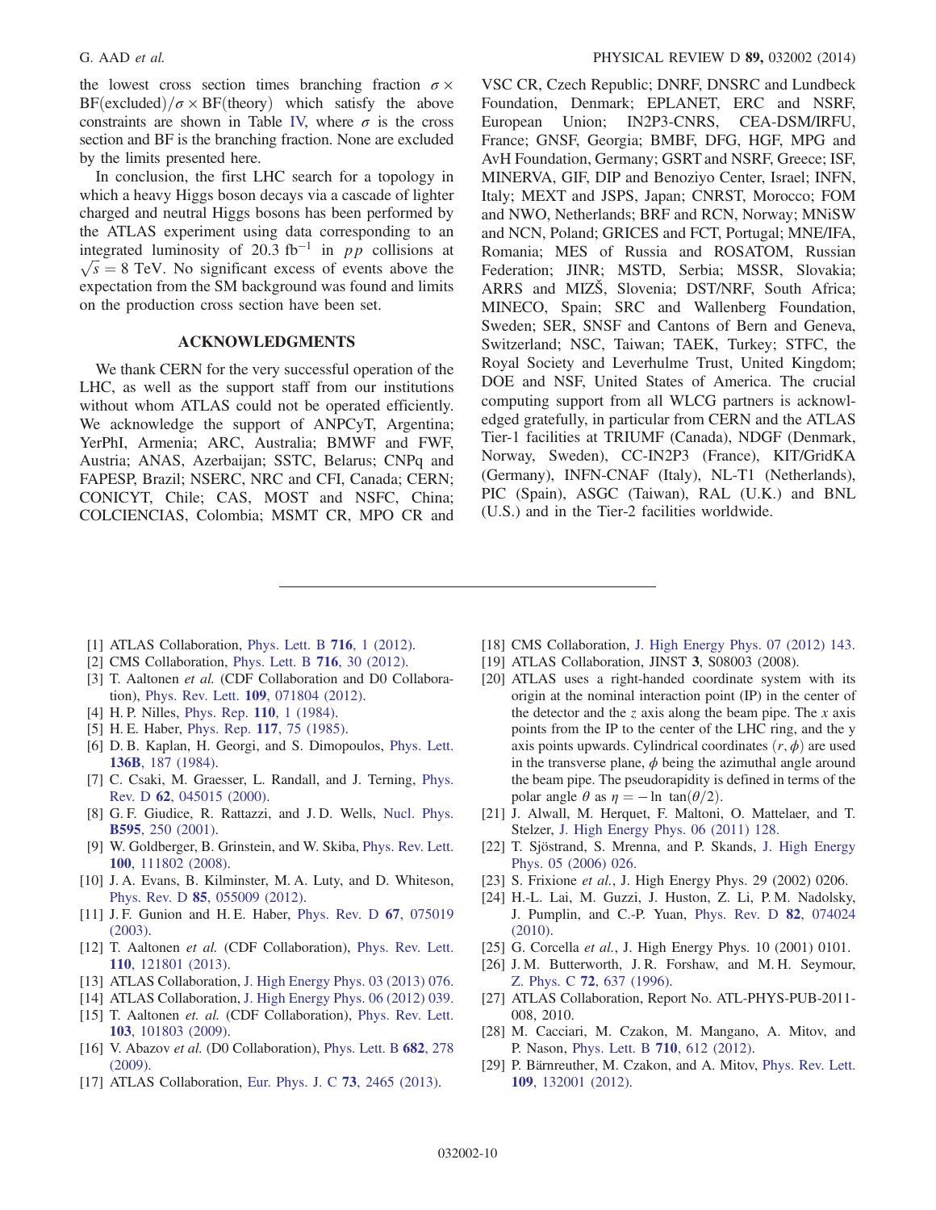the lowest cross section times branching fraction $\sigma \times \mathrm{BF(excluded)}/\sigma \times \mathrm{BF(theory)}$ which satisfy the above constraints are shown in Table IV, where $\sigma$ is the cross section and BF is the branching fraction. None are excluded by the limits presented here.

In conclusion, the first LHC search for a topology in which a heavy Higgs boson decays via a cascade of lighter charged and neutral Higgs bosons has been performed by the ATLAS experiment using data corresponding to an integrated luminosity of 20.3 $\mathrm{fb}^{-1}$ in $pp$ collisions at $\sqrt{s} = 8$ TeV. No significant excess of events above the expectation from the SM background was found and limits on the production cross section have been set.

## ACKNOWLEDGMENTS

We thank CERN for the very successful operation of the LHC, as well as the support staff from our institutions without whom ATLAS could not be operated efficiently. We acknowledge the support of ANPCyT, Argentina; YerPhI, Armenia; ARC, Australia; BMWF and FWF, Austria; ANAS, Azerbaijan; SSTC, Belarus; CNPq and FAPESP, Brazil; NSERC, NRC and CFI, Canada; CERN; CONICYT, Chile; CAS, MOST and NSFC, China; COLCIENCIAS, Colombia; MSMT CR, MPO CR and VSC CR, Czech Republic; DNRF, DNSRC and Lundbeck Foundation, Denmark; EPLANET, ERC and NSRF, European Union; IN2P3-CNRS, CEA-DSM/IRFU, France; GNSF, Georgia; BMBF, DFG, HGF, MPG and AvH Foundation, Germany; GSRT and NSRF, Greece; ISF, MINERVA, GIF, DIP and Benoziyo Center, Israel; INFN, Italy; MEXT and JSPS, Japan; CNRST, Morocco; FOM and NWO, Netherlands; BRF and RCN, Norway; MNiSW and NCN, Poland; GRICES and FCT, Portugal; MNE/IFA, Romania; MES of Russia and ROSATOM, Russian Federation; JINR; MSTD, Serbia; MSSR, Slovakia; ARRS and MIZŠ, Slovenia; DST/NRF, South Africa; MINECO, Spain; SRC and Wallenberg Foundation, Sweden; SER, SNSF and Cantons of Bern and Geneva, Switzerland; NSC, Taiwan; TAEK, Turkey; STFC, the Royal Society and Leverhulme Trust, United Kingdom; DOE and NSF, United States of America. The crucial computing support from all WLCG partners is acknowledged gratefully, in particular from CERN and the ATLAS Tier-1 facilities at TRIUMF (Canada), NDGF (Denmark, Norway, Sweden), CC-IN2P3 (France), KIT/GridKA (Germany), INFN-CNAF (Italy), NL-T1 (Netherlands), PIC (Spain), ASGC (Taiwan), RAL (U.K.) and BNL (U.S.) and in the Tier-2 facilities worldwide.

---

[1] ATLAS Collaboration, Phys. Lett. B **716**, 1 (2012).
[2] CMS Collaboration, Phys. Lett. B **716**, 30 (2012).
[3] T. Aaltonen *et al.* (CDF Collaboration and D0 Collaboration), Phys. Rev. Lett. **109**, 071804 (2012).
[4] H. P. Nilles, Phys. Rep. **110**, 1 (1984).
[5] H. E. Haber, Phys. Rep. **117**, 75 (1985).
[6] D. B. Kaplan, H. Georgi, and S. Dimopoulos, Phys. Lett. **136B**, 187 (1984).
[7] C. Csaki, M. Graesser, L. Randall, and J. Terning, Phys. Rev. D **62**, 045015 (2000).
[8] G. F. Giudice, R. Rattazzi, and J. D. Wells, Nucl. Phys. **B595**, 250 (2001).
[9] W. Goldberger, B. Grinstein, and W. Skiba, Phys. Rev. Lett. **100**, 111802 (2008).
[10] J. A. Evans, B. Kilminster, M. A. Luty, and D. Whiteson, Phys. Rev. D **85**, 055009 (2012).
[11] J. F. Gunion and H. E. Haber, Phys. Rev. D **67**, 075019 (2003).
[12] T. Aaltonen *et al.* (CDF Collaboration), Phys. Rev. Lett. **110**, 121801 (2013).
[13] ATLAS Collaboration, J. High Energy Phys. 03 (2013) 076.
[14] ATLAS Collaboration, J. High Energy Phys. 06 (2012) 039.
[15] T. Aaltonen *et. al.* (CDF Collaboration), Phys. Rev. Lett. **103**, 101803 (2009).
[16] V. Abazov *et al.* (D0 Collaboration), Phys. Lett. B **682**, 278 (2009).
[17] ATLAS Collaboration, Eur. Phys. J. C **73**, 2465 (2013).
[18] CMS Collaboration, J. High Energy Phys. 07 (2012) 143.
[19] ATLAS Collaboration, JINST **3**, S08003 (2008).
[20] ATLAS uses a right-handed coordinate system with its origin at the nominal interaction point (IP) in the center of the detector and the $z$ axis along the beam pipe. The $x$ axis points from the IP to the center of the LHC ring, and the y axis points upwards. Cylindrical coordinates $(r, \phi)$ are used in the transverse plane, $\phi$ being the azimuthal angle around the beam pipe. The pseudorapidity is defined in terms of the polar angle $\theta$ as $\eta = -\ln\, \tan(\theta/2)$.
[21] J. Alwall, M. Herquet, F. Maltoni, O. Mattelaer, and T. Stelzer, J. High Energy Phys. 06 (2011) 128.
[22] T. Sjöstrand, S. Mrenna, and P. Skands, J. High Energy Phys. 05 (2006) 026.
[23] S. Frixione *et al.*, J. High Energy Phys. 29 (2002) 0206.
[24] H.-L. Lai, M. Guzzi, J. Huston, Z. Li, P. M. Nadolsky, J. Pumplin, and C.-P. Yuan, Phys. Rev. D **82**, 074024 (2010).
[25] G. Corcella *et al.*, J. High Energy Phys. 10 (2001) 0101.
[26] J. M. Butterworth, J. R. Forshaw, and M. H. Seymour, Z. Phys. C **72**, 637 (1996).
[27] ATLAS Collaboration, Report No. ATL-PHYS-PUB-2011-008, 2010.
[28] M. Cacciari, M. Czakon, M. Mangano, A. Mitov, and P. Nason, Phys. Lett. B **710**, 612 (2012).
[29] P. Bärnreuther, M. Czakon, and A. Mitov, Phys. Rev. Lett. **109**, 132001 (2012).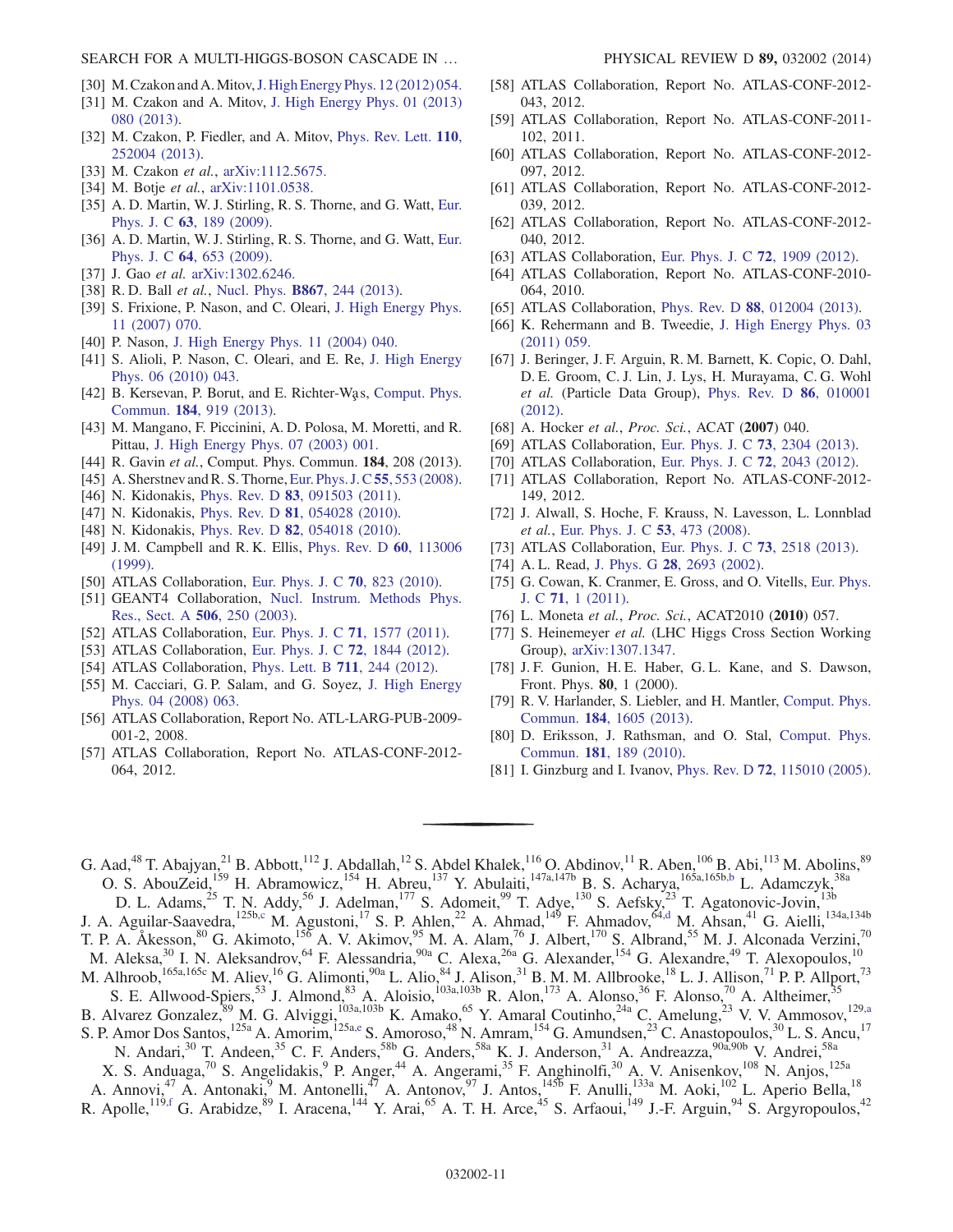[30] M. Czakon and A. Mitov, J. High Energy Phys. 12 (2012) 054.

[31] M. Czakon and A. Mitov, J. High Energy Phys. 01 (2013) 080 (2013).

[32] M. Czakon, P. Fiedler, and A. Mitov, Phys. Rev. Lett. **110**, 252004 (2013).

[33] M. Czakon *et al.*, arXiv:1112.5675.

[34] M. Botje *et al.*, arXiv:1101.0538.

[35] A. D. Martin, W. J. Stirling, R. S. Thorne, and G. Watt, Eur. Phys. J. C **63**, 189 (2009).

[36] A. D. Martin, W. J. Stirling, R. S. Thorne, and G. Watt, Eur. Phys. J. C **64**, 653 (2009).

[37] J. Gao *et al.* arXiv:1302.6246.

[38] R. D. Ball *et al.*, Nucl. Phys. **B867**, 244 (2013).

[39] S. Frixione, P. Nason, and C. Oleari, J. High Energy Phys. 11 (2007) 070.

[40] P. Nason, J. High Energy Phys. 11 (2004) 040.

[41] S. Alioli, P. Nason, C. Oleari, and E. Re, J. High Energy Phys. 06 (2010) 043.

[42] B. Kersevan, P. Borut, and E. Richter-Wąs, Comput. Phys. Commun. **184**, 919 (2013).

[43] M. Mangano, F. Piccinini, A. D. Polosa, M. Moretti, and R. Pittau, J. High Energy Phys. 07 (2003) 001.

[44] R. Gavin *et al.*, Comput. Phys. Commun. **184**, 208 (2013).

[45] A. Sherstnev and R. S. Thorne, Eur. Phys. J. C **55**, 553 (2008).

[46] N. Kidonakis, Phys. Rev. D **83**, 091503 (2011).

[47] N. Kidonakis, Phys. Rev. D **81**, 054028 (2010).

[48] N. Kidonakis, Phys. Rev. D **82**, 054018 (2010).

[49] J. M. Campbell and R. K. Ellis, Phys. Rev. D **60**, 113006 (1999).

[50] ATLAS Collaboration, Eur. Phys. J. C **70**, 823 (2010).

[51] GEANT4 Collaboration, Nucl. Instrum. Methods Phys. Res., Sect. A **506**, 250 (2003).

[52] ATLAS Collaboration, Eur. Phys. J. C **71**, 1577 (2011).

[53] ATLAS Collaboration, Eur. Phys. J. C **72**, 1844 (2012).

[54] ATLAS Collaboration, Phys. Lett. B **711**, 244 (2012).

[55] M. Cacciari, G. P. Salam, and G. Soyez, J. High Energy Phys. 04 (2008) 063.

[56] ATLAS Collaboration, Report No. ATL-LARG-PUB-2009-001-2, 2008.

[57] ATLAS Collaboration, Report No. ATLAS-CONF-2012-064, 2012.

[58] ATLAS Collaboration, Report No. ATLAS-CONF-2012-043, 2012.

[59] ATLAS Collaboration, Report No. ATLAS-CONF-2011-102, 2011.

[60] ATLAS Collaboration, Report No. ATLAS-CONF-2012-097, 2012.

[61] ATLAS Collaboration, Report No. ATLAS-CONF-2012-039, 2012.

[62] ATLAS Collaboration, Report No. ATLAS-CONF-2012-040, 2012.

[63] ATLAS Collaboration, Eur. Phys. J. C **72**, 1909 (2012).

[64] ATLAS Collaboration, Report No. ATLAS-CONF-2010-064, 2010.

[65] ATLAS Collaboration, Phys. Rev. D **88**, 012004 (2013).

[66] K. Rehermann and B. Tweedie, J. High Energy Phys. 03 (2011) 059.

[67] J. Beringer, J. F. Arguin, R. M. Barnett, K. Copic, O. Dahl, D. E. Groom, C. J. Lin, J. Lys, H. Murayama, C. G. Wohl *et al.* (Particle Data Group), Phys. Rev. D **86**, 010001 (2012).

[68] A. Hocker *et al.*, *Proc. Sci.*, ACAT (**2007**) 040.

[69] ATLAS Collaboration, Eur. Phys. J. C **73**, 2304 (2013).

[70] ATLAS Collaboration, Eur. Phys. J. C **72**, 2043 (2012).

[71] ATLAS Collaboration, Report No. ATLAS-CONF-2012-149, 2012.

[72] J. Alwall, S. Hoche, F. Krauss, N. Lavesson, L. Lonnblad *et al.*, Eur. Phys. J. C **53**, 473 (2008).

[73] ATLAS Collaboration, Eur. Phys. J. C **73**, 2518 (2013).

[74] A. L. Read, J. Phys. G **28**, 2693 (2002).

[75] G. Cowan, K. Cranmer, E. Gross, and O. Vitells, Eur. Phys. J. C **71**, 1 (2011).

[76] L. Moneta *et al.*, *Proc. Sci.*, ACAT2010 (**2010**) 057.

[77] S. Heinemeyer *et al.* (LHC Higgs Cross Section Working Group), arXiv:1307.1347.

[78] J. F. Gunion, H. E. Haber, G. L. Kane, and S. Dawson, Front. Phys. **80**, 1 (2000).

[79] R. V. Harlander, S. Liebler, and H. Mantler, Comput. Phys. Commun. **184**, 1605 (2013).

[80] D. Eriksson, J. Rathsman, and O. Stal, Comput. Phys. Commun. **181**, 189 (2010).

[81] I. Ginzburg and I. Ivanov, Phys. Rev. D **72**, 115010 (2005).

---

G. Aad,[48] T. Abajyan,[21] B. Abbott,[112] J. Abdallah,[12] S. Abdel Khalek,[116] O. Abdinov,[11] R. Aben,[106] B. Abi,[113] M. Abolins,[89] O. S. AbouZeid,[159] H. Abramowicz,[154] H. Abreu,[137] Y. Abulaiti,[147a,147b] B. S. Acharya,[165a,165b,b] L. Adamczyk,[38a] D. L. Adams,[25] T. N. Addy,[56] J. Adelman,[177] S. Adomeit,[99] T. Adye,[130] S. Aefsky,[23] T. Agatonovic-Jovin,[13b] J. A. Aguilar-Saavedra,[125b,c] M. Agustoni,[17] S. P. Ahlen,[22] A. Ahmad,[149] F. Ahmadov,[64,d] M. Ahsan,[41] G. Aielli,[134a,134b] T. P. A. Åkesson,[80] G. Akimoto,[156] A. V. Akimov,[95] M. A. Alam,[76] J. Albert,[170] S. Albrand,[55] M. J. Alconada Verzini,[70] M. Aleksa,[30] I. N. Aleksandrov,[64] F. Alessandria,[90a] C. Alexa,[26a] G. Alexander,[154] G. Alexandre,[49] T. Alexopoulos,[10] M. Alhroob,[165a,165c] M. Aliev,[16] G. Alimonti,[90a] L. Alio,[84] J. Alison,[31] B. M. M. Allbrooke,[18] L. J. Allison,[71] P. P. Allport,[73] S. E. Allwood-Spiers,[53] J. Almond,[83] A. Aloisio,[103a,103b] R. Alon,[173] A. Alonso,[36] F. Alonso,[70] A. Altheimer,[35] B. Alvarez Gonzalez,[89] M. G. Alviggi,[103a,103b] K. Amako,[65] Y. Amaral Coutinho,[24a] C. Amelung,[23] V. V. Ammosov,[129,a] S. P. Amor Dos Santos,[125a] A. Amorim,[125a,e] S. Amoroso,[48] N. Amram,[154] G. Amundsen,[23] C. Anastopoulos,[30] L. S. Ancu,[17] N. Andari,[30] T. Andeen,[35] C. F. Anders,[58b] G. Anders,[58a] K. J. Anderson,[31] A. Andreazza,[90a,90b] V. Andrei,[58a] X. S. Anduaga,[70] S. Angelidakis,[9] P. Anger,[44] A. Angerami,[35] F. Anghinolfi,[30] A. V. Anisenkov,[108] N. Anjos,[125a] A. Annovi,[47] A. Antonaki,[9] M. Antonelli,[47] A. Antonov,[97] J. Antos,[145b] F. Anulli,[133a] M. Aoki,[102] L. Aperio Bella,[18] R. Apolle,[119,f] G. Arabidze,[89] I. Aracena,[144] Y. Arai,[65] A. T. H. Arce,[45] S. Arfaoui,[149] J.-F. Arguin,[94] S. Argyropoulos,[42]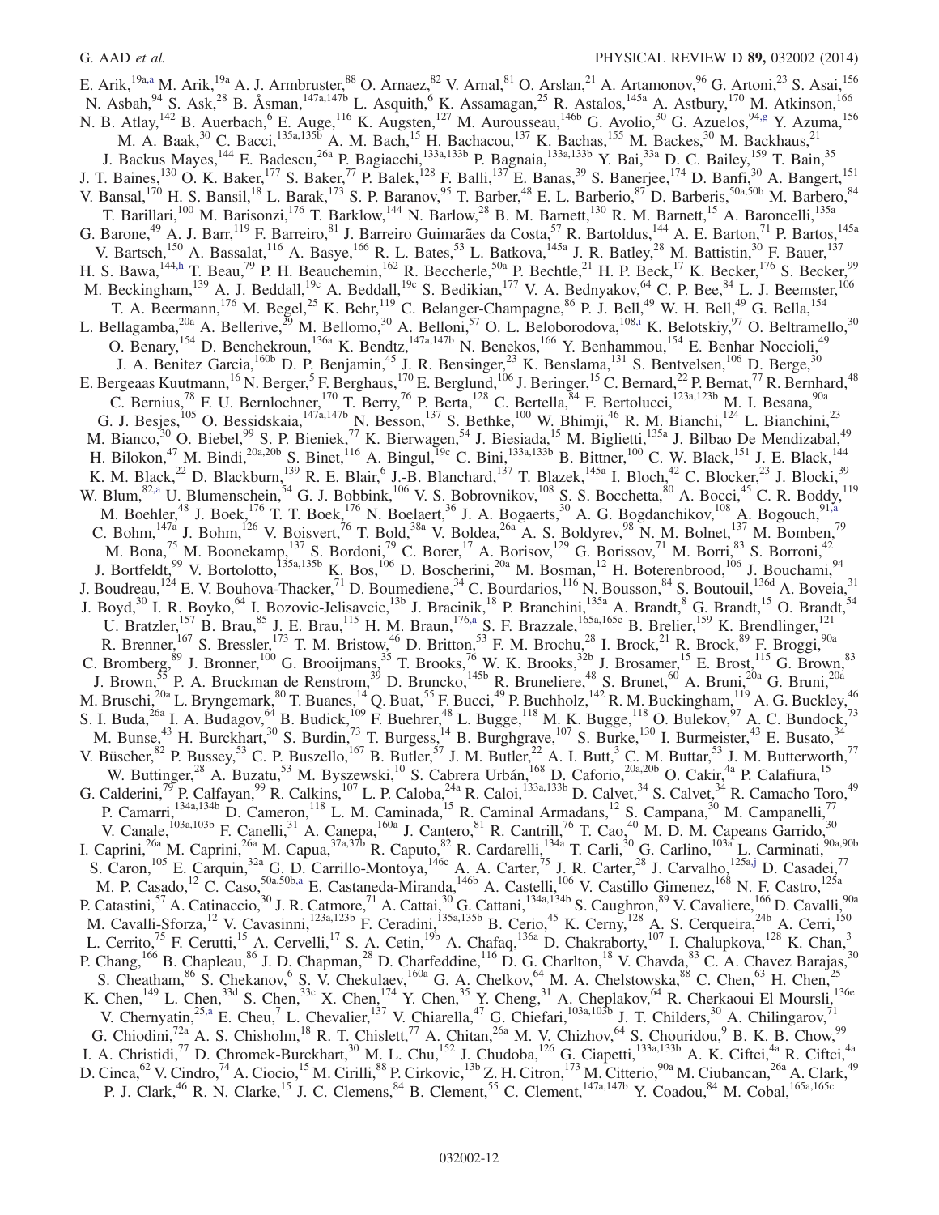E. Arik,[19a,a] M. Arik,[19a] A. J. Armbruster,[88] O. Arnaez,[82] V. Arnal,[81] O. Arslan,[21] A. Artamonov,[96] G. Artoni,[23] S. Asai,[156] N. Asbah,[94] S. Ask,[28] B. Åsman,[147a,147b] L. Asquith,[6] K. Assamagan,[25] R. Astalos,[145a] A. Astbury,[170] M. Atkinson,[166] N. B. Atlay,[142] B. Auerbach,[6] E. Auge,[116] K. Augsten,[127] M. Aurousseau,[146b] G. Avolio,[30] G. Azuelos,[94,g] Y. Azuma,[156] M. A. Baak,[30] C. Bacci,[135a,135b] A. M. Bach,[15] H. Bachacou,[137] K. Bachas,[155] M. Backes,[30] M. Backhaus,[21] J. Backus Mayes,[144] E. Badescu,[26a] P. Bagiacchi,[133a,133b] P. Bagnaia,[133a,133b] Y. Bai,[33a] D. C. Bailey,[159] T. Bain,[35] J. T. Baines,[130] O. K. Baker,[177] S. Baker,[77] P. Balek,[128] F. Balli,[137] E. Banas,[39] S. Banerjee,[174] D. Banfi,[30] A. Bangert,[151] V. Bansal,[170] H. S. Bansil,[18] L. Barak,[173] S. P. Baranov,[95] T. Barber,[48] E. L. Barberio,[87] D. Barberis,[50a,50b] M. Barbero,[84] T. Barillari,[100] M. Barisonzi,[176] T. Barklow,[144] N. Barlow,[28] B. M. Barnett,[130] R. M. Barnett,[15] A. Baroncelli,[135a] G. Barone,[49] A. J. Barr,[119] F. Barreiro,[81] J. Barreiro Guimarães da Costa,[57] R. Bartoldus,[144] A. E. Barton,[71] P. Bartos,[145a] V. Bartsch,[150] A. Bassalat,[116] A. Basye,[166] R. L. Bates,[53] L. Batkova,[145a] J. R. Batley,[28] M. Battistin,[30] F. Bauer,[137] H. S. Bawa,[144,h] T. Beau,[79] P. H. Beauchemin,[162] R. Beccherle,[50a] P. Bechtle,[21] H. P. Beck,[17] K. Becker,[176] S. Becker,[99] M. Beckingham,[139] A. J. Beddall,[19c] A. Beddall,[19c] S. Bedikian,[177] V. A. Bednyakov,[64] C. P. Bee,[84] L. J. Beemster,[106] T. A. Beermann,[176] M. Begel,[25] K. Behr,[119] C. Belanger-Champagne,[86] P. J. Bell,[49] W. H. Bell,[49] G. Bella,[154] L. Bellagamba,[20a] A. Bellerive,[29] M. Bellomo,[30] A. Belloni,[57] O. L. Beloborodova,[108,i] K. Belotskiy,[97] O. Beltramello,[30] O. Benary,[154] D. Benchekroun,[136a] K. Bendtz,[147a,147b] N. Benekos,[166] Y. Benhammou,[154] E. Benhar Noccioli,[49] J. A. Benitez Garcia,[160b] D. P. Benjamin,[45] J. R. Bensinger,[23] K. Benslama,[131] S. Bentvelsen,[106] D. Berge,[30] E. Bergeaas Kuutmann,[16] N. Berger,[5] F. Berghaus,[170] E. Berglund,[106] J. Beringer,[15] C. Bernard,[22] P. Bernat,[77] R. Bernhard,[48] C. Bernius,[78] F. U. Bernlochner,[170] T. Berry,[76] P. Berta,[128] C. Bertella,[84] F. Bertolucci,[123a,123b] M. I. Besana,[90a] G. J. Besjes,[105] O. Bessidskaia,[147a,147b] N. Besson,[137] S. Bethke,[100] W. Bhimji,[46] R. M. Bianchi,[124] L. Bianchini,[23] M. Bianco,[30] O. Biebel,[99] S. P. Bieniek,[77] K. Bierwagen,[54] J. Biesiada,[15] M. Biglietti,[135a] J. Bilbao De Mendizabal,[49] H. Bilokon,[47] M. Bindi,[20a,20b] S. Binet,[116] A. Bingul,[19c] C. Bini,[133a,133b] B. Bittner,[100] C. W. Black,[151] J. E. Black,[144] K. M. Black,[22] D. Blackburn,[139] R. E. Blair,[6] J.-B. Blanchard,[137] T. Blazek,[145a] I. Bloch,[42] C. Blocker,[23] J. Blocki,[39] W. Blum,[82,a] U. Blumenschein,[54] G. J. Bobbink,[106] V. S. Bobrovnikov,[108] S. S. Bocchetta,[80] A. Bocci,[45] C. R. Boddy,[119] M. Boehler,[48] J. Boek,[176] T. T. Boek,[176] N. Boelaert,[36] J. A. Bogaerts,[30] A. G. Bogdanchikov,[108] A. Bogouch,[91,a] C. Bohm,[147a] J. Bohm,[126] V. Boisvert,[76] T. Bold,[38a] V. Boldea,[26a] A. S. Boldyrev,[98] N. M. Bolnet,[137] M. Bomben,[79] M. Bona,[75] M. Boonekamp,[137] S. Bordoni,[79] C. Borer,[17] A. Borisov,[129] G. Borissov,[71] M. Borri,[83] S. Borroni,[42] J. Bortfeldt,[99] V. Bortolotto,[135a,135b] K. Bos,[106] D. Boscherini,[20a] M. Bosman,[12] H. Boterenbrood,[106] J. Bouchami,[94] J. Boudreau,[124] E. V. Bouhova-Thacker,[71] D. Boumediene,[34] C. Bourdarios,[116] N. Bousson,[84] S. Boutouil,[136d] A. Boveia,[31] J. Boyd,[30] I. R. Boyko,[64] I. Bozovic-Jelisavcic,[13b] J. Bracinik,[18] P. Branchini,[135a] A. Brandt,[8] G. Brandt,[15] O. Brandt,[54] U. Bratzler,[157] B. Brau,[85] J. E. Brau,[115] H. M. Braun,[176,a] S. F. Brazzale,[165a,165c] B. Brelier,[159] K. Brendlinger,[121] R. Brenner,[167] S. Bressler,[173] T. M. Bristow,[46] D. Britton,[53] F. M. Brochu,[28] I. Brock,[21] R. Brock,[89] F. Broggi,[90a] C. Bromberg,[89] J. Bronner,[100] G. Brooijmans,[35] T. Brooks,[76] W. K. Brooks,[32b] J. Brosamer,[15] E. Brost,[115] G. Brown,[83] J. Brown,[55] P. A. Bruckman de Renstrom,[39] D. Bruncko,[145b] R. Bruneliere,[48] S. Brunet,[60] A. Bruni,[20a] G. Bruni,[20a] M. Bruschi,[20a] L. Bryngemark,[80] T. Buanes,[14] Q. Buat,[55] F. Bucci,[49] P. Buchholz,[142] R. M. Buckingham,[119] A. G. Buckley,[46] S. I. Buda,[26a] I. A. Budagov,[64] B. Budick,[109] F. Buehrer,[48] L. Bugge,[118] M. K. Bugge,[118] O. Bulekov,[97] A. C. Bundock,[73] M. Bunse,[43] H. Burckhart,[30] S. Burdin,[73] T. Burgess,[14] B. Burghgrave,[107] S. Burke,[130] I. Burmeister,[43] E. Busato,[34] V. Büscher,[82] P. Bussey,[53] C. P. Buszello,[167] B. Butler,[57] J. M. Butler,[22] A. I. Butt,[3] C. M. Buttar,[53] J. M. Butterworth,[77] W. Buttinger,[28] A. Buzatu,[53] M. Byszewski,[10] S. Cabrera Urbán,[168] D. Caforio,[20a,20b] O. Cakir,[4a] P. Calafiura,[15] G. Calderini,[79] P. Calfayan,[99] R. Calkins,[107] L. P. Caloba,[24a] R. Caloi,[133a,133b] D. Calvet,[34] S. Calvet,[34] R. Camacho Toro,[49] P. Camarri,[134a,134b] D. Cameron,[118] L. M. Caminada,[15] R. Caminal Armadans,[12] S. Campana,[30] M. Campanelli,[77] V. Canale,[103a,103b] F. Canelli,[31] A. Canepa,[160a] J. Cantero,[81] R. Cantrill,[76] T. Cao,[40] M. D. M. Capeans Garrido,[30] I. Caprini,[26a] M. Caprini,[26a] M. Capua,[37a,37b] R. Caputo,[82] R. Cardarelli,[134a] T. Carli,[30] G. Carlino,[103a] L. Carminati,[90a,90b] S. Caron,[105] E. Carquin,[32a] G. D. Carrillo-Montoya,[146c] A. A. Carter,[75] J. R. Carter,[28] J. Carvalho,[125a,j] D. Casadei,[77] M. P. Casado,[12] C. Caso,[50a,50b,a] E. Castaneda-Miranda,[146b] A. Castelli,[106] V. Castillo Gimenez,[168] N. F. Castro,[125a] P. Catastini,[57] A. Catinaccio,[30] J. R. Catmore,[71] A. Cattai,[30] G. Cattani,[134a,134b] S. Caughron,[89] V. Cavaliere,[166] D. Cavalli,[90a] M. Cavalli-Sforza,[12] V. Cavasinni,[123a,123b] F. Ceradini,[135a,135b] B. Cerio,[45] K. Cerny,[128] A. S. Cerqueira,[24b] A. Cerri,[150] L. Cerrito,[75] F. Cerutti,[15] A. Cervelli,[17] S. A. Cetin,[19b] A. Chafaq,[136a] D. Chakraborty,[107] I. Chalupkova,[128] K. Chan,[3] P. Chang,[166] B. Chapleau,[86] J. D. Chapman,[28] D. Charfeddine,[116] D. G. Charlton,[18] V. Chavda,[83] C. A. Chavez Barajas,[30] S. Cheatham,[86] S. Chekanov,[6] S. V. Chekulaev,[160a] G. A. Chelkov,[64] M. A. Chelstowska,[88] C. Chen,[63] H. Chen,[25] K. Chen,[149] L. Chen,[33d] S. Chen,[33c] X. Chen,[174] Y. Chen,[35] Y. Cheng,[31] A. Cheplakov,[64] R. Cherkaoui El Moursli,[136e] V. Chernyatin,[25,a] E. Cheu,[7] L. Chevalier,[137] V. Chiarella,[47] G. Chiefari,[103a,103b] J. T. Childers,[30] A. Chilingarov,[71] G. Chiodini,[72a] A. S. Chisholm,[18] R. T. Chislett,[77] A. Chitan,[26a] M. V. Chizhov,[64] S. Chouridou,[9] B. K. B. Chow,[99] I. A. Christidi,[77] D. Chromek-Burckhart,[30] M. L. Chu,[152] J. Chudoba,[126] G. Ciapetti,[133a,133b] A. K. Ciftci,[4a] R. Ciftci,[4a] D. Cinca,[62] V. Cindro,[74] A. Ciocio,[15] M. Cirilli,[88] P. Cirkovic,[13b] Z. H. Citron,[173] M. Citterio,[90a] M. Ciubancan,[26a] A. Clark,[49] P. J. Clark,[46] R. N. Clarke,[15] J. C. Clemens,[84] B. Clement,[55] C. Clement,[147a,147b] Y. Coadou,[84] M. Cobal,[165a,165c]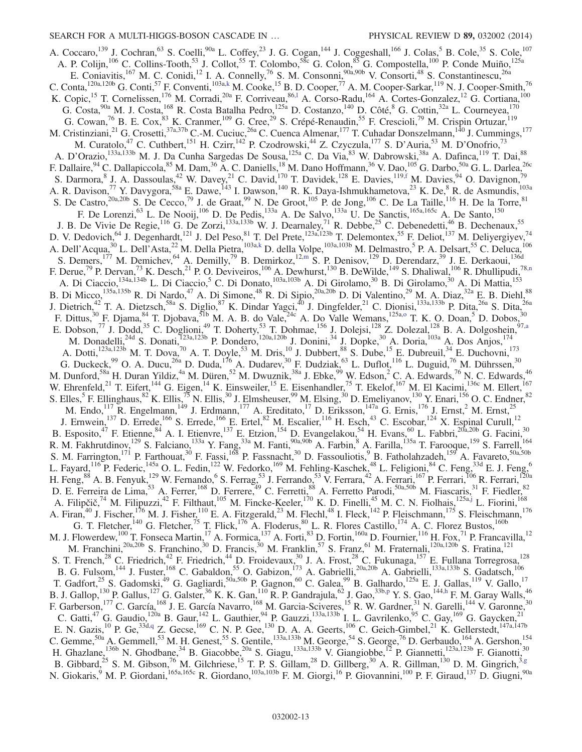A. Coccaro,[139] J. Cochran,[63] S. Coelli,[90a] L. Coffey,[23] J. G. Cogan,[144] J. Coggeshall,[166] J. Colas,[5] B. Cole,[35] S. Cole,[107] A. P. Colijn,[106] C. Collins-Tooth,[53] J. Collot,[55] T. Colombo,[58c] G. Colon,[85] G. Compostella,[100] P. Conde Muiño,[125a] E. Coniavitis,[167] M. C. Conidi,[12] I. A. Connelly,[76] S. M. Consonni,[90a,90b] V. Consorti,[48] S. Constantinescu,[26a] C. Conta,[120a,120b] G. Conti,[57] F. Conventi,[103a,k] M. Cooke,[15] B. D. Cooper,[77] A. M. Cooper-Sarkar,[119] N. J. Cooper-Smith,[76] K. Copic,[15] T. Cornelissen,[176] M. Corradi,[20a] F. Corriveau,[86,l] A. Corso-Radu,[164] A. Cortes-Gonzalez,[12] G. Cortiana,[100] G. Costa,[90a] M. J. Costa,[168] R. Costa Batalha Pedro,[125a] D. Costanzo,[140] D. Côté,[8] G. Cottin,[32a] L. Courneyea,[170] G. Cowan,[76] B. E. Cox,[83] K. Cranmer,[109] G. Cree,[29] S. Crépé-Renaudin,[55] F. Crescioli,[79] M. Crispin Ortuzar,[119] M. Cristinziani,[21] G. Crosetti,[37a,37b] C.-M. Cuciuc,[26a] C. Cuenca Almenar,[177] T. Cuhadar Donszelmann,[140] J. Cummings,[177] M. Curatolo,[47] C. Cuthbert,[151] H. Czirr,[142] P. Czodrowski,[44] Z. Czyczula,[177] S. D'Auria,[53] M. D'Onofrio,[73] A. D'Orazio,[133a,133b] M. J. Da Cunha Sargedas De Sousa,[125a] C. Da Via,[83] W. Dabrowski,[38a] A. Dafinca,[119] T. Dai,[88] F. Dallaire,[94] C. Dallapiccola,[85] M. Dam,[36] A. C. Daniells,[18] M. Dano Hoffmann,[36] V. Dao,[105] G. Darbo,[50a] G. L. Darlea,[26c] S. Darmora,[8] J. A. Dassoulas,[42] W. Davey,[21] C. David,[170] T. Davidek,[128] E. Davies,[119,f] M. Davies,[94] O. Davignon,[79] A. R. Davison,[77] Y. Davygora,[58a] E. Dawe,[143] I. Dawson,[140] R. K. Daya-Ishmukhametova,[23] K. De,[8] R. de Asmundis,[103a] S. De Castro,[20a,20b] S. De Cecco,[79] J. de Graat,[99] N. De Groot,[105] P. de Jong,[106] C. De La Taille,[116] H. De la Torre,[81] F. De Lorenzi,[63] L. De Nooij,[106] D. De Pedis,[133a] A. De Salvo,[133a] U. De Sanctis,[165a,165c] A. De Santo,[150] J. B. De Vivie De Regie,[116] G. De Zorzi,[133a,133b] W. J. Dearnaley,[71] R. Debbe,[25] C. Debenedetti,[46] B. Dechenaux,[55] D. V. Dedovich,[64] J. Degenhardt,[121] J. Del Peso,[81] T. Del Prete,[123a,123b] T. Delemontex,[55] F. Deliot,[137] M. Deliyergiyev,[74] A. Dell'Acqua,[30] L. Dell'Asta,[22] M. Della Pietra,[103a,k] D. della Volpe,[103a,103b] M. Delmastro,[5] P. A. Delsart,[55] C. Deluca,[106] S. Demers,[177] M. Demichev,[64] A. Demilly,[79] B. Demirkoz,[12,m] S. P. Denisov,[129] D. Derendarz,[39] J. E. Derkaoui,[136d] F. Derue,[79] P. Dervan,[73] K. Desch,[21] P. O. Deviveiros,[106] A. Dewhurst,[130] B. DeWilde,[149] S. Dhaliwal,[106] R. Dhullipudi,[78,n] A. Di Ciaccio,[134a,134b] L. Di Ciaccio,[5] C. Di Donato,[103a,103b] A. Di Girolamo,[30] B. Di Girolamo,[30] A. Di Mattia,[153] B. Di Micco,[135a,135b] R. Di Nardo,[47] A. Di Simone,[48] R. Di Sipio,[20a,20b] D. Di Valentino,[29] M. A. Diaz,[32a] E. B. Diehl,[88] J. Dietrich,[42] T. A. Dietzsch,[58a] S. Diglio,[87] K. Dindar Yagci,[40] J. Dingfelder,[21] C. Dionisi,[133a,133b] P. Dita,[26a] S. Dita,[26a] F. Dittus,[30] F. Djama,[84] T. Djobava,[51b] M. A. B. do Vale,[24c] A. Do Valle Wemans,[125a,o] T. K. O. Doan,[5] D. Dobos,[30] E. Dobson,[77] J. Dodd,[35] C. Doglioni,[49] T. Doherty,[53] T. Dohmae,[156] J. Dolejsi,[128] Z. Dolezal,[128] B. A. Dolgoshein,[97,a] M. Donadelli,[24d] S. Donati,[123a,123b] P. Dondero,[120a,120b] J. Donini,[34] J. Dopke,[30] A. Doria,[103a] A. Dos Anjos,[174] A. Dotti,[123a,123b] M. T. Dova,[70] A. T. Doyle,[53] M. Dris,[10] J. Dubbert,[88] S. Dube,[15] E. Dubreuil,[34] E. Duchovni,[173] G. Duckeck,[99] O. A. Ducu,[26a] D. Duda,[176] A. Dudarev,[30] F. Dudziak,[63] L. Duflot,[116] L. Duguid,[76] M. Dührssen,[30] M. Dunford,[58a] H. Duran Yildiz,[4a] M. Düren,[52] M. Dwuznik,[38a] J. Ebke,[99] W. Edson,[2] C. A. Edwards,[76] N. C. Edwards,[46] W. Ehrenfeld,[21] T. Eifert,[144] G. Eigen,[14] K. Einsweiler,[15] E. Eisenhandler,[75] T. Ekelof,[167] M. El Kacimi,[136c] M. Ellert,[167] S. Elles,[5] F. Ellinghaus,[82] K. Ellis,[75] N. Ellis,[30] J. Elmsheuser,[99] M. Elsing,[30] D. Emeliyanov,[130] Y. Enari,[156] O. C. Endner,[82] M. Endo,[117] R. Engelmann,[149] J. Erdmann,[177] A. Ereditato,[17] D. Eriksson,[147a] G. Ernis,[176] J. Ernst,[2] M. Ernst,[25] J. Ernwein,[137] D. Errede,[166] S. Errede,[166] E. Ertel,[82] M. Escalier,[116] H. Esch,[43] C. Escobar,[124] X. Espinal Curull,[12] B. Esposito,[47] F. Etienne,[84] A. I. Etienvre,[137] E. Etzion,[154] D. Evangelakou,[54] H. Evans,[60] L. Fabbri,[20a,20b] G. Facini,[30] R. M. Fakhrutdinov,[129] S. Falciano,[133a] Y. Fang,[33a] M. Fanti,[90a,90b] A. Farbin,[8] A. Farilla,[135a] T. Farooque,[159] S. Farrell,[164] S. M. Farrington,[171] P. Farthouat,[30] F. Fassi,[168] P. Fassnacht,[30] D. Fassouliotis,[9] B. Fatholahzadeh,[159] A. Favareto,[50a,50b] L. Fayard,[116] P. Federic,[145a] O. L. Fedin,[122] W. Fedorko,[169] M. Fehling-Kaschek,[48] L. Feligioni,[84] C. Feng,[33d] E. J. Feng,[6] H. Feng,[88] A. B. Fenyuk,[129] W. Fernando,[6] S. Ferrag,[53] J. Ferrando,[53] V. Ferrara,[42] A. Ferrari,[167] P. Ferrari,[106] R. Ferrari,[120a] D. E. Ferreira de Lima,[53] A. Ferrer,[168] D. Ferrere,[49] C. Ferretti,[88] A. Ferretto Parodi,[50a,50b] M. Fiascaris,[31] F. Fiedler,[82] A. Filipčič,[74] M. Filipuzzi,[42] F. Filthaut,[105] M. Fincke-Keeler,[170] K. D. Finelli,[45] M. C. N. Fiolhais,[125a,j] L. Fiorini,[168] A. Firan,[40] J. Fischer,[176] M. J. Fisher,[110] E. A. Fitzgerald,[23] M. Flechl,[48] I. Fleck,[142] P. Fleischmann,[175] S. Fleischmann,[176] G. T. Fletcher,[140] G. Fletcher,[75] T. Flick,[176] A. Floderus,[80] L. R. Flores Castillo,[174] A. C. Florez Bustos,[160b] M. J. Flowerdew,[100] T. Fonseca Martin,[17] A. Formica,[137] A. Forti,[83] D. Fortin,[160a] D. Fournier,[116] H. Fox,[71] P. Francavilla,[12] M. Franchini,[20a,20b] S. Franchino,[30] D. Francis,[30] M. Franklin,[57] S. Franz,[61] M. Fraternali,[120a,120b] S. Fratina,[121] S. T. French,[28] C. Friedrich,[42] F. Friedrich,[44] D. Froidevaux,[30] J. A. Frost,[28] C. Fukunaga,[157] E. Fullana Torregrosa,[128] B. G. Fulsom,[144] J. Fuster,[168] C. Gabaldon,[55] O. Gabizon,[173] A. Gabrielli,[20a,20b] A. Gabrielli,[133a,133b] S. Gadatsch,[106] T. Gadfort,[25] S. Gadomski,[49] G. Gagliardi,[50a,50b] P. Gagnon,[60] C. Galea,[99] B. Galhardo,[125a] E. J. Gallas,[119] V. Gallo,[17] B. J. Gallop,[130] P. Gallus,[127] G. Galster,[36] K. K. Gan,[110] R. P. Gandrajula,[62] J. Gao,[33b,p] Y. S. Gao,[144,h] F. M. Garay Walls,[46] F. Garberson,[177] C. García,[168] J. E. García Navarro,[168] M. Garcia-Sciveres,[15] R. W. Gardner,[31] N. Garelli,[144] V. Garonne,[30] C. Gatti,[47] G. Gaudio,[120a] B. Gaur,[142] L. Gauthier,[94] P. Gauzzi,[133a,133b] I. L. Gavrilenko,[95] C. Gay,[169] G. Gaycken,[21] E. N. Gazis,[10] P. Ge,[33d,q] Z. Gecse,[169] C. N. P. Gee,[130] D. A. A. Geerts,[106] C. Geich-Gimbel,[21] K. Gellerstedt,[147a,147b] C. Gemme,[50a] A. Gemmell,[53] M. H. Genest,[55] S. Gentile,[133a,133b] M. George,[54] S. George,[76] D. Gerbaudo,[164] A. Gershon,[154] H. Ghazlane,[136b] N. Ghodbane,[34] B. Giacobbe,[20a] S. Giagu,[133a,133b] V. Giangiobbe,[12] P. Giannetti,[123a,123b] F. Gianotti,[30] B. Gibbard,[25] S. M. Gibson,[76] M. Gilchriese,[15] T. P. S. Gillam,[28] D. Gillberg,[30] A. R. Gillman,[130] D. M. Gingrich,[3,g] N. Giokaris,[9] M. P. Giordani,[165a,165c] R. Giordano,[103a,103b] F. M. Giorgi,[16] P. Giovannini,[100] P. F. Giraud,[137] D. Giugni,[90a]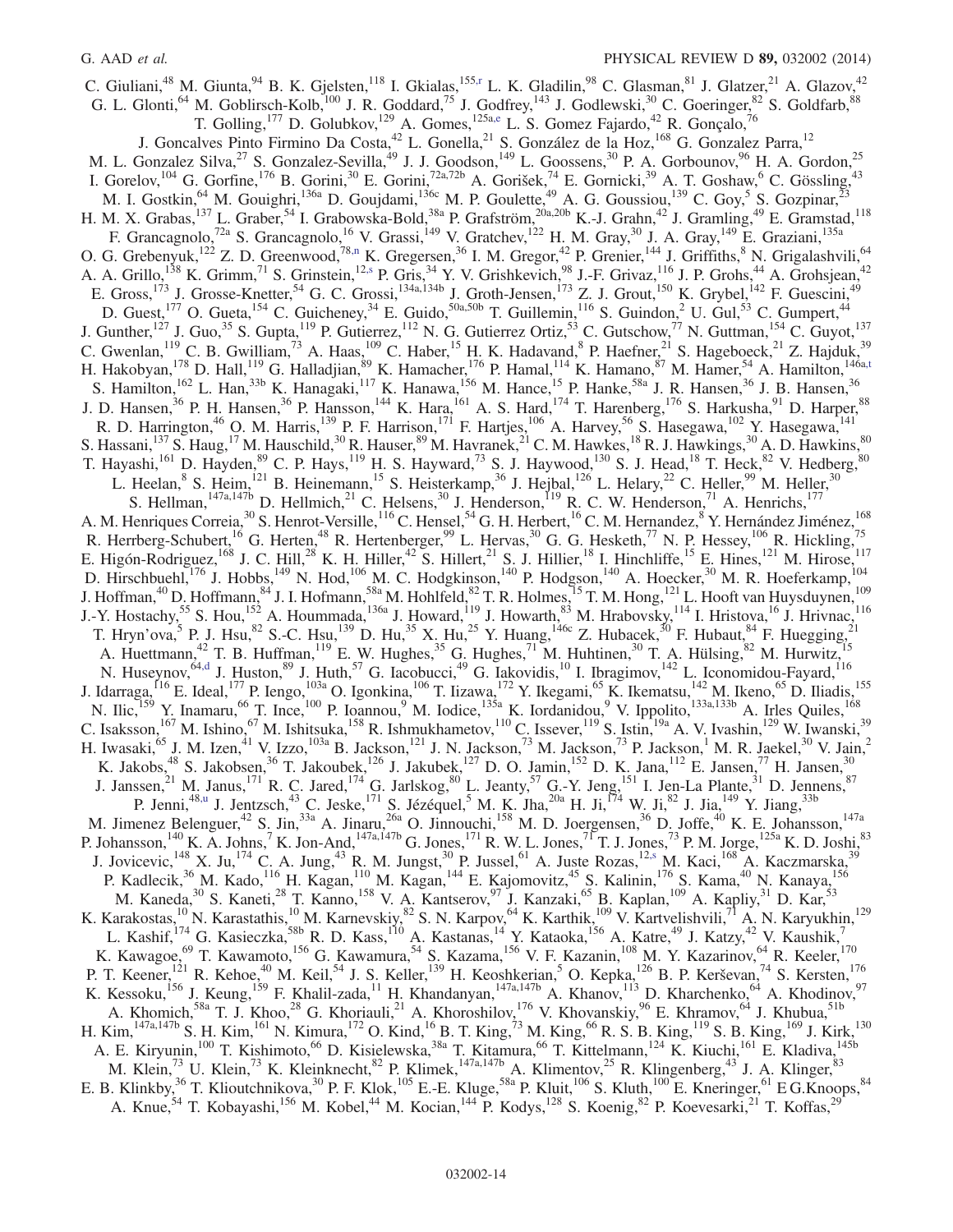C. Giuliani,[48] M. Giunta,[94] B. K. Gjelsten,[118] I. Gkialas,[155,r] L. K. Gladilin,[98] C. Glasman,[81] J. Glatzer,[21] A. Glazov,[42] G. L. Glonti,[64] M. Goblirsch-Kolb,[100] J. R. Goddard,[75] J. Godfrey,[143] J. Godlewski,[30] C. Goeringer,[82] S. Goldfarb,[88] T. Golling,[177] D. Golubkov,[129] A. Gomes,[125a,e] L. S. Gomez Fajardo,[42] R. Gonçalo,[76] J. Goncalves Pinto Firmino Da Costa,[42] L. Gonella,[21] S. González de la Hoz,[168] G. Gonzalez Parra,[12] M. L. Gonzalez Silva,[27] S. Gonzalez-Sevilla,[49] J. J. Goodson,[149] L. Goossens,[30] P. A. Gorbounov,[96] H. A. Gordon,[25] I. Gorelov,[104] G. Gorfine,[176] B. Gorini,[30] E. Gorini,[72a,72b] A. Gorišek,[74] E. Gornicki,[39] A. T. Goshaw,[6] C. Gössling,[43] M. I. Gostkin,[64] M. Gouighri,[136a] D. Goujdami,[136c] M. P. Goulette,[49] A. G. Goussiou,[139] C. Goy,[5] S. Gozpinar,[23] H. M. X. Grabas,[137] L. Graber,[54] I. Grabowska-Bold,[38a] P. Grafström,[20a,20b] K.-J. Grahn,[42] J. Gramling,[49] E. Gramstad,[118] F. Grancagnolo,[72a] S. Grancagnolo,[16] V. Grassi,[149] V. Gratchev,[122] H. M. Gray,[30] J. A. Gray,[149] E. Graziani,[135a] O. G. Grebenyuk,[122] Z. D. Greenwood,[78,n] K. Gregersen,[36] I. M. Gregor,[42] P. Grenier,[144] J. Griffiths,[8] N. Grigalashvili,[64] A. A. Grillo,[138] K. Grimm,[71] S. Grinstein,[12,s] P. Gris,[34] Y. V. Grishkevich,[98] J.-F. Grivaz,[116] J. P. Grohs,[44] A. Grohsjean,[42] E. Gross,[173] J. Grosse-Knetter,[54] G. C. Grossi,[134a,134b] J. Groth-Jensen,[173] Z. J. Grout,[150] K. Grybel,[142] F. Guescini,[49] D. Guest,[177] O. Gueta,[154] C. Guicheney,[34] E. Guido,[50a,50b] T. Guillemin,[116] S. Guindon,[2] U. Gul,[53] C. Gumpert,[44] J. Gunther,[127] J. Guo,[35] S. Gupta,[119] P. Gutierrez,[112] N. G. Gutierrez Ortiz,[53] C. Gutschow,[77] N. Guttman,[154] C. Guyot,[137] C. Gwenlan,[119] C. B. Gwilliam,[73] A. Haas,[109] C. Haber,[15] H. K. Hadavand,[8] P. Haefner,[21] S. Hageboeck,[21] Z. Hajduk,[39] H. Hakobyan,[178] D. Hall,[119] G. Halladjian,[89] K. Hamacher,[176] P. Hamal,[114] K. Hamano,[87] M. Hamer,[54] A. Hamilton,[146a,t] S. Hamilton,[162] L. Han,[33b] K. Hanagaki,[117] K. Hanawa,[156] M. Hance,[15] P. Hanke,[58a] J. R. Hansen,[36] J. B. Hansen,[36] J. D. Hansen,[36] P. H. Hansen,[36] P. Hansson,[144] K. Hara,[161] A. S. Hard,[174] T. Harenberg,[176] S. Harkusha,[91] D. Harper,[88] R. D. Harrington,[46] O. M. Harris,[139] P. F. Harrison,[171] F. Hartjes,[106] A. Harvey,[56] S. Hasegawa,[102] Y. Hasegawa,[141] S. Hassani,[137] S. Haug,[17] M. Hauschild,[30] R. Hauser,[89] M. Havranek,[21] C. M. Hawkes,[18] R. J. Hawkings,[30] A. D. Hawkins,[80] T. Hayashi,[161] D. Hayden,[89] C. P. Hays,[119] H. S. Hayward,[73] S. J. Haywood,[130] S. J. Head,[18] T. Heck,[82] V. Hedberg,[80] L. Heelan,[8] S. Heim,[121] B. Heinemann,[15] S. Heisterkamp,[36] J. Hejbal,[126] L. Helary,[22] C. Heller,[99] M. Heller,[30] S. Hellman,[147a,147b] D. Hellmich,[21] C. Helsens,[30] J. Henderson,[119] R. C. W. Henderson,[71] A. Henrichs,[177] A. M. Henriques Correia,[30] S. Henrot-Versille,[116] C. Hensel,[54] G. H. Herbert,[16] C. M. Hernandez,[8] Y. Hernández Jiménez,[168] R. Herrberg-Schubert,[16] G. Herten,[48] R. Hertenberger,[99] L. Hervas,[30] G. G. Hesketh,[77] N. P. Hessey,[106] R. Hickling,[75] E. Higón-Rodriguez,[168] J. C. Hill,[28] K. H. Hiller,[42] S. Hillert,[21] S. J. Hillier,[18] I. Hinchliffe,[15] E. Hines,[121] M. Hirose,[117] D. Hirschbuehl,[176] J. Hobbs,[149] N. Hod,[106] M. C. Hodgkinson,[140] P. Hodgson,[140] A. Hoecker,[30] M. R. Hoeferkamp,[104] J. Hoffman,[40] D. Hoffmann,[84] J. I. Hofmann,[58a] M. Hohlfeld,[82] T. R. Holmes,[15] T. M. Hong,[121] L. Hooft van Huysduynen,[109] J.-Y. Hostachy,[55] S. Hou,[152] A. Hoummada,[136a] J. Howard,[119] J. Howarth,[83] M. Hrabovsky,[114] I. Hristova,[16] J. Hrivnac,[116] T. Hryn'ova,[5] P. J. Hsu,[82] S.-C. Hsu,[139] D. Hu,[35] X. Hu,[25] Y. Huang,[146c] Z. Hubacek,[30] F. Hubaut,[84] F. Huegging,[21] A. Huettmann,[42] T. B. Huffman,[119] E. W. Hughes,[35] G. Hughes,[71] M. Huhtinen,[30] T. A. Hülsing,[82] M. Hurwitz,[15] N. Huseynov,[64,d] J. Huston,[89] J. Huth,[57] G. Iacobucci,[49] G. Iakovidis,[10] I. Ibragimov,[142] L. Iconomidou-Fayard,[116] J. Idarraga,[116] E. Ideal,[177] P. Iengo,[103a] O. Igonkina,[106] T. Iizawa,[172] Y. Ikegami,[65] K. Ikematsu,[142] M. Ikeno,[65] D. Iliadis,[155] N. Ilic,[159] Y. Inamaru,[66] T. Ince,[100] P. Ioannou,[9] M. Iodice,[135a] K. Iordanidou,[9] V. Ippolito,[133a,133b] A. Irles Quiles,[168] C. Isaksson,[167] M. Ishino,[67] M. Ishitsuka,[158] R. Ishmukhametov,[110] C. Issever,[119] S. Istin,[19a] A. V. Ivashin,[129] W. Iwanski,[39] H. Iwasaki,[65] J. M. Izen,[41] V. Izzo,[103a] B. Jackson,[121] J. N. Jackson,[73] M. Jackson,[73] P. Jackson,[1] M. R. Jaekel,[30] V. Jain,[2] K. Jakobs,[48] S. Jakobsen,[36] T. Jakoubek,[126] J. Jakubek,[127] D. O. Jamin,[152] D. K. Jana,[112] E. Jansen,[77] H. Jansen,[30] J. Janssen,[21] M. Janus,[171] R. C. Jared,[174] G. Jarlskog,[80] L. Jeanty,[57] G.-Y. Jeng,[151] I. Jen-La Plante,[31] D. Jennens,[87] P. Jenni,[48,u] J. Jentzsch,[43] C. Jeske,[171] S. Jézéquel,[5] M. K. Jha,[20a] H. Ji,[174] W. Ji,[82] J. Jia,[149] Y. Jiang,[33b] M. Jimenez Belenguer,[42] S. Jin,[33a] A. Jinaru,[26a] O. Jinnouchi,[158] M. D. Joergensen,[36] D. Joffe,[40] K. E. Johansson,[147a] P. Johansson,[140] K. A. Johns,[7] K. Jon-And,[147a,147b] G. Jones,[171] R. W. L. Jones,[71] T. J. Jones,[73] P. M. Jorge,[125a] K. D. Joshi,[83] J. Jovicevic,[148] X. Ju,[174] C. A. Jung,[43] R. M. Jungst,[30] P. Jussel,[61] A. Juste Rozas,[12,s] M. Kaci,[168] A. Kaczmarska,[39] P. Kadlecik,[36] M. Kado,[116] H. Kagan,[110] M. Kagan,[144] E. Kajomovitz,[45] S. Kalinin,[176] S. Kama,[40] N. Kanaya,[156] M. Kaneda,[30] S. Kaneti,[28] T. Kanno,[158] V. A. Kantserov,[97] J. Kanzaki,[65] B. Kaplan,[109] A. Kapliy,[31] D. Kar,[53] K. Karakostas,[10] N. Karastathis,[10] M. Karnevskiy,[82] S. N. Karpov,[64] K. Karthik,[109] V. Kartvelishvili,[71] A. N. Karyukhin,[129] L. Kashif,[174] G. Kasieczka,[58b] R. D. Kass,[110] A. Kastanas,[14] Y. Kataoka,[156] A. Katre,[49] J. Katzy,[42] V. Kaushik,[7] K. Kawagoe,[69] T. Kawamoto,[156] G. Kawamura,[54] S. Kazama,[156] V. F. Kazanin,[108] M. Y. Kazarinov,[64] R. Keeler,[170] P. T. Keener,[121] R. Kehoe,[40] M. Keil,[54] J. S. Keller,[139] H. Keoshkerian,[5] O. Kepka,[126] B. P. Kerševan,[74] S. Kersten,[176] K. Kessoku,[156] J. Keung,[159] F. Khalil-zada,[11] H. Khandanyan,[147a,147b] A. Khanov,[113] D. Kharchenko,[64] A. Khodinov,[97] A. Khomich,[58a] T. J. Khoo,[28] G. Khoriauli,[21] A. Khoroshilov,[176] V. Khovanskiy,[96] E. Khramov,[64] J. Khubua,[51b] H. Kim,[147a,147b] S. H. Kim,[161] N. Kimura,[172] O. Kind,[16] B. T. King,[73] M. King,[66] R. S. B. King,[119] S. B. King,[169] J. Kirk,[130] A. E. Kiryunin,[100] T. Kishimoto,[66] D. Kisielewska,[38a] T. Kitamura,[66] T. Kittelmann,[124] K. Kiuchi,[161] E. Kladiva,[145b] M. Klein,[73] U. Klein,[73] K. Kleinknecht,[82] P. Klimek,[147a,147b] A. Klimentov,[25] R. Klingenberg,[43] J. A. Klinger,[83] E. B. Klinkby,[36] T. Klioutchnikova,[30] P. F. Klok,[105] E.-E. Kluge,[58a] P. Kluit,[106] S. Kluth,[100] E. Kneringer,[61] E G.Knoops,[84] A. Knue,[54] T. Kobayashi,[156] M. Kobel,[44] M. Kocian,[144] P. Kodys,[128] S. Koenig,[82] P. Koevesarki,[21] T. Koffas,[29]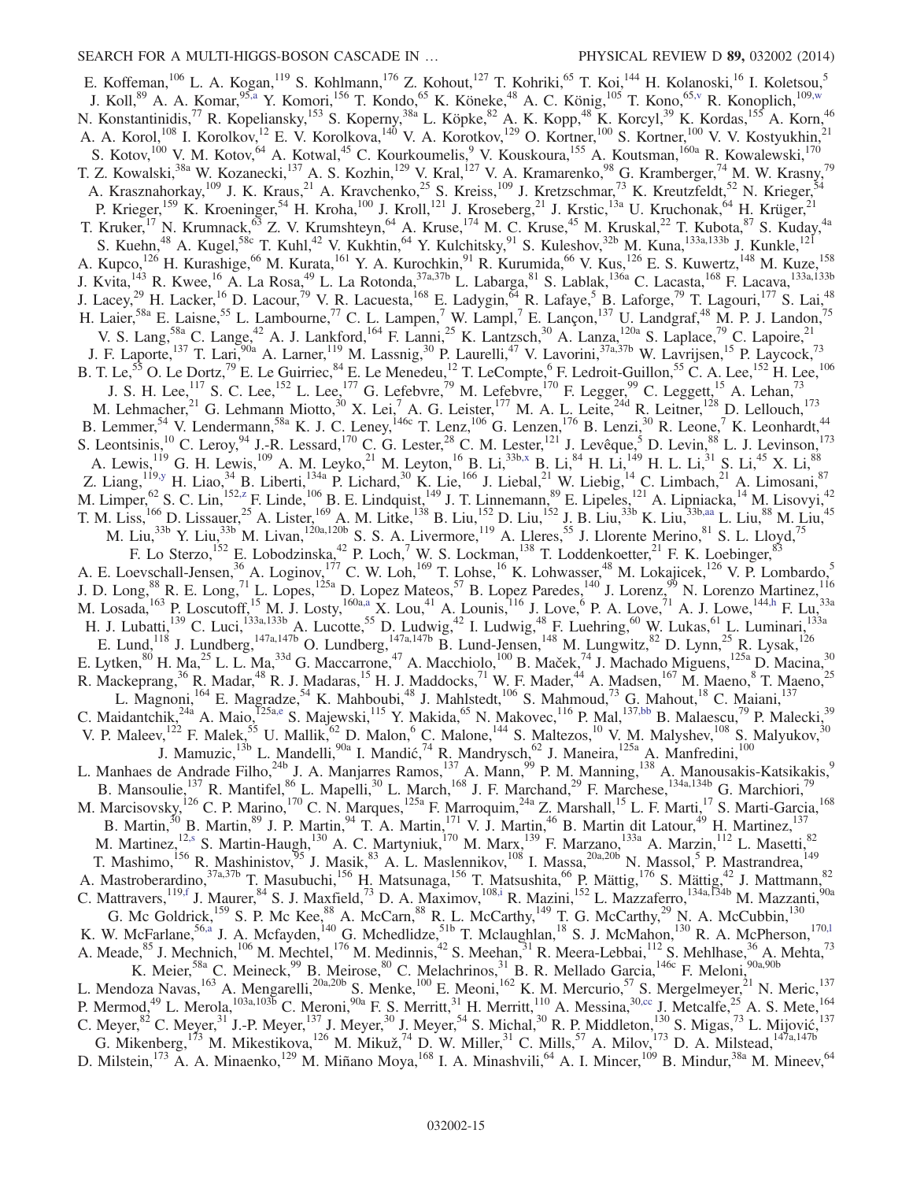E. Koffeman,[106] L. A. Kogan,[119] S. Kohlmann,[176] Z. Kohout,[127] T. Kohriki,[65] T. Koi,[144] H. Kolanoski,[16] I. Koletsou,[5] J. Koll,[89] A. A. Komar,[95,a] Y. Komori,[156] T. Kondo,[65] K. Köneke,[48] A. C. König,[105] T. Kono,[65,v] R. Konoplich,[109,w] N. Konstantinidis,[77] R. Kopeliansky,[153] S. Koperny,[38a] L. Köpke,[82] A. K. Kopp,[48] K. Korcyl,[39] K. Kordas,[155] A. Korn,[46] A. A. Korol,[108] I. Korolkov,[12] E. V. Korolkova,[140] V. A. Korotkov,[129] O. Kortner,[100] S. Kortner,[100] V. V. Kostyukhin,[21] S. Kotov,[100] V. M. Kotov,[64] A. Kotwal,[45] C. Kourkoumelis,[9] V. Kouskoura,[155] A. Koutsman,[160a] R. Kowalewski,[170] T. Z. Kowalski,[38a] W. Kozanecki,[137] A. S. Kozhin,[129] V. Kral,[127] V. A. Kramarenko,[98] G. Kramberger,[74] M. W. Krasny,[79] A. Krasznahorkay,[109] J. K. Kraus,[21] A. Kravchenko,[25] S. Kreiss,[109] J. Kretzschmar,[73] K. Kreutzfeldt,[52] N. Krieger,[54] P. Krieger,[159] K. Kroeninger,[54] H. Kroha,[100] J. Kroll,[121] J. Kroseberg,[21] J. Krstic,[13a] U. Kruchonak,[64] H. Krüger,[21] T. Kruker,[17] N. Krumnack,[63] Z. V. Krumshteyn,[64] A. Kruse,[174] M. C. Kruse,[45] M. Kruskal,[22] T. Kubota,[87] S. Kuday,[4a] S. Kuehn,[48] A. Kugel,[58c] T. Kuhl,[42] V. Kukhtin,[64] Y. Kulchitsky,[91] S. Kuleshov,[32b] M. Kuna,[133a,133b] J. Kunkle,[121] A. Kupco,[126] H. Kurashige,[66] M. Kurata,[161] Y. A. Kurochkin,[91] R. Kurumida,[66] V. Kus,[126] E. S. Kuwertz,[148] M. Kuze,[158] J. Kvita,[143] R. Kwee,[16] A. La Rosa,[49] L. La Rotonda,[37a,37b] L. Labarga,[81] S. Lablak,[136a] C. Lacasta,[168] F. Lacava,[133a,133b] J. Lacey,[29] H. Lacker,[16] D. Lacour,[79] V. R. Lacuesta,[168] E. Ladygin,[64] R. Lafaye,[5] B. Laforge,[79] T. Lagouri,[177] S. Lai,[48] H. Laier,[58a] E. Laisne,[55] L. Lambourne,[77] C. L. Lampen,[7] W. Lampl,[7] E. Lançon,[137] U. Landgraf,[48] M. P. J. Landon,[75] V. S. Lang,[58a] C. Lange,[42] A. J. Lankford,[164] F. Lanni,[25] K. Lantzsch,[30] A. Lanza,[120a] S. Laplace,[79] C. Lapoire,[21] J. F. Laporte,[137] T. Lari,[90a] A. Larner,[119] M. Lassnig,[30] P. Laurelli,[47] V. Lavorini,[37a,37b] W. Lavrijsen,[15] P. Laycock,[73] B. T. Le,[55] O. Le Dortz,[79] E. Le Guirriec,[84] E. Le Menedeu,[12] T. LeCompte,[6] F. Ledroit-Guillon,[55] C. A. Lee,[152] H. Lee,[106] J. S. H. Lee,[117] S. C. Lee,[152] L. Lee,[177] G. Lefebvre,[79] M. Lefebvre,[170] F. Legger,[99] C. Leggett,[15] A. Lehan,[73] M. Lehmacher,[21] G. Lehmann Miotto,[30] X. Lei,[7] A. G. Leister,[177] M. A. L. Leite,[24d] R. Leitner,[128] D. Lellouch,[173] B. Lemmer,[54] V. Lendermann,[58a] K. J. C. Leney,[146c] T. Lenz,[106] G. Lenzen,[176] B. Lenzi,[30] R. Leone,[7] K. Leonhardt,[44] S. Leontsinis,[10] C. Leroy,[94] J.-R. Lessard,[170] C. G. Lester,[28] C. M. Lester,[121] J. Levêque,[5] D. Levin,[88] L. J. Levinson,[173] A. Lewis,[119] G. H. Lewis,[109] A. M. Leyko,[21] M. Leyton,[16] B. Li,[33b,x] B. Li,[84] H. Li,[149] H. L. Li,[31] S. Li,[45] X. Li,[88] Z. Liang,[119,y] H. Liao,[34] B. Liberti,[134a] P. Lichard,[30] K. Lie,[166] J. Liebal,[21] W. Liebig,[14] C. Limbach,[21] A. Limosani,[87] M. Limper,[62] S. C. Lin,[152,z] F. Linde,[106] B. E. Lindquist,[149] J. T. Linnemann,[89] E. Lipeles,[121] A. Lipniacka,[14] M. Lisovyi,[42] T. M. Liss,[166] D. Lissauer,[25] A. Lister,[169] A. M. Litke,[138] B. Liu,[152] D. Liu,[152] J. B. Liu,[33b] K. Liu,[33b,aa] L. Liu,[88] M. Liu,[45] M. Liu,[33b] Y. Liu,[33b] M. Livan,[120a,120b] S. S. A. Livermore,[119] A. Lleres,[55] J. Llorente Merino,[81] S. L. Lloyd,[75] F. Lo Sterzo,[152] E. Lobodzinska,[42] P. Loch,[7] W. S. Lockman,[138] T. Loddenkoetter,[21] F. K. Loebinger,[83] A. E. Loevschall-Jensen,[36] A. Loginov,[177] C. W. Loh,[169] T. Lohse,[16] K. Lohwasser,[48] M. Lokajicek,[126] V. P. Lombardo,[5] J. D. Long,[88] R. E. Long,[71] L. Lopes,[125a] D. Lopez Mateos,[57] B. Lopez Paredes,[140] J. Lorenz,[99] N. Lorenzo Martinez,[116] M. Losada,[163] P. Loscutoff,[15] M. J. Losty,[160a,a] X. Lou,[41] A. Lounis,[116] J. Love,[6] P. A. Love,[71] A. J. Lowe,[144,h] F. Lu,[33a] H. J. Lubatti,[139] C. Luci,[133a,133b] A. Lucotte,[55] D. Ludwig,[42] I. Ludwig,[48] F. Luehring,[60] W. Lukas,[61] L. Luminari,[133a] E. Lund,[118] J. Lundberg,[147a,147b] O. Lundberg,[147a,147b] B. Lund-Jensen,[148] M. Lungwitz,[82] D. Lynn,[25] R. Lysak,[126] E. Lytken,[80] H. Ma,[25] L. L. Ma,[33d] G. Maccarrone,[47] A. Macchiolo,[100] B. Maček,[74] J. Machado Miguens,[125a] D. Macina,[30] R. Mackeprang,[36] R. Madar,[48] R. J. Madaras,[15] H. J. Maddocks,[71] W. F. Mader,[44] A. Madsen,[167] M. Maeno,[8] T. Maeno,[25] L. Magnoni,[164] E. Magradze,[54] K. Mahboubi,[48] J. Mahlstedt,[106] S. Mahmoud,[73] G. Mahout,[18] C. Maiani,[137] C. Maidantchik,[24a] A. Maio,[125a,e] S. Majewski,[115] Y. Makida,[65] N. Makovec,[116] P. Mal,[137,bb] B. Malaescu,[79] P. Malecki,[39] V. P. Maleev,[122] F. Malek,[55] U. Mallik,[62] D. Malon,[6] C. Malone,[144] S. Maltezos,[10] V. M. Malyshev,[108] S. Malyukov,[30] J. Mamuzic,[13b] L. Mandelli,[90a] I. Mandić,[74] R. Mandrysch,[62] J. Maneira,[125a] A. Manfredini,[100] L. Manhaes de Andrade Filho,[24b] J. A. Manjarres Ramos,[137] A. Mann,[99] P. M. Manning,[138] A. Manousakis-Katsikakis,[9] B. Mansoulie,[137] R. Mantifel,[86] L. Mapelli,[30] L. March,[168] J. F. Marchand,[29] F. Marchese,[134a,134b] G. Marchiori,[79] M. Marcisovsky,[126] C. P. Marino,[170] C. N. Marques,[125a] F. Marroquim,[24a] Z. Marshall,[15] L. F. Marti,[17] S. Marti-Garcia,[168] B. Martin,[30] B. Martin,[89] J. P. Martin,[94] T. A. Martin,[171] V. J. Martin,[46] B. Martin dit Latour,[49] H. Martinez,[137] M. Martinez,[12,s] S. Martin-Haugh,[130] A. C. Martyniuk,[170] M. Marx,[139] F. Marzano,[133a] A. Marzin,[112] L. Masetti,[82] T. Mashimo,[156] R. Mashinistov,[95] J. Masik,[83] A. L. Maslennikov,[108] I. Massa,[20a,20b] N. Massol,[5] P. Mastrandrea,[149] A. Mastroberardino,[37a,37b] T. Masubuchi,[156] H. Matsunaga,[156] T. Matsushita,[66] P. Mättig,[176] S. Mättig,[42] J. Mattmann,[82] C. Mattravers,[119,f] J. Maurer,[84] S. J. Maxfield,[73] D. A. Maximov,[108,i] R. Mazini,[152] L. Mazzaferro,[134a,134b] M. Mazzanti,[90a] G. Mc Goldrick,[159] S. P. Mc Kee,[88] A. McCarn,[88] R. L. McCarthy,[149] T. G. McCarthy,[29] N. A. McCubbin,[130] K. W. McFarlane,[56,a] J. A. Mcfayden,[140] G. Mchedlidze,[51b] T. Mclaughlan,[18] S. J. McMahon,[130] R. A. McPherson,[170,l] A. Meade,[85] J. Mechnich,[106] M. Mechtel,[176] M. Medinnis,[42] S. Meehan,[31] R. Meera-Lebbai,[112] S. Mehlhase,[36] A. Mehta,[73] K. Meier,[58a] C. Meineck,[99] B. Meirose,[80] C. Melachrinos,[31] B. R. Mellado Garcia,[146c] F. Meloni,[90a,90b] L. Mendoza Navas,[163] A. Mengarelli,[20a,20b] S. Menke,[100] E. Meoni,[162] K. M. Mercurio,[57] S. Mergelmeyer,[21] N. Meric,[137] P. Mermod,[49] L. Merola,[103a,103b] C. Meroni,[90a] F. S. Merritt,[31] H. Merritt,[110] A. Messina,[30,cc] J. Metcalfe,[25] A. S. Mete,[164] C. Meyer,[82] C. Meyer,[31] J.-P. Meyer,[137] J. Meyer,[30] J. Meyer,[54] S. Michal,[30] R. P. Middleton,[130] S. Migas,[73] L. Mijović,[137] G. Mikenberg,[173] M. Mikestikova,[126] M. Mikuž,[74] D. W. Miller,[31] C. Mills,[57] A. Milov,[173] D. A. Milstead,[147a,147b] D. Milstein,[173] A. A. Minaenko,[129] M. Miñano Moya,[168] I. A. Minashvili,[64] A. I. Mincer,[109] B. Mindur,[38a] M. Mineev,[64]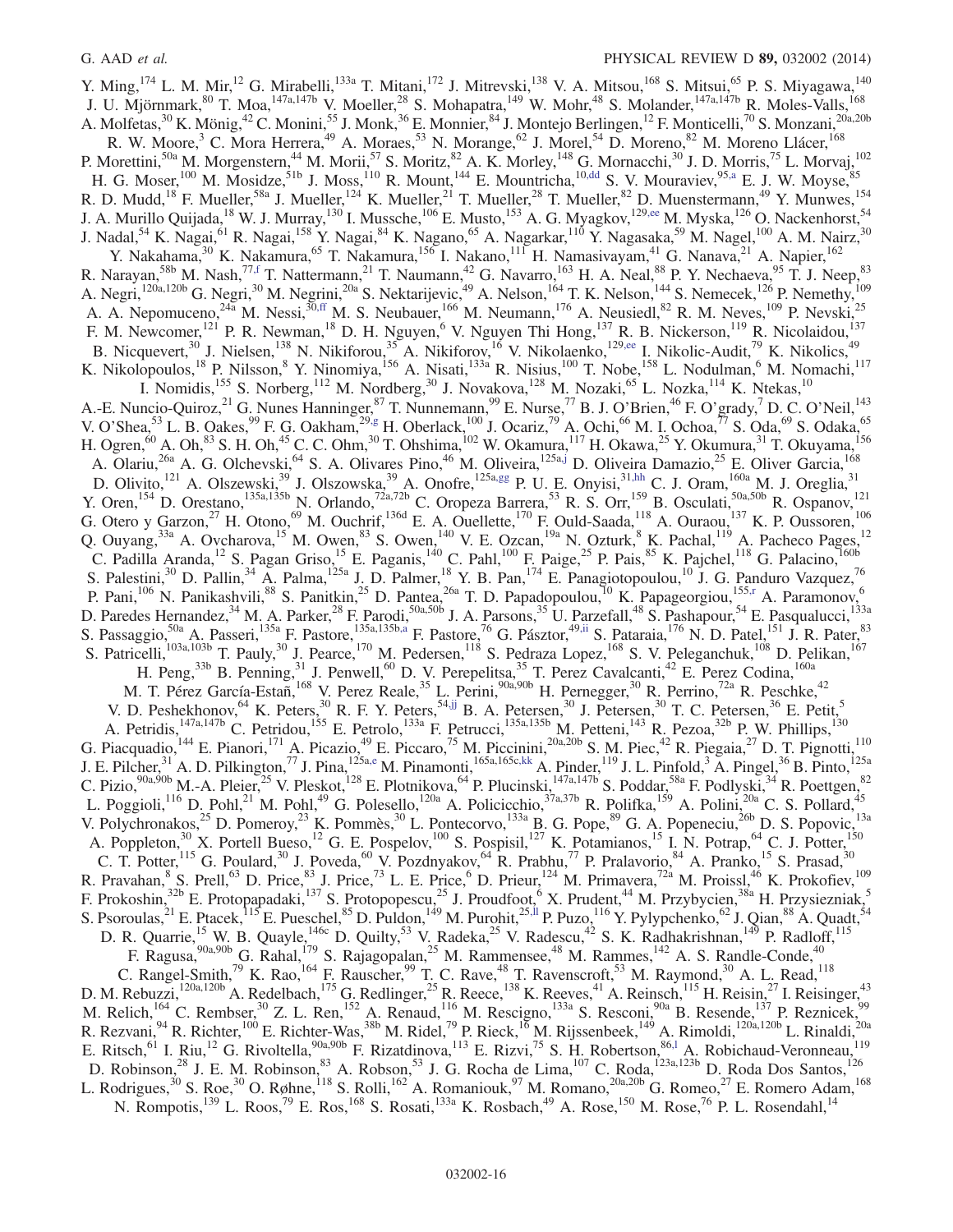Y. Ming,[174] L. M. Mir,[12] G. Mirabelli,[133a] T. Mitani,[172] J. Mitrevski,[138] V. A. Mitsou,[168] S. Mitsui,[65] P. S. Miyagawa,[140] J. U. Mjörnmark,[80] T. Moa,[147a,147b] V. Moeller,[28] S. Mohapatra,[149] W. Mohr,[48] S. Molander,[147a,147b] R. Moles-Valls,[168] A. Molfetas,[30] K. Mönig,[42] C. Monini,[55] J. Monk,[36] E. Monnier,[84] J. Montejo Berlingen,[12] F. Monticelli,[70] S. Monzani,[20a,20b] R. W. Moore,[3] C. Mora Herrera,[49] A. Moraes,[53] N. Morange,[62] J. Morel,[54] D. Moreno,[82] M. Moreno Llácer,[168] P. Morettini,[50a] M. Morgenstern,[44] M. Morii,[57] S. Moritz,[82] A. K. Morley,[148] G. Mornacchi,[30] J. D. Morris,[75] L. Morvaj,[102] H. G. Moser,[100] M. Mosidze,[51b] J. Moss,[110] R. Mount,[144] E. Mountricha,[10,dd] S. V. Mouraviev,[95,a] E. J. W. Moyse,[85] R. D. Mudd,[18] F. Mueller,[58a] J. Mueller,[124] K. Mueller,[21] T. Mueller,[28] T. Mueller,[82] D. Muenstermann,[49] Y. Munwes,[154] J. A. Murillo Quijada,[18] W. J. Murray,[130] I. Mussche,[106] E. Musto,[153] A. G. Myagkov,[129,ee] M. Myska,[126] O. Nackenhorst,[54] J. Nadal,[54] K. Nagai,[61] R. Nagai,[158] Y. Nagai,[84] K. Nagano,[65] A. Nagarkar,[110] Y. Nagasaka,[59] M. Nagel,[100] A. M. Nairz,[30] Y. Nakahama,[30] K. Nakamura,[65] T. Nakamura,[156] I. Nakano,[111] H. Namasivayam,[41] G. Nanava,[21] A. Napier,[162] R. Narayan,[58b] M. Nash,[77,f] T. Nattermann,[21] T. Naumann,[42] G. Navarro,[163] H. A. Neal,[88] P. Y. Nechaeva,[95] T. J. Neep,[83] A. Negri,[120a,120b] G. Negri,[30] M. Negrini,[20a] S. Nektarijevic,[49] A. Nelson,[164] T. K. Nelson,[144] S. Nemecek,[126] P. Nemethy,[109] A. A. Nepomuceno,[24a] M. Nessi,[30,ff] M. S. Neubauer,[166] M. Neumann,[176] A. Neusiedl,[82] R. M. Neves,[109] P. Nevski,[25] F. M. Newcomer,[121] P. R. Newman,[18] D. H. Nguyen,[6] V. Nguyen Thi Hong,[137] R. B. Nickerson,[119] R. Nicolaidou,[137] B. Nicquevert,[30] J. Nielsen,[138] N. Nikiforou,[35] A. Nikiforov,[16] V. Nikolaenko,[129,ee] I. Nikolic-Audit,[79] K. Nikolics,[49] K. Nikolopoulos,[18] P. Nilsson,[8] Y. Ninomiya,[156] A. Nisati,[133a] R. Nisius,[100] T. Nobe,[158] L. Nodulman,[6] M. Nomachi,[117] I. Nomidis,[155] S. Norberg,[112] M. Nordberg,[30] J. Novakova,[128] M. Nozaki,[65] L. Nozka,[114] K. Ntekas,[10] A.-E. Nuncio-Quiroz,[21] G. Nunes Hanninger,[87] T. Nunnemann,[99] E. Nurse,[77] B. J. O'Brien,[46] F. O'grady,[7] D. C. O'Neil,[143] V. O'Shea,[53] L. B. Oakes,[99] F. G. Oakham,[29,g] H. Oberlack,[100] J. Ocariz,[79] A. Ochi,[66] M. I. Ochoa,[77] S. Oda,[69] S. Odaka,[65] H. Ogren,[60] A. Oh,[83] S. H. Oh,[45] C. C. Ohm,[30] T. Ohshima,[102] W. Okamura,[117] H. Okawa,[25] Y. Okumura,[31] T. Okuyama,[156] A. Olariu,[26a] A. G. Olchevski,[64] S. A. Olivares Pino,[46] M. Oliveira,[125a,j] D. Oliveira Damazio,[25] E. Oliver Garcia,[168] D. Olivito,[121] A. Olszewski,[39] J. Olszowska,[39] A. Onofre,[125a,gg] P. U. E. Onyisi,[31,hh] C. J. Oram,[160a] M. J. Oreglia,[31] Y. Oren,[154] D. Orestano,[135a,135b] N. Orlando,[72a,72b] C. Oropeza Barrera,[53] R. S. Orr,[159] B. Osculati,[50a,50b] R. Ospanov,[121] G. Otero y Garzon,[27] H. Otono,[69] M. Ouchrif,[136d] E. A. Ouellette,[170] F. Ould-Saada,[118] A. Ouraou,[137] K. P. Oussoren,[106] Q. Ouyang,[33a] A. Ovcharova,[15] M. Owen,[83] S. Owen,[140] V. E. Ozcan,[19a] N. Ozturk,[8] K. Pachal,[119] A. Pacheco Pages,[12] C. Padilla Aranda,[12] S. Pagan Griso,[15] E. Paganis,[140] C. Pahl,[100] F. Paige,[25] P. Pais,[85] K. Pajchel,[118] G. Palacino,[160b] S. Palestini,[30] D. Pallin,[34] A. Palma,[125a] J. D. Palmer,[18] Y. B. Pan,[174] E. Panagiotopoulou,[10] J. G. Panduro Vazquez,[76] P. Pani,[106] N. Panikashvili,[88] S. Panitkin,[25] D. Pantea,[26a] T. D. Papadopoulou,[10] K. Papageorgiou,[155,r] A. Paramonov,[6] D. Paredes Hernandez,[34] M. A. Parker,[28] F. Parodi,[50a,50b] J. A. Parsons,[35] U. Parzefall,[48] S. Pashapour,[54] E. Pasqualucci,[133a] S. Passaggio,[50a] A. Passeri,[135a] F. Pastore,[135a,135b,a] F. Pastore,[76] G. Pásztor,[49,ii] S. Pataraia,[176] N. D. Patel,[151] J. R. Pater,[83] S. Patricelli,[103a,103b] T. Pauly,[30] J. Pearce,[170] M. Pedersen,[118] S. Pedraza Lopez,[168] S. V. Peleganchuk,[108] D. Pelikan,[167] H. Peng,[33b] B. Penning,[31] J. Penwell,[60] D. V. Perepelitsa,[35] T. Perez Cavalcanti,[42] E. Perez Codina,[160a] M. T. Pérez García-Estañ,[168] V. Perez Reale,[35] L. Perini,[90a,90b] H. Pernegger,[30] R. Perrino,[72a] R. Peschke,[42] V. D. Peshekhonov,[64] K. Peters,[30] R. F. Y. Peters,[54,jj] B. A. Petersen,[30] J. Petersen,[30] T. C. Petersen,[36] E. Petit,[5] A. Petridis,[147a,147b] C. Petridou,[155] E. Petrolo,[133a] F. Petrucci,[135a,135b] M. Petteni,[143] R. Pezoa,[32b] P. W. Phillips,[130] G. Piacquadio,[144] E. Pianori,[171] A. Picazio,[49] E. Piccaro,[75] M. Piccinini,[20a,20b] S. M. Piec,[42] R. Piegaia,[27] D. T. Pignotti,[110] J. E. Pilcher,[31] A. D. Pilkington,[77] J. Pina,[125a,e] M. Pinamonti,[165a,165c,kk] A. Pinder,[119] J. L. Pinfold,[3] A. Pingel,[36] B. Pinto,[125a] C. Pizio,[90a,90b] M.-A. Pleier,[25] V. Pleskot,[128] E. Plotnikova,[64] P. Plucinski,[147a,147b] S. Poddar,[58a] F. Podlyski,[34] R. Poettgen,[82] L. Poggioli,[116] D. Pohl,[21] M. Pohl,[49] G. Polesello,[120a] A. Policicchio,[37a,37b] R. Polifka,[159] A. Polini,[20a] C. S. Pollard,[45] V. Polychronakos,[25] D. Pomeroy,[23] K. Pommès,[30] L. Pontecorvo,[133a] B. G. Pope,[89] G. A. Popeneciu,[26b] D. S. Popovic,[13a] A. Poppleton,[30] X. Portell Bueso,[12] G. E. Pospelov,[100] S. Pospisil,[127] K. Potamianos,[15] I. N. Potrap,[64] C. J. Potter,[150] C. T. Potter,[115] G. Poulard,[30] J. Poveda,[60] V. Pozdnyakov,[64] R. Prabhu,[77] P. Pralavorio,[84] A. Pranko,[15] S. Prasad,[30] R. Pravahan,[8] S. Prell,[63] D. Price,[83] J. Price,[73] L. E. Price,[6] D. Prieur,[124] M. Primavera,[72a] M. Proissl,[46] K. Prokofiev,[109] F. Prokoshin,[32b] E. Protopapadaki,[137] S. Protopopescu,[25] J. Proudfoot,[6] X. Prudent,[44] M. Przybycien,[38a] H. Przysiezniak,[5] S. Psoroulas,[21] E. Ptacek,[115] E. Pueschel,[85] D. Puldon,[149] M. Purohit,[25,ll] P. Puzo,[116] Y. Pylypchenko,[62] J. Qian,[88] A. Quadt,[54] D. R. Quarrie,[15] W. B. Quayle,[146c] D. Quilty,[53] V. Radeka,[25] V. Radescu,[42] S. K. Radhakrishnan,[149] P. Radloff,[115] F. Ragusa,[90a,90b] G. Rahal,[179] S. Rajagopalan,[25] M. Rammensee,[48] M. Rammes,[142] A. S. Randle-Conde,[40] C. Rangel-Smith,[79] K. Rao,[164] F. Rauscher,[99] T. C. Rave,[48] T. Ravenscroft,[53] M. Raymond,[30] A. L. Read,[118] D. M. Rebuzzi,[120a,120b] A. Redelbach,[175] G. Redlinger,[25] R. Reece,[138] K. Reeves,[41] A. Reinsch,[115] H. Reisin,[27] I. Reisinger,[43] M. Relich,[164] C. Rembser,[30] Z. L. Ren,[152] A. Renaud,[116] M. Rescigno,[133a] S. Resconi,[90a] B. Resende,[137] P. Reznicek,[99] R. Rezvani,[94] R. Richter,[100] E. Richter-Was,[38b] M. Ridel,[79] P. Rieck,[16] M. Rijssenbeek,[149] A. Rimoldi,[120a,120b] L. Rinaldi,[20a] E. Ritsch,[61] I. Riu,[12] G. Rivoltella,[90a,90b] F. Rizatdinova,[113] E. Rizvi,[75] S. H. Robertson,[86,l] A. Robichaud-Veronneau,[119] D. Robinson,[28] J. E. M. Robinson,[83] A. Robson,[53] J. G. Rocha de Lima,[107] C. Roda,[123a,123b] D. Roda Dos Santos,[126] L. Rodrigues,[30] S. Roe,[30] O. Røhne,[118] S. Rolli,[162] A. Romaniouk,[97] M. Romano,[20a,20b] G. Romeo,[27] E. Romero Adam,[168] N. Rompotis,[139] L. Roos,[79] E. Ros,[168] S. Rosati,[133a] K. Rosbach,[49] A. Rose,[150] M. Rose,[76] P. L. Rosendahl,[14]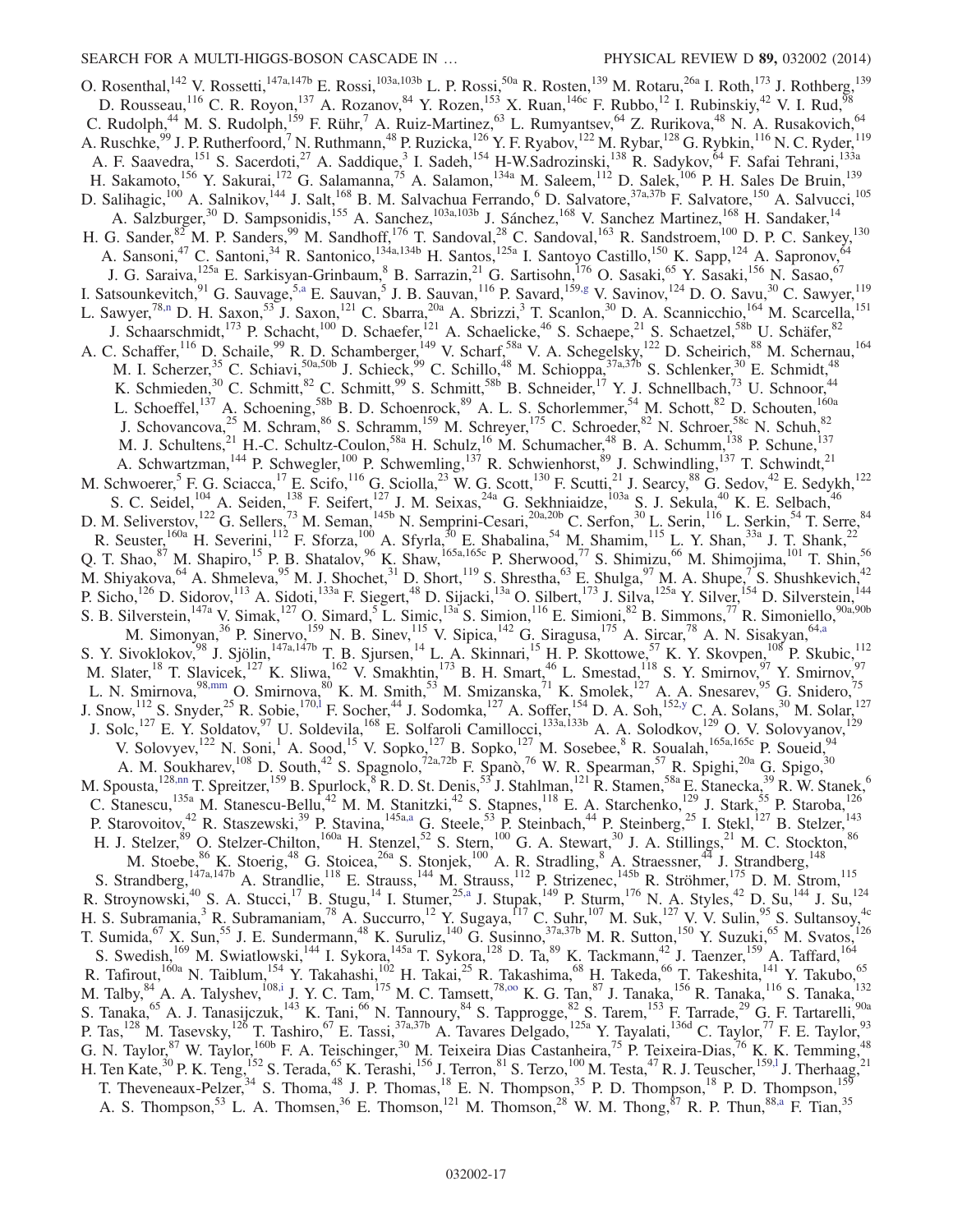O. Rosenthal,[142] V. Rossetti,[147a,147b] E. Rossi,[103a,103b] L. P. Rossi,[50a] R. Rosten,[139] M. Rotaru,[26a] I. Roth,[173] J. Rothberg,[139] D. Rousseau,[116] C. R. Royon,[137] A. Rozanov,[84] Y. Rozen,[153] X. Ruan,[146c] F. Rubbo,[12] I. Rubinskiy,[42] V. I. Rud,[98] C. Rudolph,[44] M. S. Rudolph,[159] F. Rühr,[7] A. Ruiz-Martinez,[63] L. Rumyantsev,[64] Z. Rurikova,[48] N. A. Rusakovich,[64] A. Ruschke,[99] J. P. Rutherfoord,[7] N. Ruthmann,[48] P. Ruzicka,[126] Y. F. Ryabov,[122] M. Rybar,[128] G. Rybkin,[116] N. C. Ryder,[119] A. F. Saavedra,[151] S. Sacerdoti,[27] A. Saddique,[3] I. Sadeh,[154] H-W.Sadrozinski,[138] R. Sadykov,[64] F. Safai Tehrani,[133a] H. Sakamoto,[156] Y. Sakurai,[172] G. Salamanna,[75] A. Salamon,[134a] M. Saleem,[112] D. Salek,[106] P. H. Sales De Bruin,[139] D. Salihagic,[100] A. Salnikov,[144] J. Salt,[168] B. M. Salvachua Ferrando,[6] D. Salvatore,[37a,37b] F. Salvatore,[150] A. Salvucci,[105] A. Salzburger,[30] D. Sampsonidis,[155] A. Sanchez,[103a,103b] J. Sánchez,[168] V. Sanchez Martinez,[168] H. Sandaker,[14] H. G. Sander,[82] M. P. Sanders,[99] M. Sandhoff,[176] T. Sandoval,[28] C. Sandoval,[163] R. Sandstroem,[100] D. P. C. Sankey,[130] A. Sansoni,[47] C. Santoni,[34] R. Santonico,[134a,134b] H. Santos,[125a] I. Santoyo Castillo,[150] K. Sapp,[124] A. Sapronov,[64] J. G. Saraiva,[125a] E. Sarkisyan-Grinbaum,[8] B. Sarrazin,[21] G. Sartisohn,[176] O. Sasaki,[65] Y. Sasaki,[156] N. Sasao,[67] I. Satsounkevitch,[91] G. Sauvage,[5,a] E. Sauvan,[5] J. B. Sauvan,[116] P. Savard,[159,g] V. Savinov,[124] D. O. Savu,[30] C. Sawyer,[119] L. Sawyer,[78,n] D. H. Saxon,[53] J. Saxon,[121] C. Sbarra,[20a] A. Sbrizzi,[3] T. Scanlon,[30] D. A. Scannicchio,[164] M. Scarcella,[151] J. Schaarschmidt,[173] P. Schacht,[100] D. Schaefer,[121] A. Schaelicke,[46] S. Schaepe,[21] S. Schaetzel,[58b] U. Schäfer,[82] A. C. Schaffer,[116] D. Schaile,[99] R. D. Schamberger,[149] V. Scharf,[58a] V. A. Schegelsky,[122] D. Scheirich,[88] M. Schernau,[164] M. I. Scherzer,[35] C. Schiavi,[50a,50b] J. Schieck,[99] C. Schillo,[48] M. Schioppa,[37a,37b] S. Schlenker,[30] E. Schmidt,[48] K. Schmieden,[30] C. Schmitt,[82] C. Schmitt,[99] S. Schmitt,[58b] B. Schneider,[17] Y. J. Schnellbach,[73] U. Schnoor,[44] L. Schoeffel,[137] A. Schoening,[58b] B. D. Schoenrock,[89] A. L. S. Schorlemmer,[54] M. Schott,[82] D. Schouten,[160a] J. Schovancova,[25] M. Schram,[86] S. Schramm,[159] M. Schreyer,[175] C. Schroeder,[82] N. Schroer,[58c] N. Schuh,[82] M. J. Schultens,[21] H.-C. Schultz-Coulon,[58a] H. Schulz,[16] M. Schumacher,[48] B. A. Schumm,[138] P. Schune,[137] A. Schwartzman,[144] P. Schwegler,[100] P. Schwemling,[137] R. Schwienhorst,[89] J. Schwindling,[137] T. Schwindt,[21] M. Schwoerer,[5] F. G. Sciacca,[17] E. Scifo,[116] G. Sciolla,[23] W. G. Scott,[130] F. Scutti,[21] J. Searcy,[88] G. Sedov,[42] E. Sedykh,[122] S. C. Seidel,[104] A. Seiden,[138] F. Seifert,[127] J. M. Seixas,[24a] G. Sekhniaidze,[103a] S. J. Sekula,[40] K. E. Selbach,[46] D. M. Seliverstov,[122] G. Sellers,[73] M. Seman,[145b] N. Semprini-Cesari,[20a,20b] C. Serfon,[30] L. Serin,[116] L. Serkin,[54] T. Serre,[84] R. Seuster,[160a] H. Severini,[112] F. Sforza,[100] A. Sfyrla,[30] E. Shabalina,[54] M. Shamim,[115] L. Y. Shan,[33a] J. T. Shank,[22] Q. T. Shao,[87] M. Shapiro,[15] P. B. Shatalov,[96] K. Shaw,[165a,165c] P. Sherwood,[77] S. Shimizu,[66] M. Shimojima,[101] T. Shin,[56] M. Shiyakova,[64] A. Shmeleva,[95] M. J. Shochet,[31] D. Short,[119] S. Shrestha,[63] E. Shulga,[97] M. A. Shupe,[7] S. Shushkevich,[42] P. Sicho,[126] D. Sidorov,[113] A. Sidoti,[133a] F. Siegert,[48] D. Sijacki,[13a] O. Silbert,[173] J. Silva,[125a] Y. Silver,[154] D. Silverstein,[144] S. B. Silverstein,[147a] V. Simak,[127] O. Simard,[5] L. Simic,[13a] S. Simion,[116] E. Simioni,[82] B. Simmons,[77] R. Simoniello,[90a,90b] M. Simonyan,[36] P. Sinervo,[159] N. B. Sinev,[115] V. Sipica,[142] G. Siragusa,[175] A. Sircar,[78] A. N. Sisakyan,[64,a] S. Y. Sivoklokov,[98] J. Sjölin,[147a,147b] T. B. Sjursen,[14] L. A. Skinnari,[15] H. P. Skottowe,[57] K. Y. Skovpen,[108] P. Skubic,[112] M. Slater,[18] T. Slavicek,[127] K. Sliwa,[162] V. Smakhtin,[173] B. H. Smart,[46] L. Smestad,[118] S. Yu. Smirnov,[97] Y. Smirnov,[97] L. N. Smirnova,[98,mm] O. Smirnova,[80] K. M. Smith,[53] M. Smizanska,[71] K. Smolek,[127] A. A. Snesarev,[95] G. Snidero,[75] J. Snow,[112] S. Snyder,[25] R. Sobie,[170,l] F. Socher,[44] J. Sodomka,[127] A. Soffer,[154] D. A. Soh,[152,y] C. A. Solans,[30] M. Solar,[127] J. Solc,[127] E. Yu. Soldatov,[97] U. Soldevila,[168] E. Solfaroli Camillocci,[133a,133b] A. A. Solodkov,[129] O. V. Solovyanov,[129] V. Solovyev,[122] N. Soni,[1] A. Sood,[15] V. Sopko,[127] B. Sopko,[127] M. Sosebee,[8] R. Soualah,[165a,165c] P. Soueid,[94] A. M. Soukharev,[108] D. South,[42] S. Spagnolo,[72a,72b] F. Spanò,[76] W. R. Spearman,[57] R. Spighi,[20a] G. Spigo,[30] M. Spousta,[128,nn] T. Spreitzer,[159] B. Spurlock,[8] R. D. St. Denis,[53] J. Stahlman,[121] R. Stamen,[58a] E. Stanecka,[39] R. W. Stanek,[6] C. Stanescu,[135a] M. Stanescu-Bellu,[42] M. M. Stanitzki,[42] S. Stapnes,[118] E. A. Starchenko,[129] J. Stark,[55] P. Staroba,[126] P. Starovoitov,[42] R. Staszewski,[39] P. Stavina,[145a,a] G. Steele,[53] P. Steinbach,[44] P. Steinberg,[25] I. Stekl,[127] B. Stelzer,[143] H. J. Stelzer,[89] O. Stelzer-Chilton,[160a] H. Stenzel,[52] S. Stern,[100] G. A. Stewart,[30] J. A. Stillings,[21] M. C. Stockton,[86] M. Stoebe,[86] K. Stoerig,[48] G. Stoicea,[26a] S. Stonjek,[100] A. R. Stradling,[8] A. Straessner,[44] J. Strandberg,[148] S. Strandberg,[147a,147b] A. Strandlie,[118] E. Strauss,[144] M. Strauss,[112] P. Strizenec,[145b] R. Ströhmer,[175] D. M. Strom,[115] R. Stroynowski,[40] S. A. Stucci,[17] B. Stugu,[14] I. Stumer,[25,a] J. Stupak,[149] P. Sturm,[176] N. A. Styles,[42] D. Su,[144] J. Su,[124] H. S. Subramania,[3] R. Subramaniam,[78] A. Succurro,[12] Y. Sugaya,[117] C. Suhr,[107] M. Suk,[127] V. V. Sulin,[95] S. Sultansoy,[4c] T. Sumida,[67] X. Sun,[55] J. E. Sundermann,[48] K. Suruliz,[140] G. Susinno,[37a,37b] M. R. Sutton,[150] Y. Suzuki,[65] M. Svatos,[126] S. Swedish,[169] M. Swiatlowski,[144] I. Sykora,[145a] T. Sykora,[128] D. Ta,[89] K. Tackmann,[42] J. Taenzer,[159] A. Taffard,[164] R. Tafirout,[160a] N. Taiblum,[154] Y. Takahashi,[102] H. Takai,[25] R. Takashima,[68] H. Takeda,[66] T. Takeshita,[141] Y. Takubo,[65] M. Talby,[84] A. A. Talyshev,[108,i] J. Y. C. Tam,[175] M. C. Tamsett,[78,oo] K. G. Tan,[87] J. Tanaka,[156] R. Tanaka,[116] S. Tanaka,[132] S. Tanaka,[65] A. J. Tanasijczuk,[143] K. Tani,[66] N. Tannoury,[84] S. Tapprogge,[82] S. Tarem,[153] F. Tarrade,[29] G. F. Tartarelli,[90a] P. Tas,[128] M. Tasevsky,[126] T. Tashiro,[67] E. Tassi,[37a,37b] A. Tavares Delgado,[125a] Y. Tayalati,[136d] C. Taylor,[77] F. E. Taylor,[93] G. N. Taylor,[87] W. Taylor,[160b] F. A. Teischinger,[30] M. Teixeira Dias Castanheira,[75] P. Teixeira-Dias,[76] K. K. Temming,[48] H. Ten Kate,[30] P. K. Teng,[152] S. Terada,[65] K. Terashi,[156] J. Terron,[81] S. Terzo,[100] M. Testa,[47] R. J. Teuscher,[159,l] J. Therhaag,[21] T. Theveneaux-Pelzer,[34] S. Thoma,[48] J. P. Thomas,[18] E. N. Thompson,[35] P. D. Thompson,[18] P. D. Thompson,[159] A. S. Thompson,[53] L. A. Thomsen,[36] E. Thomson,[121] M. Thomson,[28] W. M. Thong,[87] R. P. Thun,[88,a] F. Tian,[35]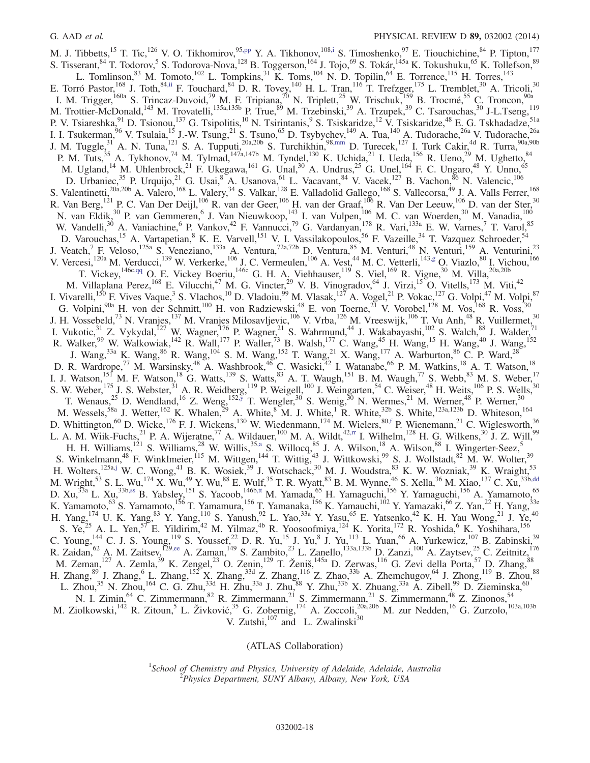M. J. Tibbetts,[15] T. Tic,[126] V. O. Tikhomirov,[95,pp] Y. A. Tikhonov,[108,i] S. Timoshenko,[97] E. Tiouchichine,[84] P. Tipton,[177] S. Tisserant,[84] T. Todorov,[5] S. Todorova-Nova,[128] B. Toggerson,[164] J. Tojo,[69] S. Tokár,[145a] K. Tokushuku,[65] K. Tollefson,[89] L. Tomlinson,[83] M. Tomoto,[102] L. Tompkins,[31] K. Toms,[104] N. D. Topilin,[64] E. Torrence,[115] H. Torres,[143] E. Torró Pastor,[168] J. Toth,[84,ii] F. Touchard,[84] D. R. Tovey,[140] H. L. Tran,[116] T. Trefzger,[175] L. Tremblet,[30] A. Tricoli,[30] I. M. Trigger,[160a] S. Trincaz-Duvoid,[79] M. F. Tripiana,[70] N. Triplett,[25] W. Trischuk,[159] B. Trocmé,[55] C. Troncon,[90a] M. Trottier-McDonald,[143] M. Trovatelli,[135a,135b] P. True,[89] M. Trzebinski,[39] A. Trzupek,[39] C. Tsarouchas,[30] J-L.Tseng,[119] P. V. Tsiareshka,[91] D. Tsionou,[137] G. Tsipolitis,[10] N. Tsirintanis,[9] S. Tsiskaridze,[12] V. Tsiskaridze,[48] E. G. Tskhadadze,[51a] I. I. Tsukerman,[96] V. Tsulaia,[15] J.-W. Tsung,[21] S. Tsuno,[65] D. Tsybychev,[149] A. Tua,[140] A. Tudorache,[26a] V. Tudorache,[26a] J. M. Tuggle,[31] A. N. Tuna,[121] S. A. Tupputi,[20a,20b] S. Turchikhin,[98,mm] D. Turecek,[127] I. Turk Cakir,[4d] R. Turra,[90a,90b] P. M. Tuts,[35] A. Tykhonov,[74] M. Tylmad,[147a,147b] M. Tyndel,[130] K. Uchida,[21] I. Ueda,[156] R. Ueno,[29] M. Ughetto,[84] M. Ugland,[14] M. Uhlenbrock,[21] F. Ukegawa,[161] G. Unal,[30] A. Undrus,[25] G. Unel,[164] F. C. Ungaro,[48] Y. Unno,[65] D. Urbaniec,[35] P. Urquijo,[21] G. Usai,[8] A. Usanova,[61] L. Vacavant,[84] V. Vacek,[127] B. Vachon,[86] N. Valencic,[106] S. Valentinetti,[20a,20b] A. Valero,[168] L. Valery,[34] S. Valkar,[128] E. Valladolid Gallego,[168] S. Vallecorsa,[49] J. A. Valls Ferrer,[168] R. Van Berg,[121] P. C. Van Der Deijl,[106] R. van der Geer,[106] H. van der Graaf,[106] R. Van Der Leeuw,[106] D. van der Ster,[30] N. van Eldik,[30] P. van Gemmeren,[6] J. Van Nieuwkoop,[143] I. van Vulpen,[106] M. C. van Woerden,[30] M. Vanadia,[100] W. Vandelli,[30] A. Vaniachine,[6] P. Vankov,[42] F. Vannucci,[79] G. Vardanyan,[178] R. Vari,[133a] E. W. Varnes,[7] T. Varol,[85] D. Varouchas,[15] A. Vartapetian,[8] K. E. Varvell,[151] V. I. Vassilakopoulos,[56] F. Vazeille,[34] T. Vazquez Schroeder,[54] J. Veatch,[7] F. Veloso,[125a] S. Veneziano,[133a] A. Ventura,[72a,72b] D. Ventura,[85] M. Venturi,[48] N. Venturi,[159] A. Venturini,[23] V. Vercesi,[120a] M. Verducci,[139] W. Verkerke,[106] J. C. Vermeulen,[106] A. Vest,[44] M. C. Vetterli,[143,g] O. Viazlo,[80] I. Vichou,[166] T. Vickey,[146c,qq] O. E. Vickey Boeriu,[146c] G. H. A. Viehhauser,[119] S. Viel,[169] R. Vigne,[30] M. Villa,[20a,20b] M. Villaplana Perez,[168] E. Vilucchi,[47] M. G. Vincter,[29] V. B. Vinogradov,[64] J. Virzi,[15] O. Vitells,[173] M. Viti,[42] I. Vivarelli,[150] F. Vives Vaque,[3] S. Vlachos,[10] D. Vladoiu,[99] M. Vlasak,[127] A. Vogel,[21] P. Vokac,[127] G. Volpi,[47] M. Volpi,[87] G. Volpini,[90a] H. von der Schmitt,[100] H. von Radziewski,[48] E. von Toerne,[21] V. Vorobel,[128] M. Vos,[168] R. Voss,[30] J. H. Vossebeld,[73] N. Vranjes,[137] M. Vranjes Milosavljevic,[106] V. Vrba,[126] M. Vreeswijk,[106] T. Vu Anh,[48] R. Vuillermet,[30] I. Vukotic,[31] Z. Vykydal,[127] W. Wagner,[176] P. Wagner,[21] S. Wahrmund,[44] J. Wakabayashi,[102] S. Walch,[88] J. Walder,[71] R. Walker,[99] W. Walkowiak,[142] R. Wall,[177] P. Waller,[73] B. Walsh,[177] C. Wang,[45] H. Wang,[15] H. Wang,[40] J. Wang,[152] J. Wang,[33a] K. Wang,[86] R. Wang,[104] S. M. Wang,[152] T. Wang,[21] X. Wang,[177] A. Warburton,[86] C. P. Ward,[28] D. R. Wardrope,[77] M. Warsinsky,[48] A. Washbrook,[46] C. Wasicki,[42] I. Watanabe,[66] P. M. Watkins,[18] A. T. Watson,[18] I. J. Watson,[151] M. F. Watson,[18] G. Watts,[139] S. Watts,[83] A. T. Waugh,[151] B. M. Waugh,[77] S. Webb,[83] M. S. Weber,[17] S. W. Weber,[175] J. S. Webster,[31] A. R. Weidberg,[119] P. Weigell,[100] J. Weingarten,[54] C. Weiser,[48] H. Weits,[106] P. S. Wells,[30] T. Wenaus,[25] D. Wendland,[16] Z. Weng,[152,y] T. Wengler,[30] S. Wenig,[30] N. Wermes,[21] M. Werner,[48] P. Werner,[30] M. Wessels,[58a] J. Wetter,[162] K. Whalen,[29] A. White,[8] M. J. White,[1] R. White,[32b] S. White,[123a,123b] D. Whiteson,[164] D. Whittington,[60] D. Wicke,[176] F. J. Wickens,[130] W. Wiedenmann,[174] M. Wielers,[80,f] P. Wienemann,[21] C. Wiglesworth,[36] L. A. M. Wiik-Fuchs,[21] P. A. Wijeratne,[77] A. Wildauer,[100] M. A. Wildt,[42,rr] I. Wilhelm,[128] H. G. Wilkens,[30] J. Z. Will,[99] H. H. Williams,[121] S. Williams,[28] W. Willis,[35,a] S. Willocq,[85] J. A. Wilson,[18] A. Wilson,[88] I. Wingerter-Seez,[5] S. Winkelmann,[48] F. Winklmeier,[115] M. Wittgen,[144] T. Wittig,[43] J. Wittkowski,[99] S. J. Wollstadt,[82] M. W. Wolter,[39] H. Wolters,[125a,j] W. C. Wong,[41] B. K. Wosiek,[39] J. Wotschack,[30] M. J. Woudstra,[83] K. W. Wozniak,[39] K. Wraight,[53] M. Wright,[53] S. L. Wu,[174] X. Wu,[49] Y. Wu,[88] E. Wulf,[35] T. R. Wyatt,[83] B. M. Wynne,[46] S. Xella,[36] M. Xiao,[137] C. Xu,[33b,dd] D. Xu,[33a] L. Xu,[33b,ss] B. Yabsley,[151] S. Yacoob,[146b,tt] M. Yamada,[65] H. Yamaguchi,[156] Y. Yamaguchi,[156] A. Yamamoto,[65] K. Yamamoto,[63] S. Yamamoto,[156] T. Yamamura,[156] T. Yamanaka,[156] K. Yamauchi,[102] Y. Yamazaki,[66] Z. Yan,[22] H. Yang,[33e] H. Yang,[174] U. K. Yang,[83] Y. Yang,[110] S. Yanush,[92] L. Yao,[33a] Y. Yasu,[65] E. Yatsenko,[42] K. H. Yau Wong,[21] J. Ye,[40] S. Ye,[25] A. L. Yen,[57] E. Yildirim,[42] M. Yilmaz,[4b] R. Yoosoofmiya,[124] K. Yorita,[172] R. Yoshida,[6] K. Yoshihara,[156] C. Young,[144] C. J. S. Young,[119] S. Youssef,[22] D. R. Yu,[15] J. Yu,[8] J. Yu,[113] L. Yuan,[66] A. Yurkewicz,[107] B. Zabinski,[39] R. Zaidan,[62] A. M. Zaitsev,[129,ee] A. Zaman,[149] S. Zambito,[23] L. Zanello,[133a,133b] D. Zanzi,[100] A. Zaytsev,[25] C. Zeitnitz,[176] M. Zeman,[127] A. Zemla,[39] K. Zengel,[23] O. Zenin,[129] T. Ženiš,[145a] D. Zerwas,[116] G. Zevi della Porta,[57] D. Zhang,[88] H. Zhang,[89] J. Zhang,[6] L. Zhang,[152] X. Zhang,[33d] Z. Zhang,[116] Z. Zhao,[33b] A. Zhemchugov,[64] J. Zhong,[119] B. Zhou,[88] L. Zhou,[35] N. Zhou,[164] C. G. Zhu,[33d] H. Zhu,[33a] J. Zhu,[88] Y. Zhu,[33b] X. Zhuang,[33a] A. Zibell,[99] D. Zieminska,[60] N. I. Zimin,[64] C. Zimmermann,[82] R. Zimmermann,[21] S. Zimmermann,[21] S. Zimmermann,[48] Z. Zinonos,[54] M. Ziolkowski,[142] R. Zitoun,[5] L. Živković,[35] G. Zobernig,[174] A. Zoccoli,[20a,20b] M. zur Nedden,[16] G. Zurzolo,[103a,103b] V. Zutshi,[107] and L. Zwalinski[30]

(ATLAS Collaboration)

[1]*School of Chemistry and Physics, University of Adelaide, Adelaide, Australia*
[2]*Physics Department, SUNY Albany, Albany, New York, USA*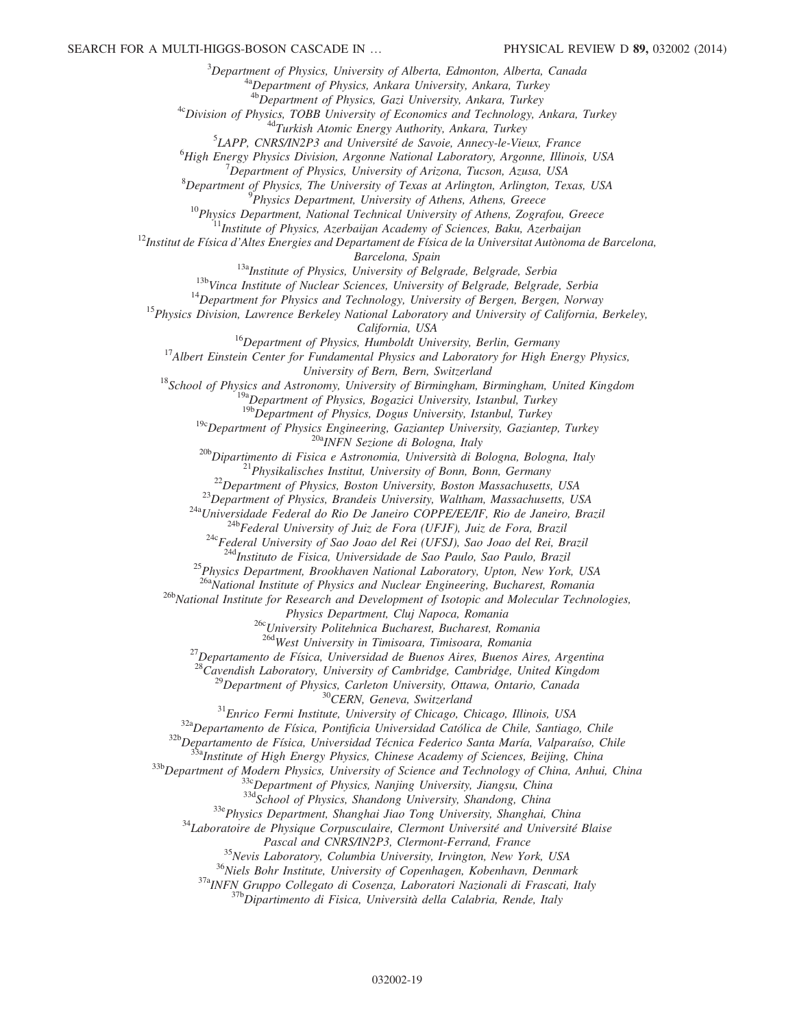[3]Department of Physics, University of Alberta, Edmonton, Alberta, Canada
[4a]Department of Physics, Ankara University, Ankara, Turkey
[4b]Department of Physics, Gazi University, Ankara, Turkey
[4c]Division of Physics, TOBB University of Economics and Technology, Ankara, Turkey
[4d]Turkish Atomic Energy Authority, Ankara, Turkey
[5]LAPP, CNRS/IN2P3 and Université de Savoie, Annecy-le-Vieux, France
[6]High Energy Physics Division, Argonne National Laboratory, Argonne, Illinois, USA
[7]Department of Physics, University of Arizona, Tucson, Azusa, USA
[8]Department of Physics, The University of Texas at Arlington, Arlington, Texas, USA
[9]Physics Department, University of Athens, Athens, Greece
[10]Physics Department, National Technical University of Athens, Zografou, Greece
[11]Institute of Physics, Azerbaijan Academy of Sciences, Baku, Azerbaijan
[12]Institut de Física d'Altes Energies and Departament de Física de la Universitat Autònoma de Barcelona, Barcelona, Spain
[13a]Institute of Physics, University of Belgrade, Belgrade, Serbia
[13b]Vinca Institute of Nuclear Sciences, University of Belgrade, Belgrade, Serbia
[14]Department for Physics and Technology, University of Bergen, Bergen, Norway
[15]Physics Division, Lawrence Berkeley National Laboratory and University of California, Berkeley, California, USA
[16]Department of Physics, Humboldt University, Berlin, Germany
[17]Albert Einstein Center for Fundamental Physics and Laboratory for High Energy Physics, University of Bern, Bern, Switzerland
[18]School of Physics and Astronomy, University of Birmingham, Birmingham, United Kingdom
[19a]Department of Physics, Bogazici University, Istanbul, Turkey
[19b]Department of Physics, Dogus University, Istanbul, Turkey
[19c]Department of Physics Engineering, Gaziantep University, Gaziantep, Turkey
[20a]INFN Sezione di Bologna, Italy
[20b]Dipartimento di Fisica e Astronomia, Università di Bologna, Bologna, Italy
[21]Physikalisches Institut, University of Bonn, Bonn, Germany
[22]Department of Physics, Boston University, Boston Massachusetts, USA
[23]Department of Physics, Brandeis University, Waltham, Massachusetts, USA
[24a]Universidade Federal do Rio De Janeiro COPPE/EE/IF, Rio de Janeiro, Brazil
[24b]Federal University of Juiz de Fora (UFJF), Juiz de Fora, Brazil
[24c]Federal University of Sao Joao del Rei (UFSJ), Sao Joao del Rei, Brazil
[24d]Instituto de Fisica, Universidade de Sao Paulo, Sao Paulo, Brazil
[25]Physics Department, Brookhaven National Laboratory, Upton, New York, USA
[26a]National Institute of Physics and Nuclear Engineering, Bucharest, Romania
[26b]National Institute for Research and Development of Isotopic and Molecular Technologies, Physics Department, Cluj Napoca, Romania
[26c]University Politehnica Bucharest, Bucharest, Romania
[26d]West University in Timisoara, Timisoara, Romania
[27]Departamento de Física, Universidad de Buenos Aires, Buenos Aires, Argentina
[28]Cavendish Laboratory, University of Cambridge, Cambridge, United Kingdom
[29]Department of Physics, Carleton University, Ottawa, Ontario, Canada
[30]CERN, Geneva, Switzerland
[31]Enrico Fermi Institute, University of Chicago, Chicago, Illinois, USA
[32a]Departamento de Física, Pontificia Universidad Católica de Chile, Santiago, Chile
[32b]Departamento de Física, Universidad Técnica Federico Santa María, Valparaíso, Chile
[33a]Institute of High Energy Physics, Chinese Academy of Sciences, Beijing, China
[33b]Department of Modern Physics, University of Science and Technology of China, Anhui, China
[33c]Department of Physics, Nanjing University, Jiangsu, China
[33d]School of Physics, Shandong University, Shandong, China
[33e]Physics Department, Shanghai Jiao Tong University, Shanghai, China
[34]Laboratoire de Physique Corpusculaire, Clermont Université and Université Blaise Pascal and CNRS/IN2P3, Clermont-Ferrand, France
[35]Nevis Laboratory, Columbia University, Irvington, New York, USA
[36]Niels Bohr Institute, University of Copenhagen, Kobenhavn, Denmark
[37a]INFN Gruppo Collegato di Cosenza, Laboratori Nazionali di Frascati, Italy
[37b]Dipartimento di Fisica, Università della Calabria, Rende, Italy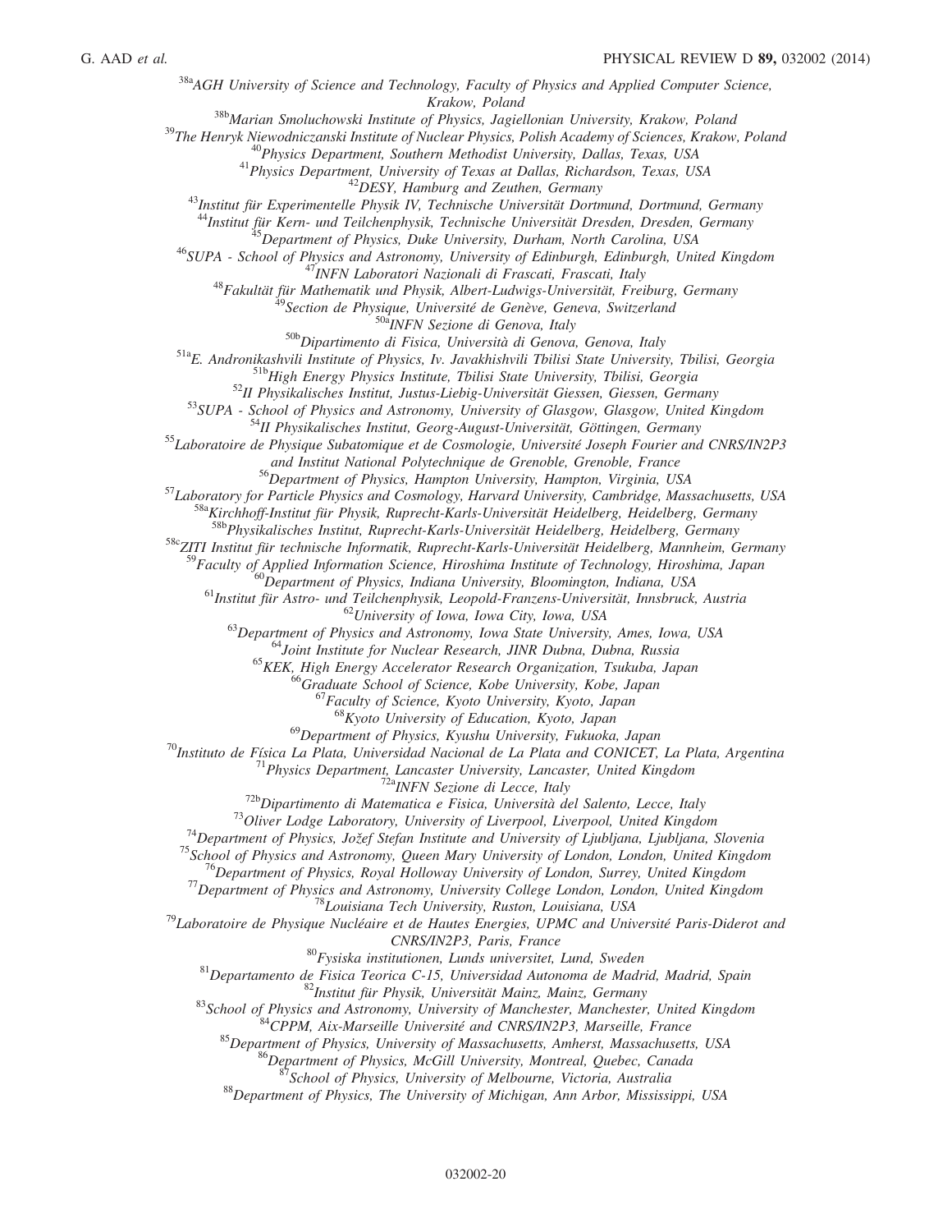[38a]AGH University of Science and Technology, Faculty of Physics and Applied Computer Science, Krakow, Poland

[38b]Marian Smoluchowski Institute of Physics, Jagiellonian University, Krakow, Poland

[39]The Henryk Niewodniczanski Institute of Nuclear Physics, Polish Academy of Sciences, Krakow, Poland

[40]Physics Department, Southern Methodist University, Dallas, Texas, USA

[41]Physics Department, University of Texas at Dallas, Richardson, Texas, USA

[42]DESY, Hamburg and Zeuthen, Germany

[43]Institut für Experimentelle Physik IV, Technische Universität Dortmund, Dortmund, Germany

[44]Institut für Kern- und Teilchenphysik, Technische Universität Dresden, Dresden, Germany

[45]Department of Physics, Duke University, Durham, North Carolina, USA

[46]SUPA - School of Physics and Astronomy, University of Edinburgh, Edinburgh, United Kingdom

[47]INFN Laboratori Nazionali di Frascati, Frascati, Italy

[48]Fakultät für Mathematik und Physik, Albert-Ludwigs-Universität, Freiburg, Germany

[49]Section de Physique, Université de Genève, Geneva, Switzerland

[50a]INFN Sezione di Genova, Italy

[50b]Dipartimento di Fisica, Università di Genova, Genova, Italy

[51a]E. Andronikashvili Institute of Physics, Iv. Javakhishvili Tbilisi State University, Tbilisi, Georgia

[51b]High Energy Physics Institute, Tbilisi State University, Tbilisi, Georgia

[52]II Physikalisches Institut, Justus-Liebig-Universität Giessen, Giessen, Germany

[53]SUPA - School of Physics and Astronomy, University of Glasgow, Glasgow, United Kingdom

[54]II Physikalisches Institut, Georg-August-Universität, Göttingen, Germany

[55]Laboratoire de Physique Subatomique et de Cosmologie, Université Joseph Fourier and CNRS/IN2P3 and Institut National Polytechnique de Grenoble, Grenoble, France

[56]Department of Physics, Hampton University, Hampton, Virginia, USA

[57]Laboratory for Particle Physics and Cosmology, Harvard University, Cambridge, Massachusetts, USA

[58a]Kirchhoff-Institut für Physik, Ruprecht-Karls-Universität Heidelberg, Heidelberg, Germany

[58b]Physikalisches Institut, Ruprecht-Karls-Universität Heidelberg, Heidelberg, Germany

[58c]ZITI Institut für technische Informatik, Ruprecht-Karls-Universität Heidelberg, Mannheim, Germany

[59]Faculty of Applied Information Science, Hiroshima Institute of Technology, Hiroshima, Japan

[60]Department of Physics, Indiana University, Bloomington, Indiana, USA

[61]Institut für Astro- und Teilchenphysik, Leopold-Franzens-Universität, Innsbruck, Austria

[62]University of Iowa, Iowa City, Iowa, USA

[63]Department of Physics and Astronomy, Iowa State University, Ames, Iowa, USA

[64]Joint Institute for Nuclear Research, JINR Dubna, Dubna, Russia

[65]KEK, High Energy Accelerator Research Organization, Tsukuba, Japan

[66]Graduate School of Science, Kobe University, Kobe, Japan

[67]Faculty of Science, Kyoto University, Kyoto, Japan

[68]Kyoto University of Education, Kyoto, Japan

[69]Department of Physics, Kyushu University, Fukuoka, Japan

[70]Instituto de Física La Plata, Universidad Nacional de La Plata and CONICET, La Plata, Argentina

[71]Physics Department, Lancaster University, Lancaster, United Kingdom

[72a]INFN Sezione di Lecce, Italy

[72b]Dipartimento di Matematica e Fisica, Università del Salento, Lecce, Italy

[73]Oliver Lodge Laboratory, University of Liverpool, Liverpool, United Kingdom

[74]Department of Physics, Jožef Stefan Institute and University of Ljubljana, Ljubljana, Slovenia

[75]School of Physics and Astronomy, Queen Mary University of London, London, United Kingdom

[76]Department of Physics, Royal Holloway University of London, Surrey, United Kingdom

[77]Department of Physics and Astronomy, University College London, London, United Kingdom

[78]Louisiana Tech University, Ruston, Louisiana, USA

[79]Laboratoire de Physique Nucléaire et de Hautes Energies, UPMC and Université Paris-Diderot and CNRS/IN2P3, Paris, France

[80]Fysiska institutionen, Lunds universitet, Lund, Sweden

[81]Departamento de Fisica Teorica C-15, Universidad Autonoma de Madrid, Madrid, Spain

[82]Institut für Physik, Universität Mainz, Mainz, Germany

[83]School of Physics and Astronomy, University of Manchester, Manchester, United Kingdom

[84]CPPM, Aix-Marseille Université and CNRS/IN2P3, Marseille, France

[85]Department of Physics, University of Massachusetts, Amherst, Massachusetts, USA

[86]Department of Physics, McGill University, Montreal, Quebec, Canada

[87]School of Physics, University of Melbourne, Victoria, Australia

[88]Department of Physics, The University of Michigan, Ann Arbor, Mississippi, USA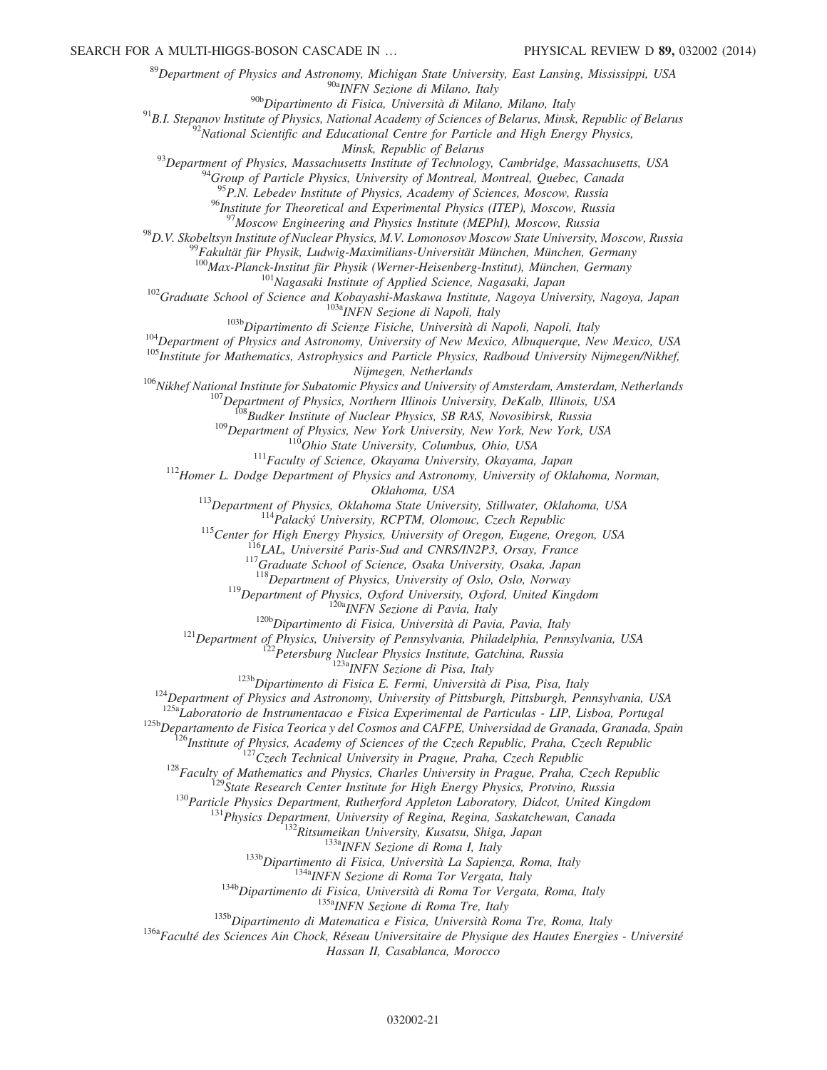[89]*Department of Physics and Astronomy, Michigan State University, East Lansing, Mississippi, USA*
[90a]*INFN Sezione di Milano, Italy*
[90b]*Dipartimento di Fisica, Università di Milano, Milano, Italy*
[91]*B.I. Stepanov Institute of Physics, National Academy of Sciences of Belarus, Minsk, Republic of Belarus*
[92]*National Scientific and Educational Centre for Particle and High Energy Physics, Minsk, Republic of Belarus*
[93]*Department of Physics, Massachusetts Institute of Technology, Cambridge, Massachusetts, USA*
[94]*Group of Particle Physics, University of Montreal, Montreal, Quebec, Canada*
[95]*P.N. Lebedev Institute of Physics, Academy of Sciences, Moscow, Russia*
[96]*Institute for Theoretical and Experimental Physics (ITEP), Moscow, Russia*
[97]*Moscow Engineering and Physics Institute (MEPhI), Moscow, Russia*
[98]*D.V. Skobeltsyn Institute of Nuclear Physics, M.V. Lomonosov Moscow State University, Moscow, Russia*
[99]*Fakultät für Physik, Ludwig-Maximilians-Universität München, München, Germany*
[100]*Max-Planck-Institut für Physik (Werner-Heisenberg-Institut), München, Germany*
[101]*Nagasaki Institute of Applied Science, Nagasaki, Japan*
[102]*Graduate School of Science and Kobayashi-Maskawa Institute, Nagoya University, Nagoya, Japan*
[103a]*INFN Sezione di Napoli, Italy*
[103b]*Dipartimento di Scienze Fisiche, Università di Napoli, Napoli, Italy*
[104]*Department of Physics and Astronomy, University of New Mexico, Albuquerque, New Mexico, USA*
[105]*Institute for Mathematics, Astrophysics and Particle Physics, Radboud University Nijmegen/Nikhef, Nijmegen, Netherlands*
[106]*Nikhef National Institute for Subatomic Physics and University of Amsterdam, Amsterdam, Netherlands*
[107]*Department of Physics, Northern Illinois University, DeKalb, Illinois, USA*
[108]*Budker Institute of Nuclear Physics, SB RAS, Novosibirsk, Russia*
[109]*Department of Physics, New York University, New York, New York, USA*
[110]*Ohio State University, Columbus, Ohio, USA*
[111]*Faculty of Science, Okayama University, Okayama, Japan*
[112]*Homer L. Dodge Department of Physics and Astronomy, University of Oklahoma, Norman, Oklahoma, USA*
[113]*Department of Physics, Oklahoma State University, Stillwater, Oklahoma, USA*
[114]*Palacký University, RCPTM, Olomouc, Czech Republic*
[115]*Center for High Energy Physics, University of Oregon, Eugene, Oregon, USA*
[116]*LAL, Université Paris-Sud and CNRS/IN2P3, Orsay, France*
[117]*Graduate School of Science, Osaka University, Osaka, Japan*
[118]*Department of Physics, University of Oslo, Oslo, Norway*
[119]*Department of Physics, Oxford University, Oxford, United Kingdom*
[120a]*INFN Sezione di Pavia, Italy*
[120b]*Dipartimento di Fisica, Università di Pavia, Pavia, Italy*
[121]*Department of Physics, University of Pennsylvania, Philadelphia, Pennsylvania, USA*
[122]*Petersburg Nuclear Physics Institute, Gatchina, Russia*
[123a]*INFN Sezione di Pisa, Italy*
[123b]*Dipartimento di Fisica E. Fermi, Università di Pisa, Pisa, Italy*
[124]*Department of Physics and Astronomy, University of Pittsburgh, Pittsburgh, Pennsylvania, USA*
[125a]*Laboratorio de Instrumentacao e Fisica Experimental de Particulas - LIP, Lisboa, Portugal*
[125b]*Departamento de Fisica Teorica y del Cosmos and CAFPE, Universidad de Granada, Granada, Spain*
[126]*Institute of Physics, Academy of Sciences of the Czech Republic, Praha, Czech Republic*
[127]*Czech Technical University in Prague, Praha, Czech Republic*
[128]*Faculty of Mathematics and Physics, Charles University in Prague, Praha, Czech Republic*
[129]*State Research Center Institute for High Energy Physics, Protvino, Russia*
[130]*Particle Physics Department, Rutherford Appleton Laboratory, Didcot, United Kingdom*
[131]*Physics Department, University of Regina, Regina, Saskatchewan, Canada*
[132]*Ritsumeikan University, Kusatsu, Shiga, Japan*
[133a]*INFN Sezione di Roma I, Italy*
[133b]*Dipartimento di Fisica, Università La Sapienza, Roma, Italy*
[134a]*INFN Sezione di Roma Tor Vergata, Italy*
[134b]*Dipartimento di Fisica, Università di Roma Tor Vergata, Roma, Italy*
[135a]*INFN Sezione di Roma Tre, Italy*
[135b]*Dipartimento di Matematica e Fisica, Università Roma Tre, Roma, Italy*
[136a]*Faculté des Sciences Ain Chock, Réseau Universitaire de Physique des Hautes Energies - Université Hassan II, Casablanca, Morocco*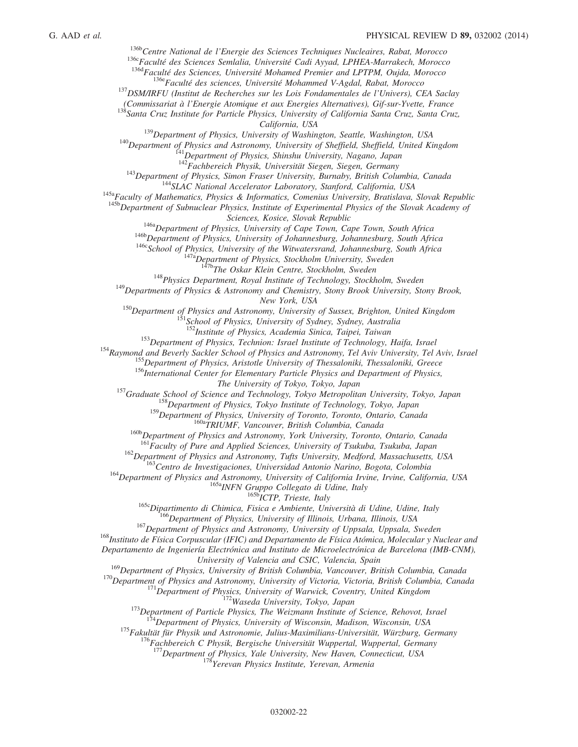[136b]*Centre National de l'Energie des Sciences Techniques Nucleaires, Rabat, Morocco*

[136c]*Faculté des Sciences Semlalia, Université Cadi Ayyad, LPHEA-Marrakech, Morocco*

[136d]*Faculté des Sciences, Université Mohamed Premier and LPTPM, Oujda, Morocco*

[136e]*Faculté des sciences, Université Mohammed V-Agdal, Rabat, Morocco*

[137]*DSM/IRFU (Institut de Recherches sur les Lois Fondamentales de l'Univers), CEA Saclay (Commissariat à l'Energie Atomique et aux Energies Alternatives), Gif-sur-Yvette, France*

[138]*Santa Cruz Institute for Particle Physics, University of California Santa Cruz, Santa Cruz, California, USA*

[139]*Department of Physics, University of Washington, Seattle, Washington, USA*

[140]*Department of Physics and Astronomy, University of Sheffield, Sheffield, United Kingdom*

[141]*Department of Physics, Shinshu University, Nagano, Japan*

[142]*Fachbereich Physik, Universität Siegen, Siegen, Germany*

[143]*Department of Physics, Simon Fraser University, Burnaby, British Columbia, Canada*

[144]*SLAC National Accelerator Laboratory, Stanford, California, USA*

[145a]*Faculty of Mathematics, Physics & Informatics, Comenius University, Bratislava, Slovak Republic*

[145b]*Department of Subnuclear Physics, Institute of Experimental Physics of the Slovak Academy of Sciences, Kosice, Slovak Republic*

[146a]*Department of Physics, University of Cape Town, Cape Town, South Africa*

[146b]*Department of Physics, University of Johannesburg, Johannesburg, South Africa*

[146c]*School of Physics, University of the Witwatersrand, Johannesburg, South Africa*

[147a]*Department of Physics, Stockholm University, Sweden*

[147b]*The Oskar Klein Centre, Stockholm, Sweden*

[148]*Physics Department, Royal Institute of Technology, Stockholm, Sweden*

[149]*Departments of Physics & Astronomy and Chemistry, Stony Brook University, Stony Brook, New York, USA*

[150]*Department of Physics and Astronomy, University of Sussex, Brighton, United Kingdom*

[151]*School of Physics, University of Sydney, Sydney, Australia*

[152]*Institute of Physics, Academia Sinica, Taipei, Taiwan*

[153]*Department of Physics, Technion: Israel Institute of Technology, Haifa, Israel*

[154]*Raymond and Beverly Sackler School of Physics and Astronomy, Tel Aviv University, Tel Aviv, Israel*

[155]*Department of Physics, Aristotle University of Thessaloniki, Thessaloniki, Greece*

[156]*International Center for Elementary Particle Physics and Department of Physics, The University of Tokyo, Tokyo, Japan*

[157]*Graduate School of Science and Technology, Tokyo Metropolitan University, Tokyo, Japan*

[158]*Department of Physics, Tokyo Institute of Technology, Tokyo, Japan*

[159]*Department of Physics, University of Toronto, Toronto, Ontario, Canada*

[160a]*TRIUMF, Vancouver, British Columbia, Canada*

[160b]*Department of Physics and Astronomy, York University, Toronto, Ontario, Canada*

[161]*Faculty of Pure and Applied Sciences, University of Tsukuba, Tsukuba, Japan*

[162]*Department of Physics and Astronomy, Tufts University, Medford, Massachusetts, USA*

[163]*Centro de Investigaciones, Universidad Antonio Narino, Bogota, Colombia*

[164]*Department of Physics and Astronomy, University of California Irvine, Irvine, California, USA*

[165a]*INFN Gruppo Collegato di Udine, Italy*

[165b]*ICTP, Trieste, Italy*

[165c]*Dipartimento di Chimica, Fisica e Ambiente, Università di Udine, Udine, Italy*

[166]*Department of Physics, University of Illinois, Urbana, Illinois, USA*

[167]*Department of Physics and Astronomy, University of Uppsala, Uppsala, Sweden*

[168]*Instituto de Física Corpuscular (IFIC) and Departamento de Física Atómica, Molecular y Nuclear and Departamento de Ingeniería Electrónica and Instituto de Microelectrónica de Barcelona (IMB-CNM), University of Valencia and CSIC, Valencia, Spain*

[169]*Department of Physics, University of British Columbia, Vancouver, British Columbia, Canada*

[170]*Department of Physics and Astronomy, University of Victoria, Victoria, British Columbia, Canada*

[171]*Department of Physics, University of Warwick, Coventry, United Kingdom*

[172]*Waseda University, Tokyo, Japan*

[173]*Department of Particle Physics, The Weizmann Institute of Science, Rehovot, Israel*

[174]*Department of Physics, University of Wisconsin, Madison, Wisconsin, USA*

[175]*Fakultät für Physik und Astronomie, Julius-Maximilians-Universität, Würzburg, Germany*

[176]*Fachbereich C Physik, Bergische Universität Wuppertal, Wuppertal, Germany*

[177]*Department of Physics, Yale University, New Haven, Connecticut, USA*

[178]*Yerevan Physics Institute, Yerevan, Armenia*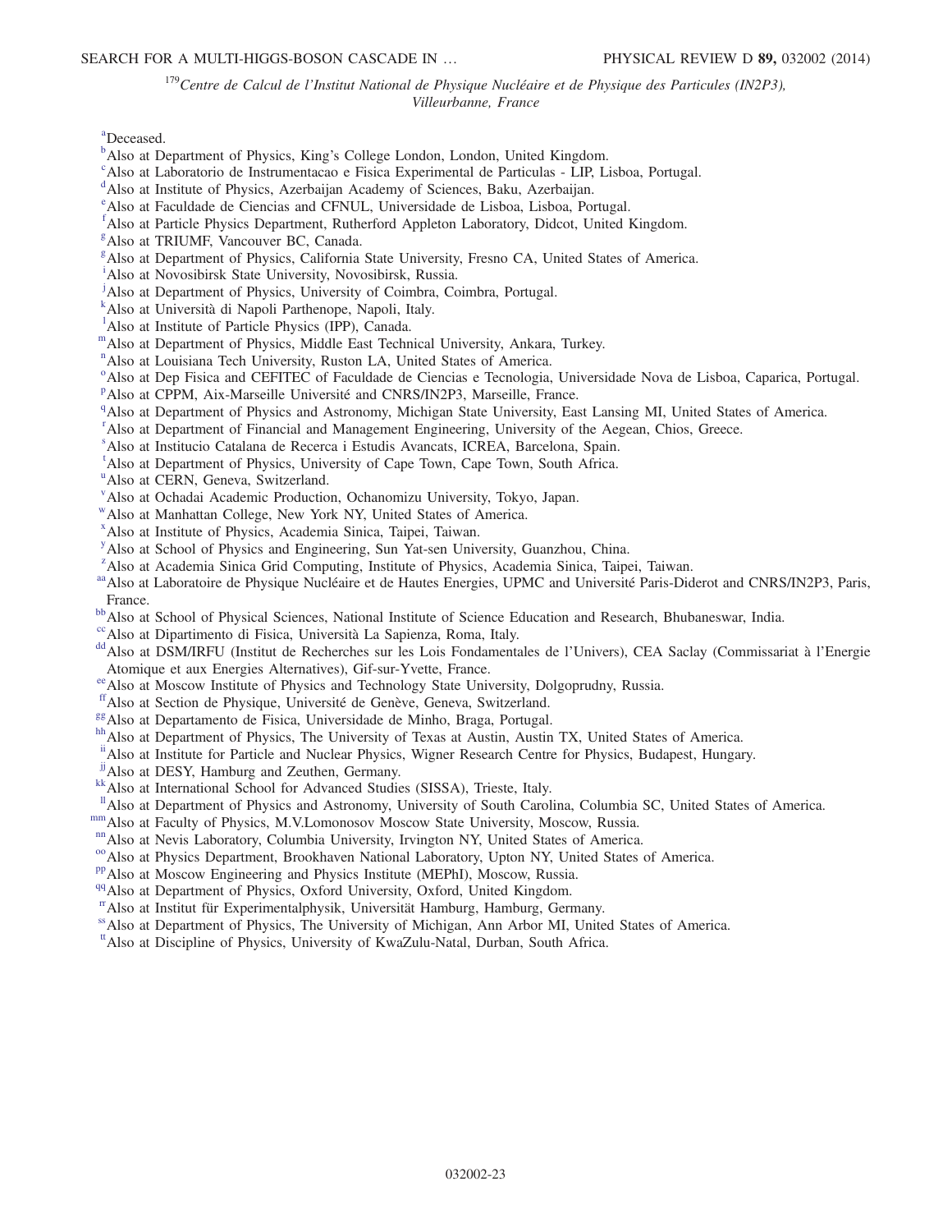[179] *Centre de Calcul de l'Institut National de Physique Nucléaire et de Physique des Particules (IN2P3), Villeurbanne, France*

[a] Deceased.
[b] Also at Department of Physics, King's College London, London, United Kingdom.
[c] Also at Laboratorio de Instrumentacao e Fisica Experimental de Particulas - LIP, Lisboa, Portugal.
[d] Also at Institute of Physics, Azerbaijan Academy of Sciences, Baku, Azerbaijan.
[e] Also at Faculdade de Ciencias and CFNUL, Universidade de Lisboa, Lisboa, Portugal.
[f] Also at Particle Physics Department, Rutherford Appleton Laboratory, Didcot, United Kingdom.
[g] Also at TRIUMF, Vancouver BC, Canada.
[g] Also at Department of Physics, California State University, Fresno CA, United States of America.
[i] Also at Novosibirsk State University, Novosibirsk, Russia.
[j] Also at Department of Physics, University of Coimbra, Coimbra, Portugal.
[k] Also at Università di Napoli Parthenope, Napoli, Italy.
[l] Also at Institute of Particle Physics (IPP), Canada.
[m] Also at Department of Physics, Middle East Technical University, Ankara, Turkey.
[n] Also at Louisiana Tech University, Ruston LA, United States of America.
[o] Also at Dep Fisica and CEFITEC of Faculdade de Ciencias e Tecnologia, Universidade Nova de Lisboa, Caparica, Portugal.
[p] Also at CPPM, Aix-Marseille Université and CNRS/IN2P3, Marseille, France.
[q] Also at Department of Physics and Astronomy, Michigan State University, East Lansing MI, United States of America.
[r] Also at Department of Financial and Management Engineering, University of the Aegean, Chios, Greece.
[s] Also at Institucio Catalana de Recerca i Estudis Avancats, ICREA, Barcelona, Spain.
[t] Also at Department of Physics, University of Cape Town, Cape Town, South Africa.
[u] Also at CERN, Geneva, Switzerland.
[v] Also at Ochadai Academic Production, Ochanomizu University, Tokyo, Japan.
[w] Also at Manhattan College, New York NY, United States of America.
[x] Also at Institute of Physics, Academia Sinica, Taipei, Taiwan.
[y] Also at School of Physics and Engineering, Sun Yat-sen University, Guanzhou, China.
[z] Also at Academia Sinica Grid Computing, Institute of Physics, Academia Sinica, Taipei, Taiwan.
[aa] Also at Laboratoire de Physique Nucléaire et de Hautes Energies, UPMC and Université Paris-Diderot and CNRS/IN2P3, Paris, France.
[bb] Also at School of Physical Sciences, National Institute of Science Education and Research, Bhubaneswar, India.
[cc] Also at Dipartimento di Fisica, Università La Sapienza, Roma, Italy.
[dd] Also at DSM/IRFU (Institut de Recherches sur les Lois Fondamentales de l'Univers), CEA Saclay (Commissariat à l'Energie Atomique et aux Energies Alternatives), Gif-sur-Yvette, France.
[ee] Also at Moscow Institute of Physics and Technology State University, Dolgoprudny, Russia.
[ff] Also at Section de Physique, Université de Genève, Geneva, Switzerland.
[gg] Also at Departamento de Fisica, Universidade de Minho, Braga, Portugal.
[hh] Also at Department of Physics, The University of Texas at Austin, Austin TX, United States of America.
[ii] Also at Institute for Particle and Nuclear Physics, Wigner Research Centre for Physics, Budapest, Hungary.
[jj] Also at DESY, Hamburg and Zeuthen, Germany.
[kk] Also at International School for Advanced Studies (SISSA), Trieste, Italy.
[ll] Also at Department of Physics and Astronomy, University of South Carolina, Columbia SC, United States of America.
[mm] Also at Faculty of Physics, M.V.Lomonosov Moscow State University, Moscow, Russia.
[nn] Also at Nevis Laboratory, Columbia University, Irvington NY, United States of America.
[oo] Also at Physics Department, Brookhaven National Laboratory, Upton NY, United States of America.
[pp] Also at Moscow Engineering and Physics Institute (MEPhI), Moscow, Russia.
[qq] Also at Department of Physics, Oxford University, Oxford, United Kingdom.
[rr] Also at Institut für Experimentalphysik, Universität Hamburg, Hamburg, Germany.
[ss] Also at Department of Physics, The University of Michigan, Ann Arbor MI, United States of America.
[tt] Also at Discipline of Physics, University of KwaZulu-Natal, Durban, South Africa.